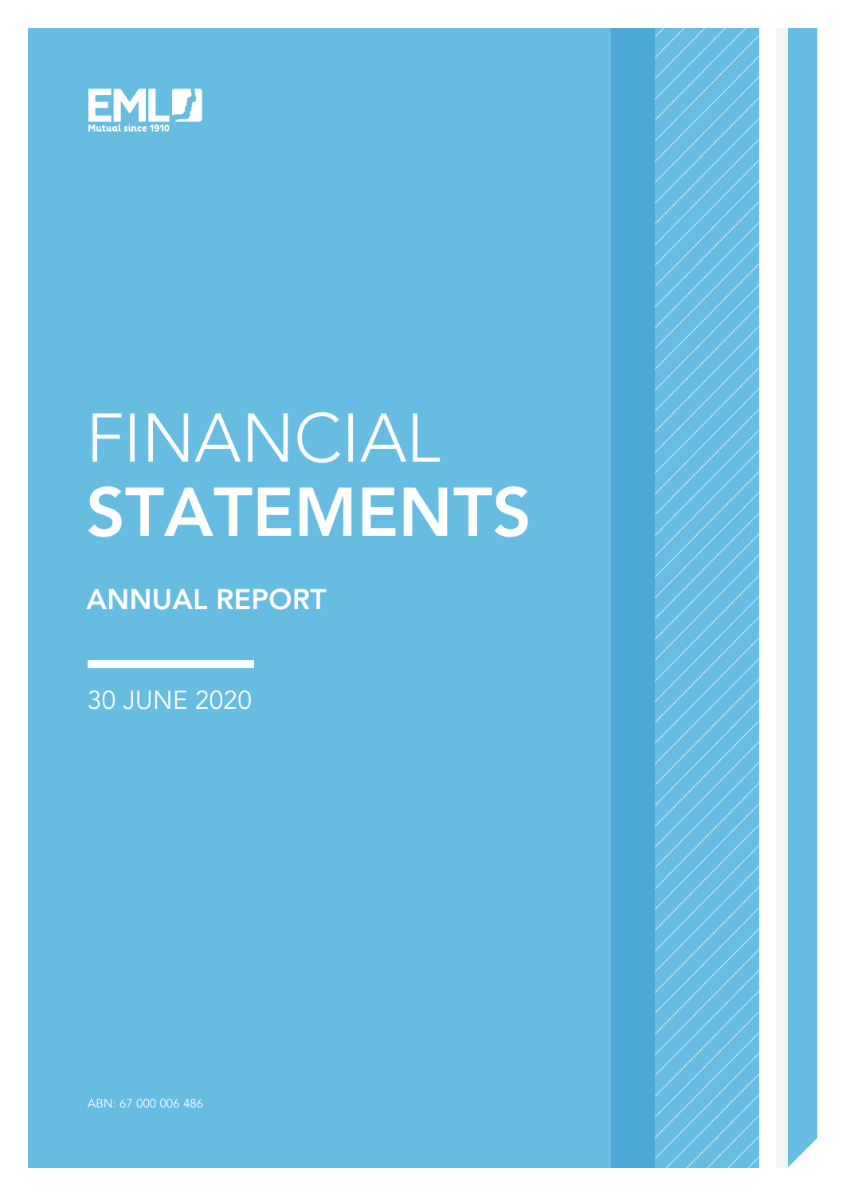EML

Mutual since 1910

# FINANCIAL STATEMENTS

## ANNUAL REPORT

30 JUNE 2020

ABN: 67 000 006 486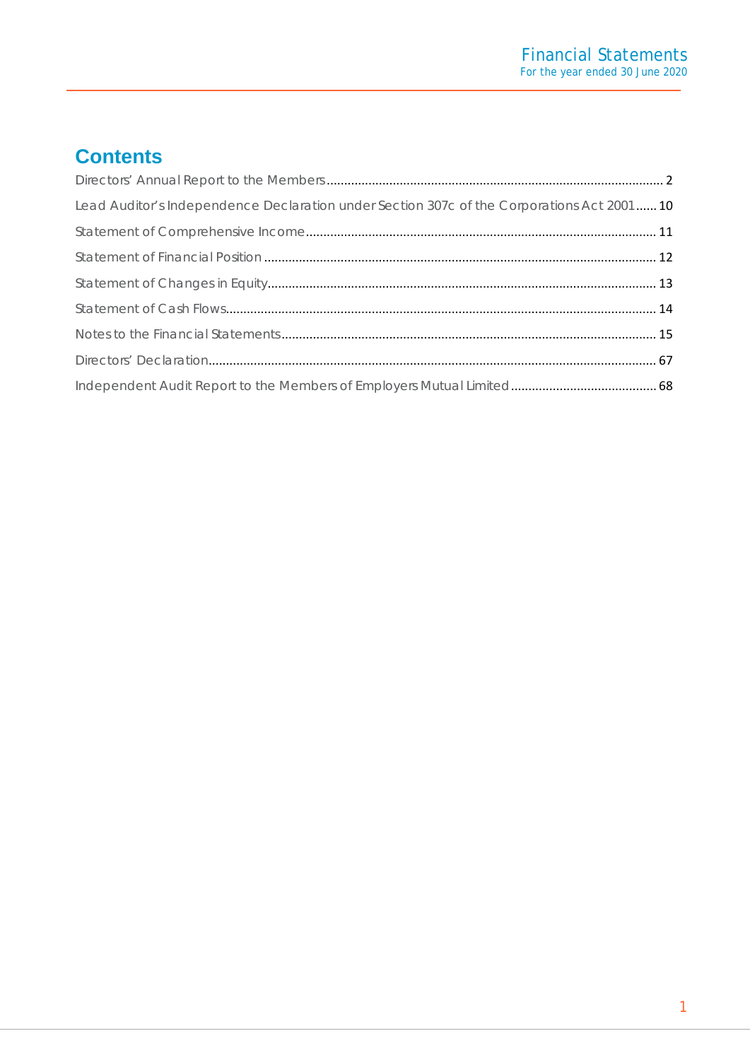# Contents

| | |
|---|---|
| Directors' Annual Report to the Members | 2 |
| Lead Auditor's Independence Declaration under Section 307c of the Corporations Act 2001 | 10 |
| Statement of Comprehensive Income | 11 |
| Statement of Financial Position | 12 |
| Statement of Changes in Equity | 13 |
| Statement of Cash Flows | 14 |
| Notes to the Financial Statements | 15 |
| Directors' Declaration | 67 |
| Independent Audit Report to the Members of Employers Mutual Limited | 68 |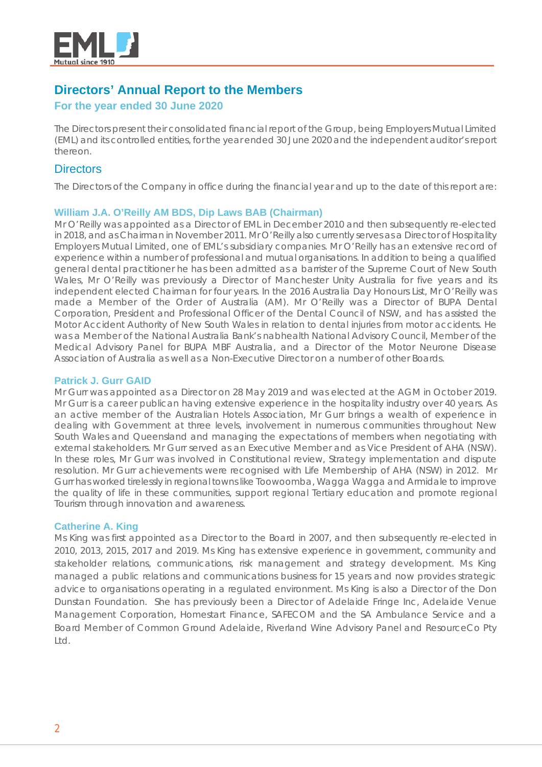# Directors' Annual Report to the Members

## For the year ended 30 June 2020

The Directors present their consolidated financial report of the Group, being Employers Mutual Limited (EML) and its controlled entities, for the year ended 30 June 2020 and the independent auditor's report thereon.

## Directors

The Directors of the Company in office during the financial year and up to the date of this report are:

### William J.A. O'Reilly AM BDS, Dip Laws BAB (Chairman)

Mr O'Reilly was appointed as a Director of EML in December 2010 and then subsequently re-elected in 2018, and as Chairman in November 2011. Mr O'Reilly also currently serves as a Director of Hospitality Employers Mutual Limited, one of EML's subsidiary companies. Mr O'Reilly has an extensive record of experience within a number of professional and mutual organisations. In addition to being a qualified general dental practitioner he has been admitted as a barrister of the Supreme Court of New South Wales, Mr O'Reilly was previously a Director of Manchester Unity Australia for five years and its independent elected Chairman for four years. In the 2016 Australia Day Honours List, Mr O'Reilly was made a Member of the Order of Australia (AM). Mr O'Reilly was a Director of BUPA Dental Corporation, President and Professional Officer of the Dental Council of NSW, and has assisted the Motor Accident Authority of New South Wales in relation to dental injuries from motor accidents. He was a Member of the National Australia Bank's nabhealth National Advisory Council, Member of the Medical Advisory Panel for BUPA MBF Australia, and a Director of the Motor Neurone Disease Association of Australia as well as a Non-Executive Director on a number of other Boards.

### Patrick J. Gurr GAID

Mr Gurr was appointed as a Director on 28 May 2019 and was elected at the AGM in October 2019. Mr Gurr is a career publican having extensive experience in the hospitality industry over 40 years. As an active member of the Australian Hotels Association, Mr Gurr brings a wealth of experience in dealing with Government at three levels, involvement in numerous communities throughout New South Wales and Queensland and managing the expectations of members when negotiating with external stakeholders. Mr Gurr served as an Executive Member and as Vice President of AHA (NSW). In these roles, Mr Gurr was involved in Constitutional review, Strategy implementation and dispute resolution. Mr Gurr achievements were recognised with Life Membership of AHA (NSW) in 2012. Mr Gurr has worked tirelessly in regional towns like Toowoomba, Wagga Wagga and Armidale to improve the quality of life in these communities, support regional Tertiary education and promote regional Tourism through innovation and awareness.

### Catherine A. King

Ms King was first appointed as a Director to the Board in 2007, and then subsequently re-elected in 2010, 2013, 2015, 2017 and 2019. Ms King has extensive experience in government, community and stakeholder relations, communications, risk management and strategy development. Ms King managed a public relations and communications business for 15 years and now provides strategic advice to organisations operating in a regulated environment. Ms King is also a Director of the Don Dunstan Foundation. She has previously been a Director of Adelaide Fringe Inc, Adelaide Venue Management Corporation, Homestart Finance, SAFECOM and the SA Ambulance Service and a Board Member of Common Ground Adelaide, Riverland Wine Advisory Panel and ResourceCo Pty Ltd.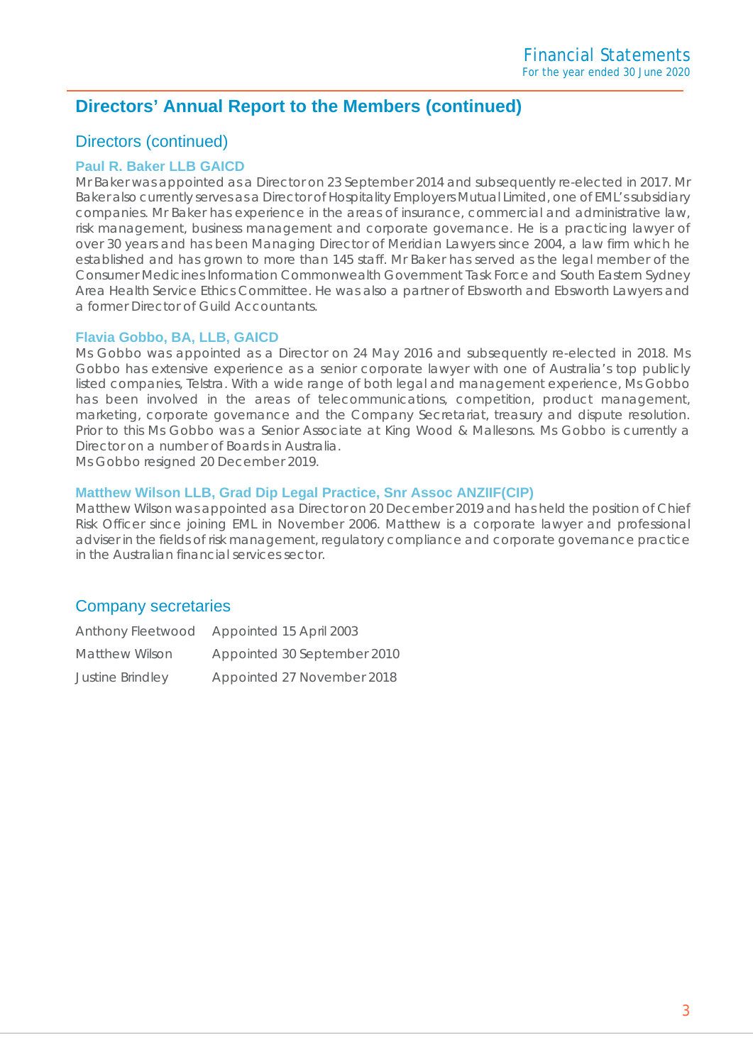## Directors' Annual Report to the Members (continued)

### Directors (continued)

#### Paul R. Baker LLB GAICD

Mr Baker was appointed as a Director on 23 September 2014 and subsequently re-elected in 2017. Mr Baker also currently serves as a Director of Hospitality Employers Mutual Limited, one of EML's subsidiary companies. Mr Baker has experience in the areas of insurance, commercial and administrative law, risk management, business management and corporate governance. He is a practicing lawyer of over 30 years and has been Managing Director of Meridian Lawyers since 2004, a law firm which he established and has grown to more than 145 staff. Mr Baker has served as the legal member of the Consumer Medicines Information Commonwealth Government Task Force and South Eastern Sydney Area Health Service Ethics Committee. He was also a partner of Ebsworth and Ebsworth Lawyers and a former Director of Guild Accountants.

#### Flavia Gobbo, BA, LLB, GAICD

Ms Gobbo was appointed as a Director on 24 May 2016 and subsequently re-elected in 2018. Ms Gobbo has extensive experience as a senior corporate lawyer with one of Australia's top publicly listed companies, Telstra. With a wide range of both legal and management experience, Ms Gobbo has been involved in the areas of telecommunications, competition, product management, marketing, corporate governance and the Company Secretariat, treasury and dispute resolution. Prior to this Ms Gobbo was a Senior Associate at King Wood & Mallesons. Ms Gobbo is currently a Director on a number of Boards in Australia.

Ms Gobbo resigned 20 December 2019.

#### Matthew Wilson LLB, Grad Dip Legal Practice, Snr Assoc ANZIIF(CIP)

Matthew Wilson was appointed as a Director on 20 December 2019 and has held the position of Chief Risk Officer since joining EML in November 2006. Matthew is a corporate lawyer and professional adviser in the fields of risk management, regulatory compliance and corporate governance practice in the Australian financial services sector.

### Company secretaries

| | |
|---|---|
| Anthony Fleetwood | Appointed 15 April 2003 |
| Matthew Wilson | Appointed 30 September 2010 |
| Justine Brindley | Appointed 27 November 2018 |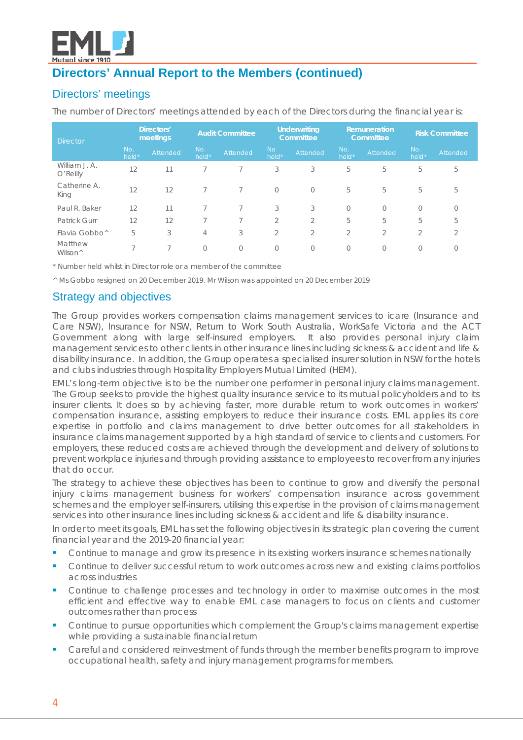# Directors' Annual Report to the Members (continued)

## Directors' meetings

The number of Directors' meetings attended by each of the Directors during the financial year is:

| Director | Directors' meetings | | Audit Committee | | Underwriting Committee | | Remuneration Committee | | Risk Committee | |
|---|---|---|---|---|---|---|---|---|---|---|
| | No. held* | Attended | No. held* | Attended | No held* | Attended | No. held* | Attended | No. held* | Attended |
| William J. A. O'Reilly | 12 | 11 | 7 | 7 | 3 | 3 | 5 | 5 | 5 | 5 |
| Catherine A. King | 12 | 12 | 7 | 7 | 0 | 0 | 5 | 5 | 5 | 5 |
| Paul R. Baker | 12 | 11 | 7 | 7 | 3 | 3 | 0 | 0 | 0 | 0 |
| Patrick Gurr | 12 | 12 | 7 | 7 | 2 | 2 | 5 | 5 | 5 | 5 |
| Flavia Gobbo^ | 5 | 3 | 4 | 3 | 2 | 2 | 2 | 2 | 2 | 2 |
| Matthew Wilson^ | 7 | 7 | 0 | 0 | 0 | 0 | 0 | 0 | 0 | 0 |

\* Number held whilst in Director role or a member of the committee

^ Ms Gobbo resigned on 20 December 2019. Mr Wilson was appointed on 20 December 2019

## Strategy and objectives

The Group provides workers compensation claims management services to icare (Insurance and Care NSW), Insurance for NSW, Return to Work South Australia, WorkSafe Victoria and the ACT Government along with large self-insured employers. It also provides personal injury claim management services to other clients in other insurance lines including sickness & accident and life & disability insurance. In addition, the Group operates a specialised insurer solution in NSW for the hotels and clubs industries through Hospitality Employers Mutual Limited (HEM).

EML's long-term objective is to be the number one performer in personal injury claims management. The Group seeks to provide the highest quality insurance service to its mutual policyholders and to its insurer clients. It does so by achieving faster, more durable return to work outcomes in workers' compensation insurance, assisting employers to reduce their insurance costs. EML applies its core expertise in portfolio and claims management to drive better outcomes for all stakeholders in insurance claims management supported by a high standard of service to clients and customers. For employers, these reduced costs are achieved through the development and delivery of solutions to prevent workplace injuries and through providing assistance to employees to recover from any injuries that do occur.

The strategy to achieve these objectives has been to continue to grow and diversify the personal injury claims management business for workers' compensation insurance across government schemes and the employer self-insurers, utilising this expertise in the provision of claims management services into other insurance lines including sickness & accident and life & disability insurance.

In order to meet its goals, EML has set the following objectives in its strategic plan covering the current financial year and the 2019-20 financial year:

- Continue to manage and grow its presence in its existing workers insurance schemes nationally
- Continue to deliver successful return to work outcomes across new and existing claims portfolios across industries
- Continue to challenge processes and technology in order to maximise outcomes in the most efficient and effective way to enable EML case managers to focus on clients and customer outcomes rather than process
- Continue to pursue opportunities which complement the Group's claims management expertise while providing a sustainable financial return
- Careful and considered reinvestment of funds through the member benefits program to improve occupational health, safety and injury management programs for members.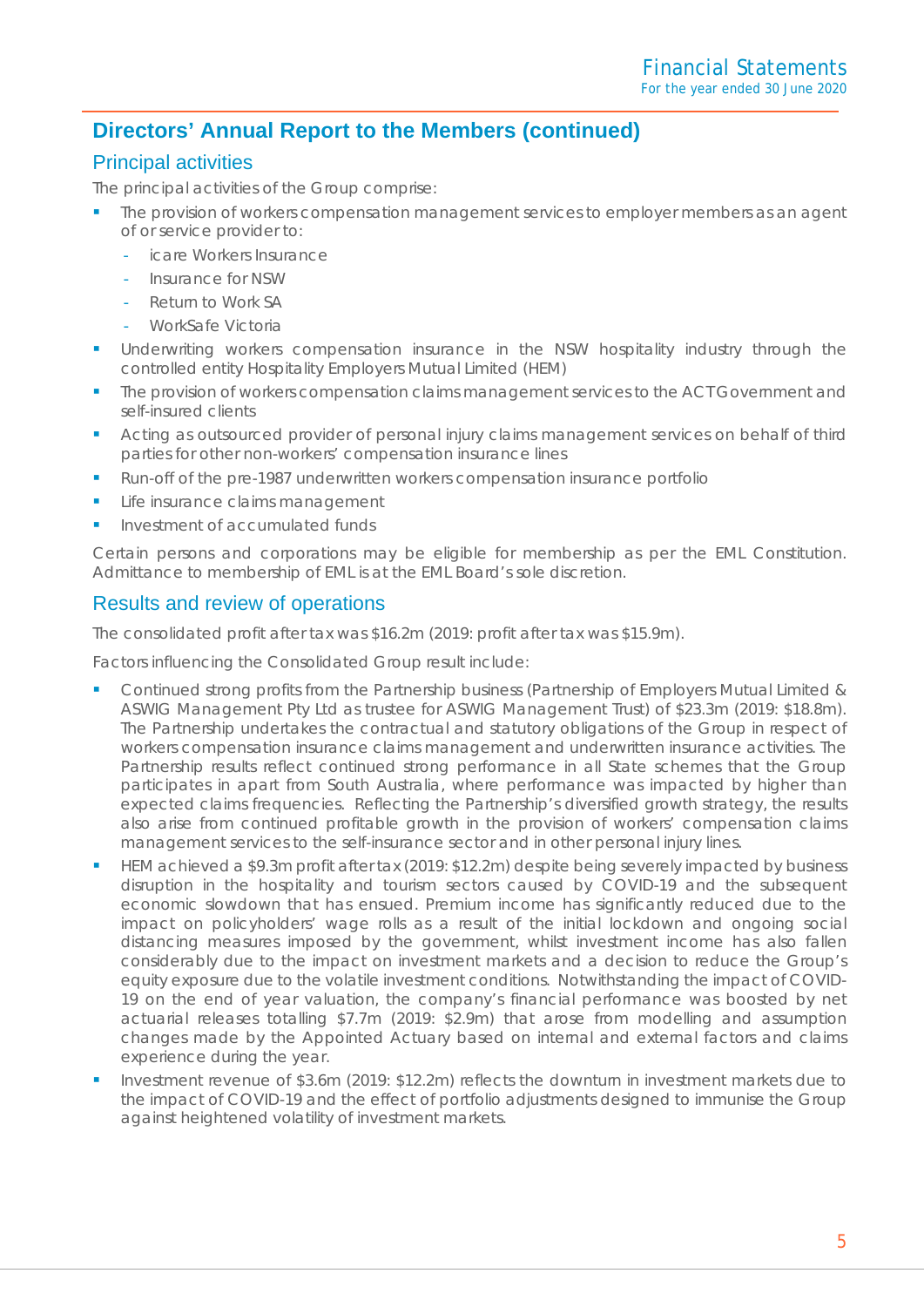## Directors' Annual Report to the Members (continued)

### Principal activities

The principal activities of the Group comprise:

- The provision of workers compensation management services to employer members as an agent of or service provider to:
  - icare Workers Insurance
  - Insurance for NSW
  - Return to Work SA
  - WorkSafe Victoria
- Underwriting workers compensation insurance in the NSW hospitality industry through the controlled entity Hospitality Employers Mutual Limited (HEM)
- The provision of workers compensation claims management services to the ACT Government and self-insured clients
- Acting as outsourced provider of personal injury claims management services on behalf of third parties for other non-workers' compensation insurance lines
- Run-off of the pre-1987 underwritten workers compensation insurance portfolio
- Life insurance claims management
- Investment of accumulated funds

Certain persons and corporations may be eligible for membership as per the EML Constitution. Admittance to membership of EML is at the EML Board's sole discretion.

### Results and review of operations

The consolidated profit after tax was $16.2m (2019: profit after tax was $15.9m).

Factors influencing the Consolidated Group result include:

- Continued strong profits from the Partnership business (Partnership of Employers Mutual Limited & ASWIG Management Pty Ltd as trustee for ASWIG Management Trust) of $23.3m (2019: $18.8m). The Partnership undertakes the contractual and statutory obligations of the Group in respect of workers compensation insurance claims management and underwritten insurance activities. The Partnership results reflect continued strong performance in all State schemes that the Group participates in apart from South Australia, where performance was impacted by higher than expected claims frequencies. Reflecting the Partnership's diversified growth strategy, the results also arise from continued profitable growth in the provision of workers' compensation claims management services to the self-insurance sector and in other personal injury lines.
- HEM achieved a $9.3m profit after tax (2019: $12.2m) despite being severely impacted by business disruption in the hospitality and tourism sectors caused by COVID-19 and the subsequent economic slowdown that has ensued. Premium income has significantly reduced due to the impact on policyholders' wage rolls as a result of the initial lockdown and ongoing social distancing measures imposed by the government, whilst investment income has also fallen considerably due to the impact on investment markets and a decision to reduce the Group's equity exposure due to the volatile investment conditions. Notwithstanding the impact of COVID-19 on the end of year valuation, the company's financial performance was boosted by net actuarial releases totalling $7.7m (2019: $2.9m) that arose from modelling and assumption changes made by the Appointed Actuary based on internal and external factors and claims experience during the year.
- Investment revenue of $3.6m (2019: $12.2m) reflects the downturn in investment markets due to the impact of COVID-19 and the effect of portfolio adjustments designed to immunise the Group against heightened volatility of investment markets.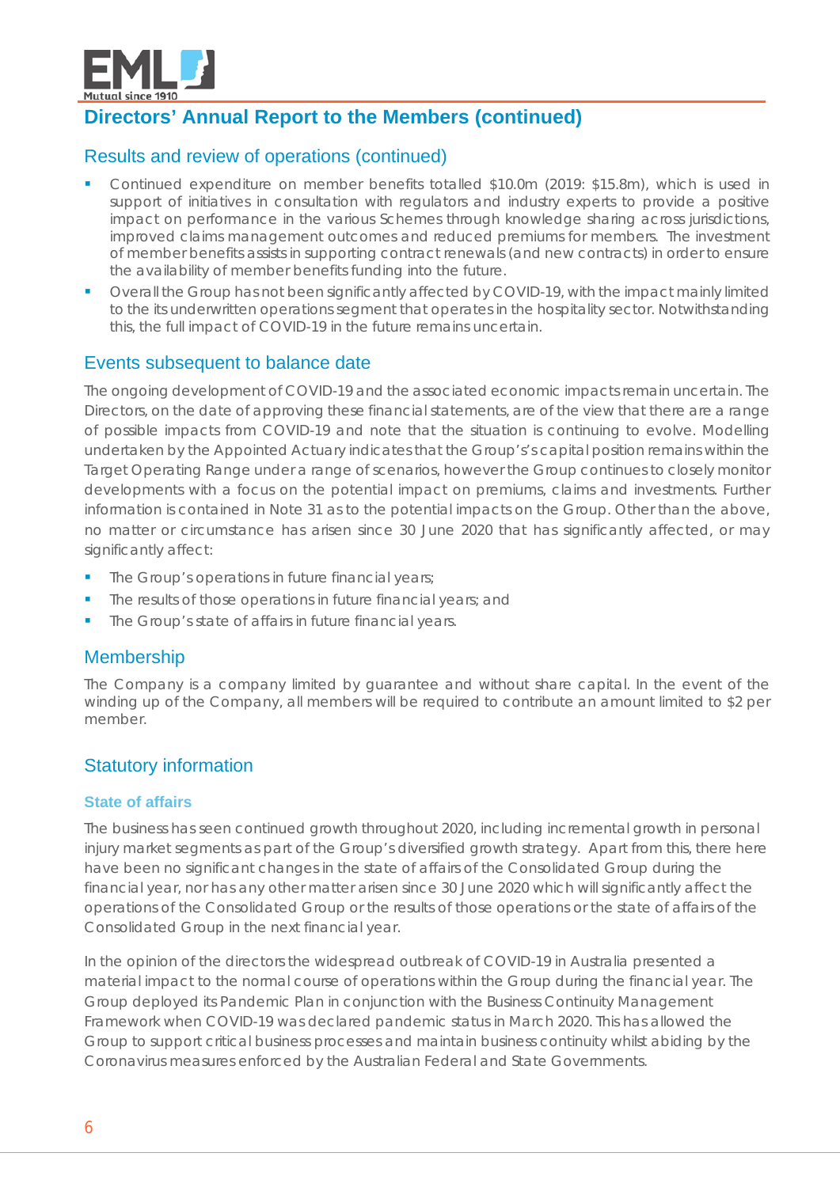## Results and review of operations (continued)

- Continued expenditure on member benefits totalled $10.0m (2019: $15.8m), which is used in support of initiatives in consultation with regulators and industry experts to provide a positive impact on performance in the various Schemes through knowledge sharing across jurisdictions, improved claims management outcomes and reduced premiums for members. The investment of member benefits assists in supporting contract renewals (and new contracts) in order to ensure the availability of member benefits funding into the future.
- Overall the Group has not been significantly affected by COVID-19, with the impact mainly limited to the its underwritten operations segment that operates in the hospitality sector. Notwithstanding this, the full impact of COVID-19 in the future remains uncertain.

## Events subsequent to balance date

The ongoing development of COVID-19 and the associated economic impacts remain uncertain. The Directors, on the date of approving these financial statements, are of the view that there are a range of possible impacts from COVID-19 and note that the situation is continuing to evolve. Modelling undertaken by the Appointed Actuary indicates that the Group's's capital position remains within the Target Operating Range under a range of scenarios, however the Group continues to closely monitor developments with a focus on the potential impact on premiums, claims and investments. Further information is contained in Note 31 as to the potential impacts on the Group. Other than the above, no matter or circumstance has arisen since 30 June 2020 that has significantly affected, or may significantly affect:

- The Group's operations in future financial years;
- The results of those operations in future financial years; and
- The Group's state of affairs in future financial years.

## Membership

The Company is a company limited by guarantee and without share capital. In the event of the winding up of the Company, all members will be required to contribute an amount limited to $2 per member.

## Statutory information

### State of affairs

The business has seen continued growth throughout 2020, including incremental growth in personal injury market segments as part of the Group's diversified growth strategy. Apart from this, there here have been no significant changes in the state of affairs of the Consolidated Group during the financial year, nor has any other matter arisen since 30 June 2020 which will significantly affect the operations of the Consolidated Group or the results of those operations or the state of affairs of the Consolidated Group in the next financial year.

In the opinion of the directors the widespread outbreak of COVID-19 in Australia presented a material impact to the normal course of operations within the Group during the financial year. The Group deployed its Pandemic Plan in conjunction with the Business Continuity Management Framework when COVID-19 was declared pandemic status in March 2020. This has allowed the Group to support critical business processes and maintain business continuity whilst abiding by the Coronavirus measures enforced by the Australian Federal and State Governments.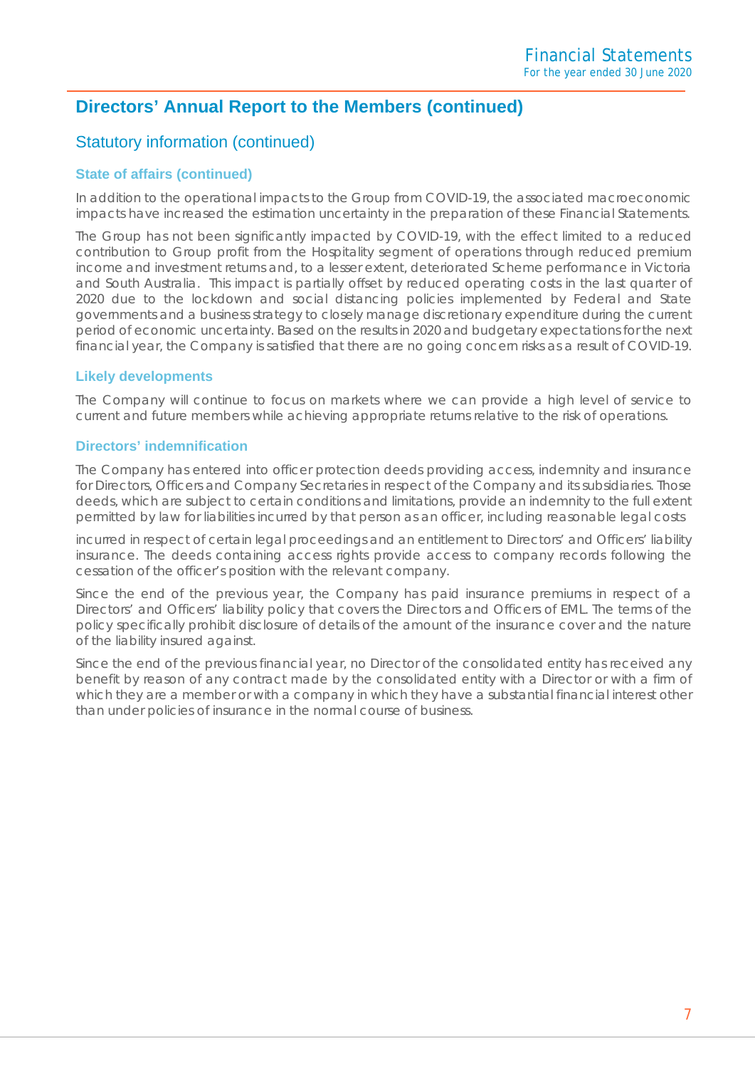# Directors' Annual Report to the Members (continued)

## Statutory information (continued)

### State of affairs (continued)

In addition to the operational impacts to the Group from COVID-19, the associated macroeconomic impacts have increased the estimation uncertainty in the preparation of these Financial Statements.

The Group has not been significantly impacted by COVID-19, with the effect limited to a reduced contribution to Group profit from the Hospitality segment of operations through reduced premium income and investment returns and, to a lesser extent, deteriorated Scheme performance in Victoria and South Australia. This impact is partially offset by reduced operating costs in the last quarter of 2020 due to the lockdown and social distancing policies implemented by Federal and State governments and a business strategy to closely manage discretionary expenditure during the current period of economic uncertainty. Based on the results in 2020 and budgetary expectations for the next financial year, the Company is satisfied that there are no going concern risks as a result of COVID-19.

### Likely developments

The Company will continue to focus on markets where we can provide a high level of service to current and future members while achieving appropriate returns relative to the risk of operations.

### Directors' indemnification

The Company has entered into officer protection deeds providing access, indemnity and insurance for Directors, Officers and Company Secretaries in respect of the Company and its subsidiaries. Those deeds, which are subject to certain conditions and limitations, provide an indemnity to the full extent permitted by law for liabilities incurred by that person as an officer, including reasonable legal costs incurred in respect of certain legal proceedings and an entitlement to Directors' and Officers' liability insurance. The deeds containing access rights provide access to company records following the cessation of the officer's position with the relevant company.

Since the end of the previous year, the Company has paid insurance premiums in respect of a Directors' and Officers' liability policy that covers the Directors and Officers of EML. The terms of the policy specifically prohibit disclosure of details of the amount of the insurance cover and the nature of the liability insured against.

Since the end of the previous financial year, no Director of the consolidated entity has received any benefit by reason of any contract made by the consolidated entity with a Director or with a firm of which they are a member or with a company in which they have a substantial financial interest other than under policies of insurance in the normal course of business.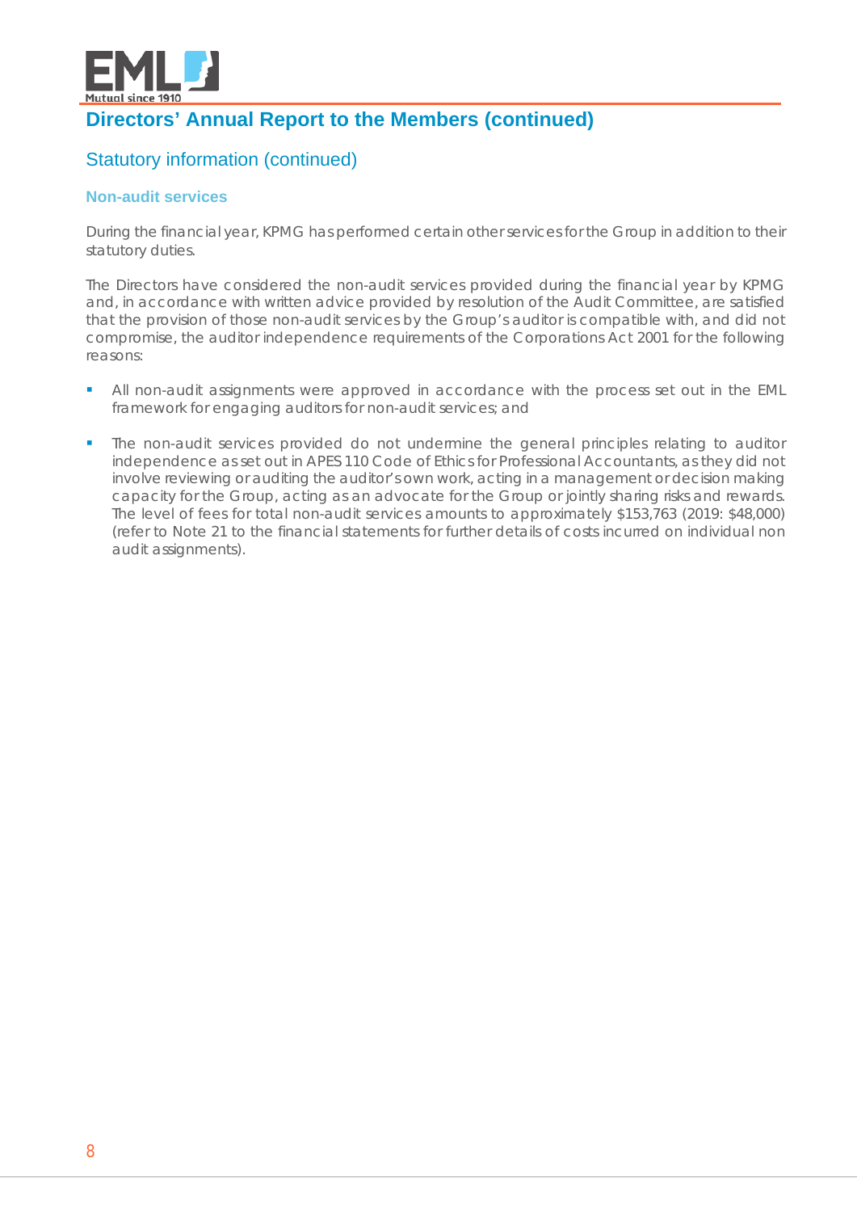# Directors' Annual Report to the Members (continued)

## Statutory information (continued)

### Non-audit services

During the financial year, KPMG has performed certain other services for the Group in addition to their statutory duties.

The Directors have considered the non-audit services provided during the financial year by KPMG and, in accordance with written advice provided by resolution of the Audit Committee, are satisfied that the provision of those non-audit services by the Group's auditor is compatible with, and did not compromise, the auditor independence requirements of the Corporations Act 2001 for the following reasons:

- All non-audit assignments were approved in accordance with the process set out in the EML framework for engaging auditors for non-audit services; and
- The non-audit services provided do not undermine the general principles relating to auditor independence as set out in APES 110 Code of Ethics for Professional Accountants, as they did not involve reviewing or auditing the auditor's own work, acting in a management or decision making capacity for the Group, acting as an advocate for the Group or jointly sharing risks and rewards. The level of fees for total non-audit services amounts to approximately $153,763 (2019: $48,000) (refer to Note 21 to the financial statements for further details of costs incurred on individual non audit assignments).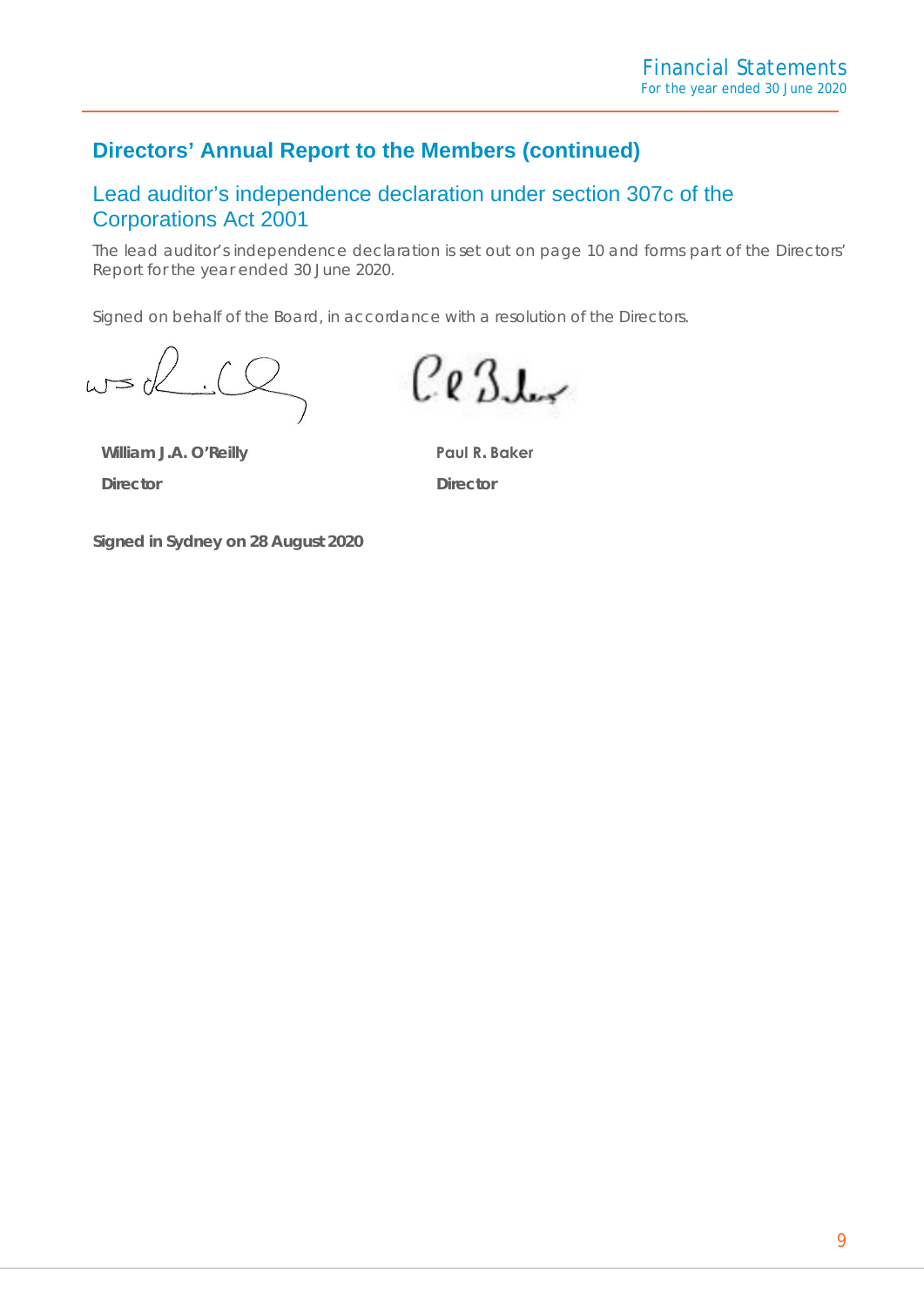## Directors' Annual Report to the Members (continued)

### Lead auditor's independence declaration under section 307c of the Corporations Act 2001

The lead auditor's independence declaration is set out on page 10 and forms part of the Directors' Report for the year ended 30 June 2020.

Signed on behalf of the Board, in accordance with a resolution of the Directors.

| | |
|---|---|
| **William J.A. O'Reilly** | **Paul R. Baker** |
| **Director** | **Director** |

**Signed in Sydney on 28 August 2020**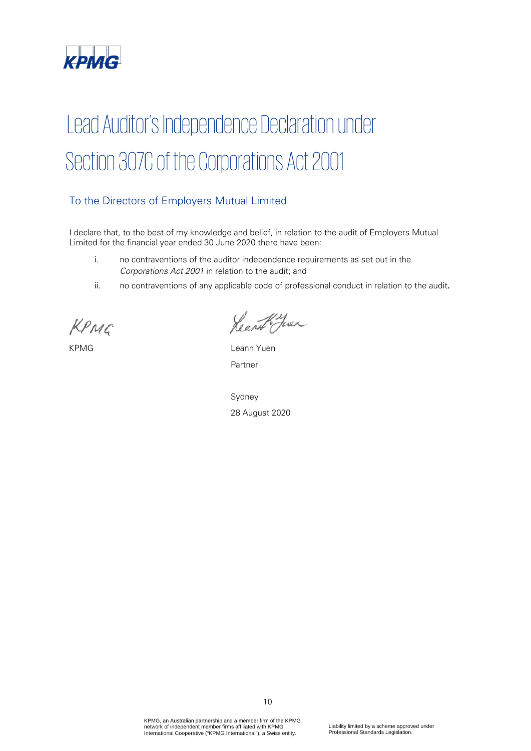# Lead Auditor's Independence Declaration under Section 307C of the Corporations Act 2001

## To the Directors of Employers Mutual Limited

I declare that, to the best of my knowledge and belief, in relation to the audit of Employers Mutual Limited for the financial year ended 30 June 2020 there have been:

i. no contraventions of the auditor independence requirements as set out in the *Corporations Act 2001* in relation to the audit; and

ii. no contraventions of any applicable code of professional conduct in relation to the audit.

KPMG

Leann Yuen

Partner

Sydney

28 August 2020

KPMG, an Australian partnership and a member firm of the KPMG network of independent member firms affiliated with KPMG International Cooperative ("KPMG International"), a Swiss entity.

Liability limited by a scheme approved under Professional Standards Legislation.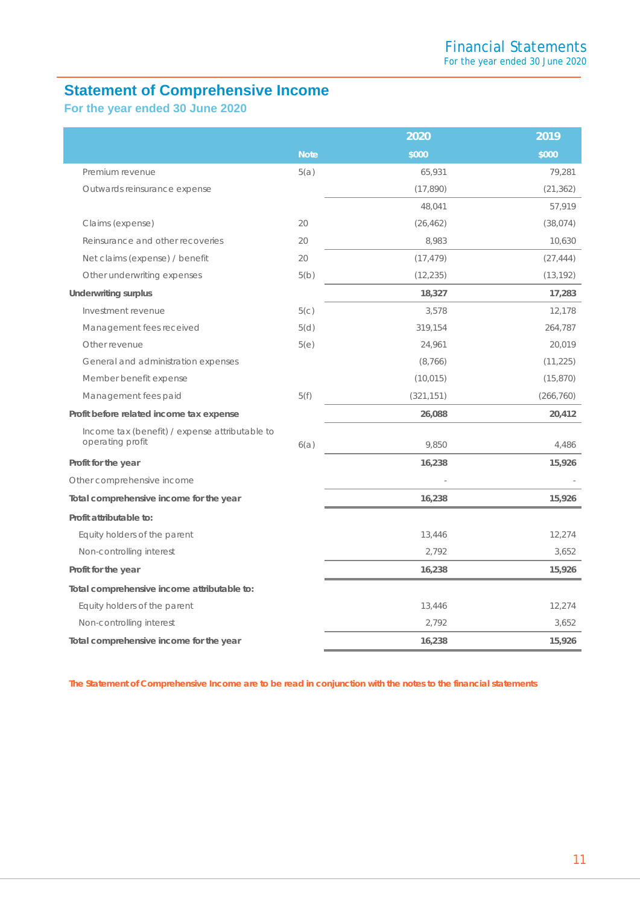# Statement of Comprehensive Income

## For the year ended 30 June 2020

| | Note | 2020<br>$000 | 2019<br>$000 |
|---|---|---|---|
| Premium revenue | 5(a) | 65,931 | 79,281 |
| Outwards reinsurance expense | | (17,890) | (21,362) |
| | | 48,041 | 57,919 |
| Claims (expense) | 20 | (26,462) | (38,074) |
| Reinsurance and other recoveries | 20 | 8,983 | 10,630 |
| Net claims (expense) / benefit | 20 | (17,479) | (27,444) |
| Other underwriting expenses | 5(b) | (12,235) | (13,192) |
| **Underwriting surplus** | | **18,327** | **17,283** |
| Investment revenue | 5(c) | 3,578 | 12,178 |
| Management fees received | 5(d) | 319,154 | 264,787 |
| Other revenue | 5(e) | 24,961 | 20,019 |
| General and administration expenses | | (8,766) | (11,225) |
| Member benefit expense | | (10,015) | (15,870) |
| Management fees paid | 5(f) | (321,151) | (266,760) |
| **Profit before related income tax expense** | | **26,088** | **20,412** |
| Income tax (benefit) / expense attributable to operating profit | 6(a) | 9,850 | 4,486 |
| **Profit for the year** | | **16,238** | **15,926** |
| Other comprehensive income | | - | - |
| **Total comprehensive income for the year** | | **16,238** | **15,926** |
| **Profit attributable to:** | | | |
| Equity holders of the parent | | 13,446 | 12,274 |
| Non-controlling interest | | 2,792 | 3,652 |
| **Profit for the year** | | **16,238** | **15,926** |
| **Total comprehensive income attributable to:** | | | |
| Equity holders of the parent | | 13,446 | 12,274 |
| Non-controlling interest | | 2,792 | 3,652 |
| **Total comprehensive income for the year** | | **16,238** | **15,926** |

**The Statement of Comprehensive Income are to be read in conjunction with the notes to the financial statements**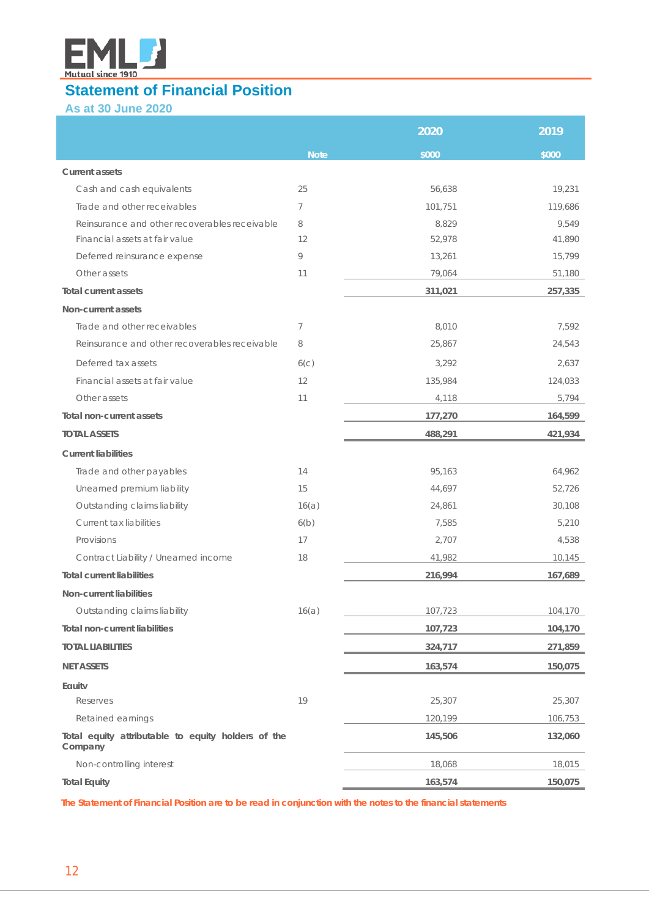EML Mutual since 1910

# Statement of Financial Position

## As at 30 June 2020

| | Note | 2020 $000 | 2019 $000 |
|---|---|---|---|
| **Current assets** | | | |
| Cash and cash equivalents | 25 | 56,638 | 19,231 |
| Trade and other receivables | 7 | 101,751 | 119,686 |
| Reinsurance and other recoverables receivable | 8 | 8,829 | 9,549 |
| Financial assets at fair value | 12 | 52,978 | 41,890 |
| Deferred reinsurance expense | 9 | 13,261 | 15,799 |
| Other assets | 11 | 79,064 | 51,180 |
| **Total current assets** | | **311,021** | **257,335** |
| **Non-current assets** | | | |
| Trade and other receivables | 7 | 8,010 | 7,592 |
| Reinsurance and other recoverables receivable | 8 | 25,867 | 24,543 |
| Deferred tax assets | 6(c) | 3,292 | 2,637 |
| Financial assets at fair value | 12 | 135,984 | 124,033 |
| Other assets | 11 | 4,118 | 5,794 |
| **Total non-current assets** | | **177,270** | **164,599** |
| **TOTAL ASSETS** | | **488,291** | **421,934** |
| **Current liabilities** | | | |
| Trade and other payables | 14 | 95,163 | 64,962 |
| Unearned premium liability | 15 | 44,697 | 52,726 |
| Outstanding claims liability | 16(a) | 24,861 | 30,108 |
| Current tax liabilities | 6(b) | 7,585 | 5,210 |
| Provisions | 17 | 2,707 | 4,538 |
| Contract Liability / Unearned income | 18 | 41,982 | 10,145 |
| **Total current liabilities** | | **216,994** | **167,689** |
| **Non-current liabilities** | | | |
| Outstanding claims liability | 16(a) | 107,723 | 104,170 |
| **Total non-current liabilities** | | **107,723** | **104,170** |
| **TOTAL LIABILITIES** | | **324,717** | **271,859** |
| **NET ASSETS** | | **163,574** | **150,075** |
| **Equity** | | | |
| Reserves | 19 | 25,307 | 25,307 |
| Retained earnings | | 120,199 | 106,753 |
| **Total equity attributable to equity holders of the Company** | | **145,506** | **132,060** |
| Non-controlling interest | | 18,068 | 18,015 |
| **Total Equity** | | **163,574** | **150,075** |

**The Statement of Financial Position are to be read in conjunction with the notes to the financial statements**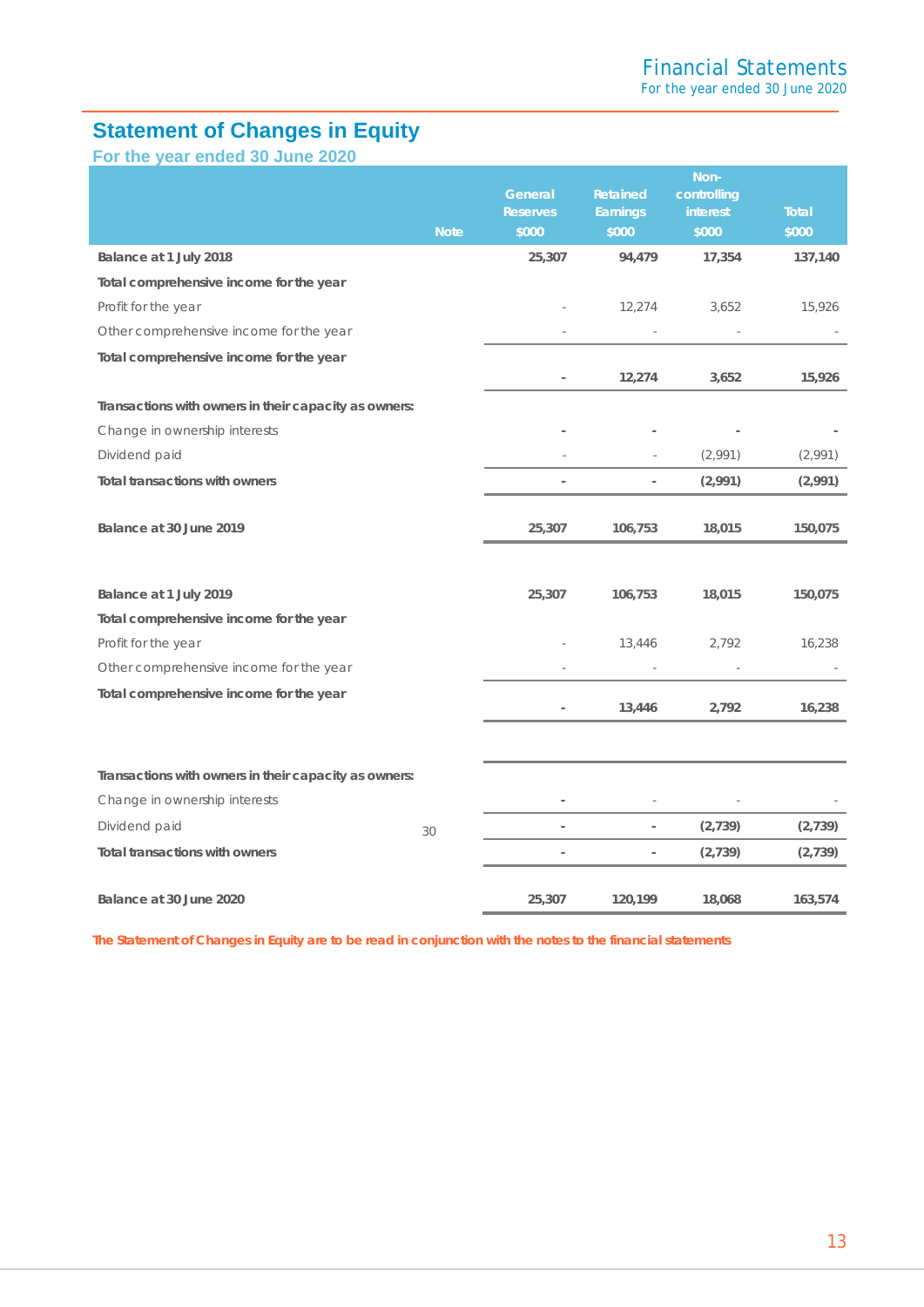## Statement of Changes in Equity

### For the year ended 30 June 2020

| | Note | General Reserves $000 | Retained Earnings $000 | Non-controlling interest $000 | Total $000 |
|---|---|---|---|---|---|
| **Balance at 1 July 2018** | | **25,307** | **94,479** | **17,354** | **137,140** |
| **Total comprehensive income for the year** | | | | | |
| Profit for the year | | - | 12,274 | 3,652 | 15,926 |
| Other comprehensive income for the year | | - | - | - | - |
| **Total comprehensive income for the year** | | **-** | **12,274** | **3,652** | **15,926** |
| **Transactions with owners in their capacity as owners:** | | | | | |
| Change in ownership interests | | - | - | - | - |
| Dividend paid | | - | - | (2,991) | (2,991) |
| **Total transactions with owners** | | **-** | **-** | **(2,991)** | **(2,991)** |
| **Balance at 30 June 2019** | | **25,307** | **106,753** | **18,015** | **150,075** |
| | | | | | |
| **Balance at 1 July 2019** | | **25,307** | **106,753** | **18,015** | **150,075** |
| **Total comprehensive income for the year** | | | | | |
| Profit for the year | | - | 13,446 | 2,792 | 16,238 |
| Other comprehensive income for the year | | - | - | - | - |
| **Total comprehensive income for the year** | | **-** | **13,446** | **2,792** | **16,238** |
| **Transactions with owners in their capacity as owners:** | | | | | |
| Change in ownership interests | | - | - | - | - |
| Dividend paid | 30 | - | - | (2,739) | (2,739) |
| **Total transactions with owners** | | **-** | **-** | **(2,739)** | **(2,739)** |
| **Balance at 30 June 2020** | | **25,307** | **120,199** | **18,068** | **163,574** |

**The Statement of Changes in Equity are to be read in conjunction with the notes to the financial statements**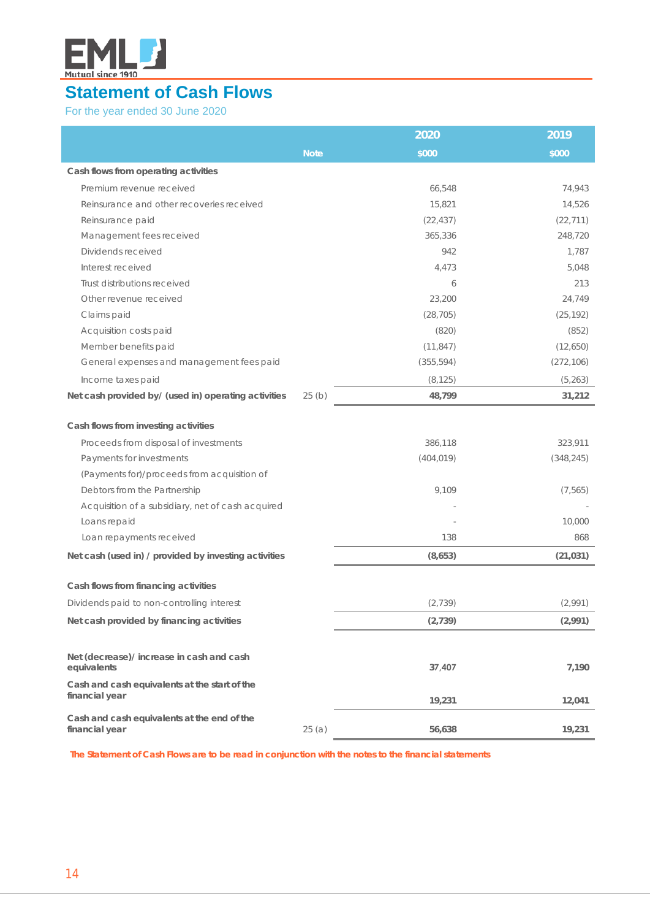EML Mutual since 1910

# Statement of Cash Flows

For the year ended 30 June 2020

| | Note | 2020 $000 | 2019 $000 |
|---|---|---|---|
| **Cash flows from operating activities** | | | |
| Premium revenue received | | 66,548 | 74,943 |
| Reinsurance and other recoveries received | | 15,821 | 14,526 |
| Reinsurance paid | | (22,437) | (22,711) |
| Management fees received | | 365,336 | 248,720 |
| Dividends received | | 942 | 1,787 |
| Interest received | | 4,473 | 5,048 |
| Trust distributions received | | 6 | 213 |
| Other revenue received | | 23,200 | 24,749 |
| Claims paid | | (28,705) | (25,192) |
| Acquisition costs paid | | (820) | (852) |
| Member benefits paid | | (11,847) | (12,650) |
| General expenses and management fees paid | | (355,594) | (272,106) |
| Income taxes paid | | (8,125) | (5,263) |
| **Net cash provided by/ (used in) operating activities** | 25 (b) | **48,799** | **31,212** |
| | | | |
| **Cash flows from investing activities** | | | |
| Proceeds from disposal of investments | | 386,118 | 323,911 |
| Payments for investments | | (404,019) | (348,245) |
| (Payments for)/proceeds from acquisition of Debtors from the Partnership | | 9,109 | (7,565) |
| Acquisition of a subsidiary, net of cash acquired | | - | - |
| Loans repaid | | - | 10,000 |
| Loan repayments received | | 138 | 868 |
| **Net cash (used in) / provided by investing activities** | | **(8,653)** | **(21,031)** |
| | | | |
| **Cash flows from financing activities** | | | |
| Dividends paid to non-controlling interest | | (2,739) | (2,991) |
| **Net cash provided by financing activities** | | **(2,739)** | **(2,991)** |
| | | | |
| **Net (decrease)/ increase in cash and cash equivalents** | | **37,407** | **7,190** |
| **Cash and cash equivalents at the start of the financial year** | | **19,231** | **12,041** |
| **Cash and cash equivalents at the end of the financial year** | 25 (a) | **56,638** | **19,231** |

**The Statement of Cash Flows are to be read in conjunction with the notes to the financial statements**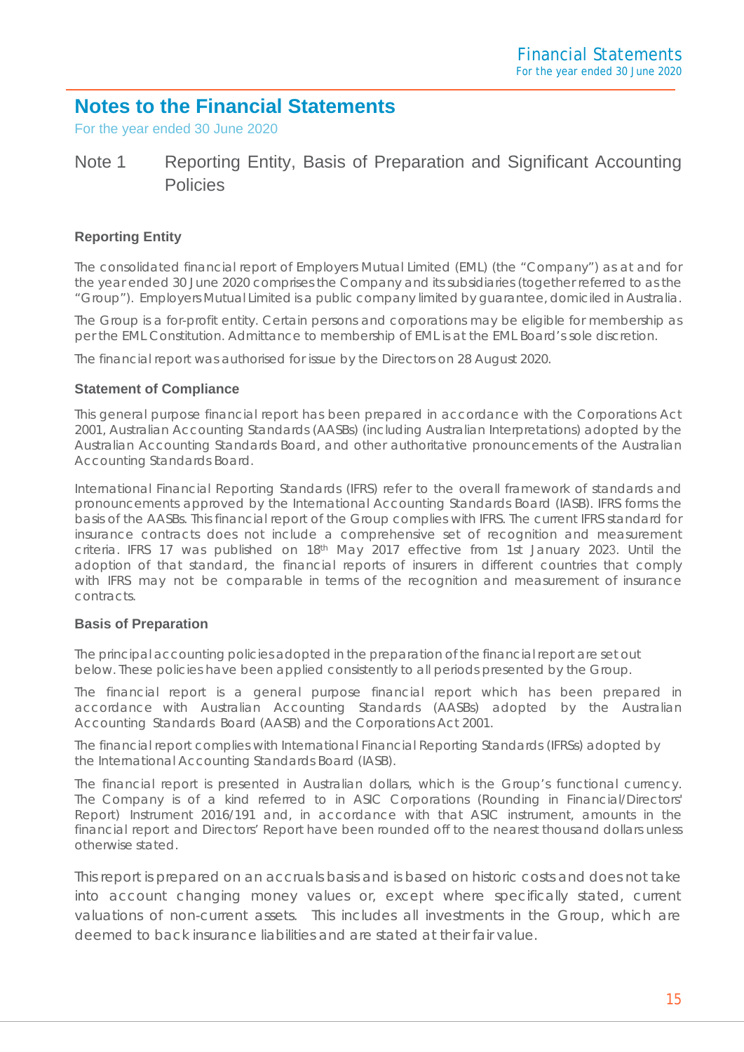# Notes to the Financial Statements

For the year ended 30 June 2020

## Note 1 Reporting Entity, Basis of Preparation and Significant Accounting Policies

### Reporting Entity

The consolidated financial report of Employers Mutual Limited (EML) (the "Company") as at and for the year ended 30 June 2020 comprises the Company and its subsidiaries (together referred to as the "Group"). Employers Mutual Limited is a public company limited by guarantee, domiciled in Australia.

The Group is a for-profit entity. Certain persons and corporations may be eligible for membership as per the EML Constitution. Admittance to membership of EML is at the EML Board's sole discretion.

The financial report was authorised for issue by the Directors on 28 August 2020.

### Statement of Compliance

This general purpose financial report has been prepared in accordance with the Corporations Act 2001, Australian Accounting Standards (AASBs) (including Australian Interpretations) adopted by the Australian Accounting Standards Board, and other authoritative pronouncements of the Australian Accounting Standards Board.

International Financial Reporting Standards (IFRS) refer to the overall framework of standards and pronouncements approved by the International Accounting Standards Board (IASB). IFRS forms the basis of the AASBs. This financial report of the Group complies with IFRS. The current IFRS standard for insurance contracts does not include a comprehensive set of recognition and measurement criteria. IFRS 17 was published on 18th May 2017 effective from 1st January 2023. Until the adoption of that standard, the financial reports of insurers in different countries that comply with IFRS may not be comparable in terms of the recognition and measurement of insurance contracts.

### Basis of Preparation

The principal accounting policies adopted in the preparation of the financial report are set out below. These policies have been applied consistently to all periods presented by the Group.

The financial report is a general purpose financial report which has been prepared in accordance with Australian Accounting Standards (AASBs) adopted by the Australian Accounting Standards Board (AASB) and the Corporations Act 2001.

The financial report complies with International Financial Reporting Standards (IFRSs) adopted by the International Accounting Standards Board (IASB).

The financial report is presented in Australian dollars, which is the Group's functional currency. The Company is of a kind referred to in ASIC Corporations (Rounding in Financial/Directors' Report) Instrument 2016/191 and, in accordance with that ASIC instrument, amounts in the financial report and Directors' Report have been rounded off to the nearest thousand dollars unless otherwise stated.

This report is prepared on an accruals basis and is based on historic costs and does not take into account changing money values or, except where specifically stated, current valuations of non-current assets. This includes all investments in the Group, which are deemed to back insurance liabilities and are stated at their fair value.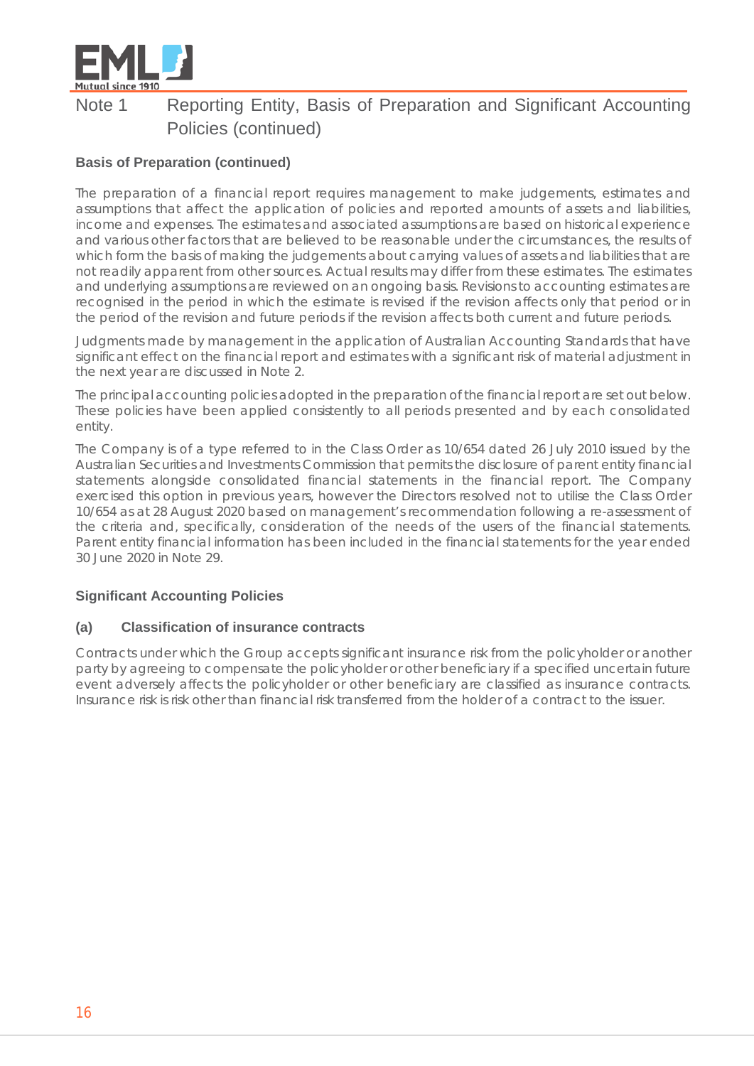# Note 1 Reporting Entity, Basis of Preparation and Significant Accounting Policies (continued)

### Basis of Preparation (continued)

The preparation of a financial report requires management to make judgements, estimates and assumptions that affect the application of policies and reported amounts of assets and liabilities, income and expenses. The estimates and associated assumptions are based on historical experience and various other factors that are believed to be reasonable under the circumstances, the results of which form the basis of making the judgements about carrying values of assets and liabilities that are not readily apparent from other sources. Actual results may differ from these estimates. The estimates and underlying assumptions are reviewed on an ongoing basis. Revisions to accounting estimates are recognised in the period in which the estimate is revised if the revision affects only that period or in the period of the revision and future periods if the revision affects both current and future periods.

Judgments made by management in the application of Australian Accounting Standards that have significant effect on the financial report and estimates with a significant risk of material adjustment in the next year are discussed in Note 2.

The principal accounting policies adopted in the preparation of the financial report are set out below. These policies have been applied consistently to all periods presented and by each consolidated entity.

The Company is of a type referred to in the Class Order as 10/654 dated 26 July 2010 issued by the Australian Securities and Investments Commission that permits the disclosure of parent entity financial statements alongside consolidated financial statements in the financial report. The Company exercised this option in previous years, however the Directors resolved not to utilise the Class Order 10/654 as at 28 August 2020 based on management's recommendation following a re-assessment of the criteria and, specifically, consideration of the needs of the users of the financial statements. Parent entity financial information has been included in the financial statements for the year ended 30 June 2020 in Note 29.

### Significant Accounting Policies

#### (a) Classification of insurance contracts

Contracts under which the Group accepts significant insurance risk from the policyholder or another party by agreeing to compensate the policyholder or other beneficiary if a specified uncertain future event adversely affects the policyholder or other beneficiary are classified as insurance contracts. Insurance risk is risk other than financial risk transferred from the holder of a contract to the issuer.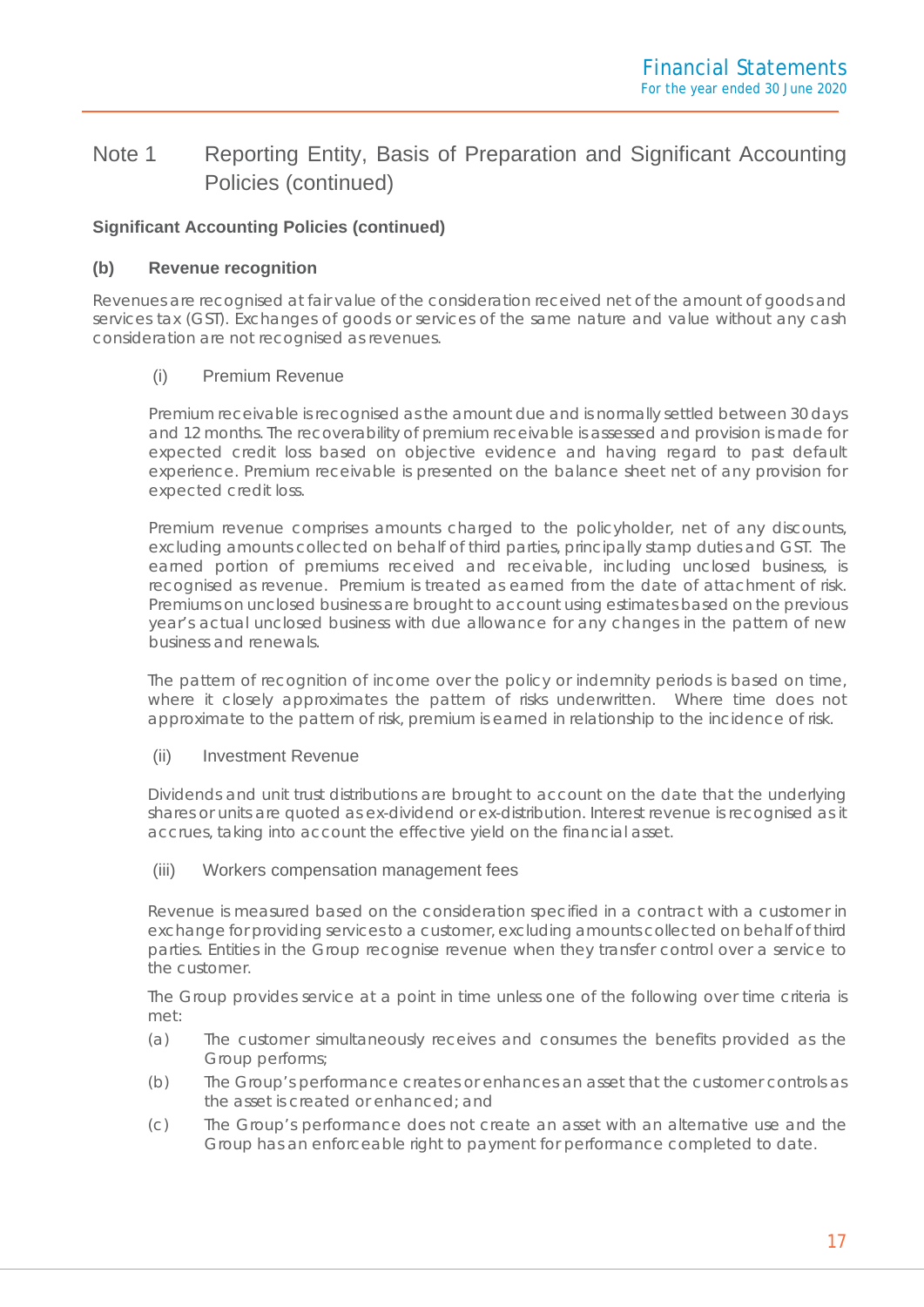# Note 1 Reporting Entity, Basis of Preparation and Significant Accounting Policies (continued)

## Significant Accounting Policies (continued)

### (b) Revenue recognition

Revenues are recognised at fair value of the consideration received net of the amount of goods and services tax (GST). Exchanges of goods or services of the same nature and value without any cash consideration are not recognised as revenues.

#### (i) Premium Revenue

Premium receivable is recognised as the amount due and is normally settled between 30 days and 12 months. The recoverability of premium receivable is assessed and provision is made for expected credit loss based on objective evidence and having regard to past default experience. Premium receivable is presented on the balance sheet net of any provision for expected credit loss.

Premium revenue comprises amounts charged to the policyholder, net of any discounts, excluding amounts collected on behalf of third parties, principally stamp duties and GST. The earned portion of premiums received and receivable, including unclosed business, is recognised as revenue. Premium is treated as earned from the date of attachment of risk. Premiums on unclosed business are brought to account using estimates based on the previous year's actual unclosed business with due allowance for any changes in the pattern of new business and renewals.

The pattern of recognition of income over the policy or indemnity periods is based on time, where it closely approximates the pattern of risks underwritten. Where time does not approximate to the pattern of risk, premium is earned in relationship to the incidence of risk.

#### (ii) Investment Revenue

Dividends and unit trust distributions are brought to account on the date that the underlying shares or units are quoted as ex-dividend or ex-distribution. Interest revenue is recognised as it accrues, taking into account the effective yield on the financial asset.

#### (iii) Workers compensation management fees

Revenue is measured based on the consideration specified in a contract with a customer in exchange for providing services to a customer, excluding amounts collected on behalf of third parties. Entities in the Group recognise revenue when they transfer control over a service to the customer.

The Group provides service at a point in time unless one of the following over time criteria is met:

(a) The customer simultaneously receives and consumes the benefits provided as the Group performs;

(b) The Group's performance creates or enhances an asset that the customer controls as the asset is created or enhanced; and

(c) The Group's performance does not create an asset with an alternative use and the Group has an enforceable right to payment for performance completed to date.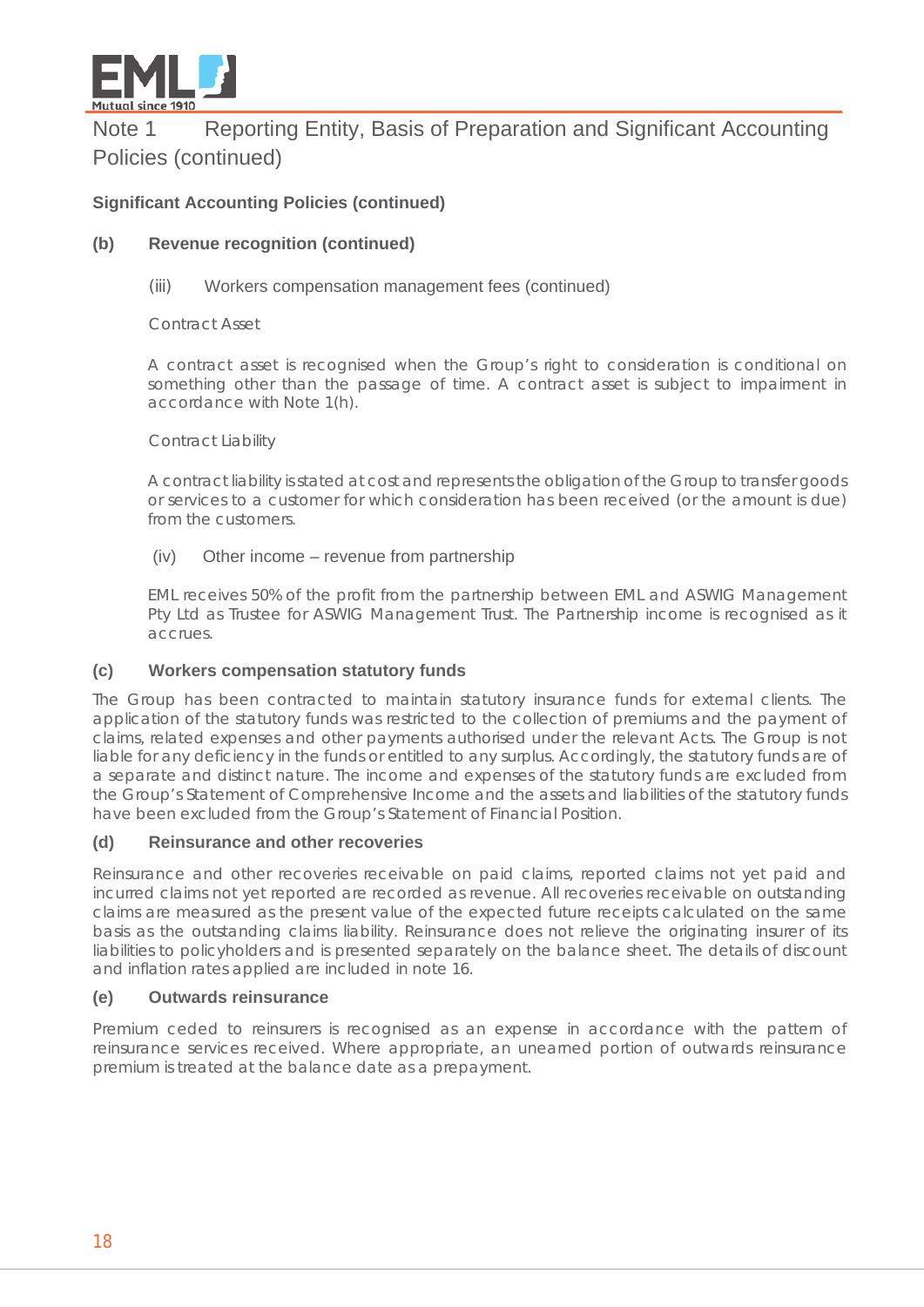## Note 1 Reporting Entity, Basis of Preparation and Significant Accounting Policies (continued)

### Significant Accounting Policies (continued)

#### (b) Revenue recognition (continued)

(iii) Workers compensation management fees (continued)

Contract Asset

A contract asset is recognised when the Group's right to consideration is conditional on something other than the passage of time. A contract asset is subject to impairment in accordance with Note 1(h).

Contract Liability

A contract liability is stated at cost and represents the obligation of the Group to transfer goods or services to a customer for which consideration has been received (or the amount is due) from the customers.

(iv) Other income – revenue from partnership

EML receives 50% of the profit from the partnership between EML and ASWIG Management Pty Ltd as Trustee for ASWIG Management Trust. The Partnership income is recognised as it accrues.

#### (c) Workers compensation statutory funds

The Group has been contracted to maintain statutory insurance funds for external clients. The application of the statutory funds was restricted to the collection of premiums and the payment of claims, related expenses and other payments authorised under the relevant Acts. The Group is not liable for any deficiency in the funds or entitled to any surplus. Accordingly, the statutory funds are of a separate and distinct nature. The income and expenses of the statutory funds are excluded from the Group's Statement of Comprehensive Income and the assets and liabilities of the statutory funds have been excluded from the Group's Statement of Financial Position.

#### (d) Reinsurance and other recoveries

Reinsurance and other recoveries receivable on paid claims, reported claims not yet paid and incurred claims not yet reported are recorded as revenue. All recoveries receivable on outstanding claims are measured as the present value of the expected future receipts calculated on the same basis as the outstanding claims liability. Reinsurance does not relieve the originating insurer of its liabilities to policyholders and is presented separately on the balance sheet. The details of discount and inflation rates applied are included in note 16.

#### (e) Outwards reinsurance

Premium ceded to reinsurers is recognised as an expense in accordance with the pattern of reinsurance services received. Where appropriate, an unearned portion of outwards reinsurance premium is treated at the balance date as a prepayment.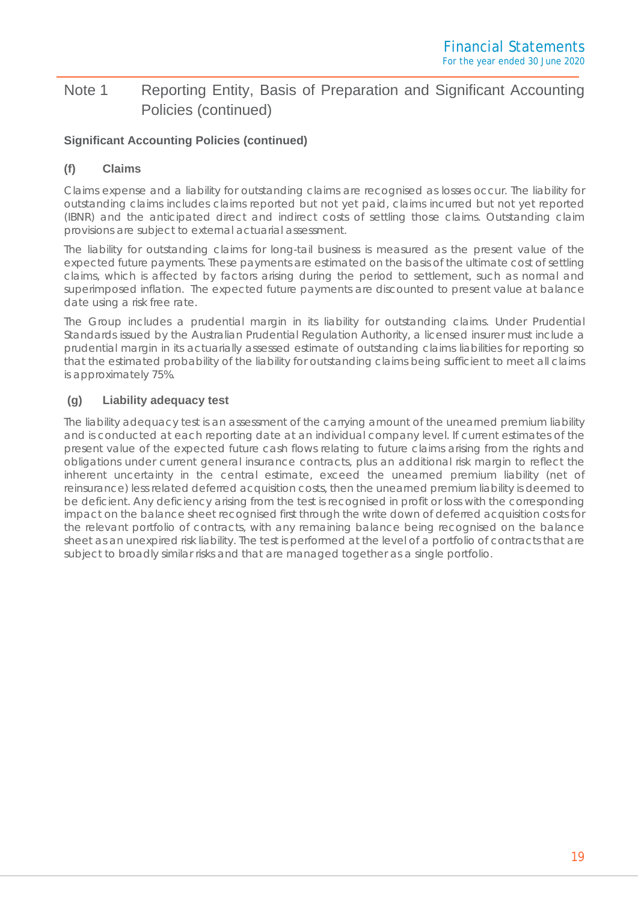## Note 1 Reporting Entity, Basis of Preparation and Significant Accounting Policies (continued)

### Significant Accounting Policies (continued)

#### (f) Claims

Claims expense and a liability for outstanding claims are recognised as losses occur. The liability for outstanding claims includes claims reported but not yet paid, claims incurred but not yet reported (IBNR) and the anticipated direct and indirect costs of settling those claims. Outstanding claim provisions are subject to external actuarial assessment.

The liability for outstanding claims for long-tail business is measured as the present value of the expected future payments. These payments are estimated on the basis of the ultimate cost of settling claims, which is affected by factors arising during the period to settlement, such as normal and superimposed inflation. The expected future payments are discounted to present value at balance date using a risk free rate.

The Group includes a prudential margin in its liability for outstanding claims. Under Prudential Standards issued by the Australian Prudential Regulation Authority, a licensed insurer must include a prudential margin in its actuarially assessed estimate of outstanding claims liabilities for reporting so that the estimated probability of the liability for outstanding claims being sufficient to meet all claims is approximately 75%.

#### (g) Liability adequacy test

The liability adequacy test is an assessment of the carrying amount of the unearned premium liability and is conducted at each reporting date at an individual company level. If current estimates of the present value of the expected future cash flows relating to future claims arising from the rights and obligations under current general insurance contracts, plus an additional risk margin to reflect the inherent uncertainty in the central estimate, exceed the unearned premium liability (net of reinsurance) less related deferred acquisition costs, then the unearned premium liability is deemed to be deficient. Any deficiency arising from the test is recognised in profit or loss with the corresponding impact on the balance sheet recognised first through the write down of deferred acquisition costs for the relevant portfolio of contracts, with any remaining balance being recognised on the balance sheet as an unexpired risk liability. The test is performed at the level of a portfolio of contracts that are subject to broadly similar risks and that are managed together as a single portfolio.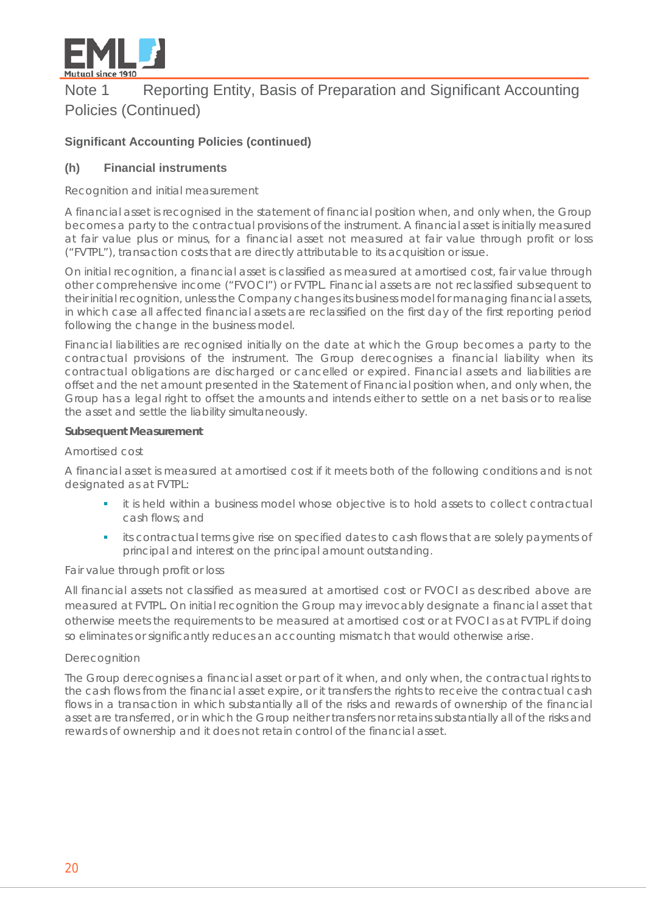# Note 1 Reporting Entity, Basis of Preparation and Significant Accounting Policies (Continued)

### Significant Accounting Policies (continued)

### (h) Financial instruments

Recognition and initial measurement

A financial asset is recognised in the statement of financial position when, and only when, the Group becomes a party to the contractual provisions of the instrument. A financial asset is initially measured at fair value plus or minus, for a financial asset not measured at fair value through profit or loss ("FVTPL"), transaction costs that are directly attributable to its acquisition or issue.

On initial recognition, a financial asset is classified as measured at amortised cost, fair value through other comprehensive income ("FVOCI") or FVTPL. Financial assets are not reclassified subsequent to their initial recognition, unless the Company changes its business model for managing financial assets, in which case all affected financial assets are reclassified on the first day of the first reporting period following the change in the business model.

Financial liabilities are recognised initially on the date at which the Group becomes a party to the contractual provisions of the instrument. The Group derecognises a financial liability when its contractual obligations are discharged or cancelled or expired. Financial assets and liabilities are offset and the net amount presented in the Statement of Financial position when, and only when, the Group has a legal right to offset the amounts and intends either to settle on a net basis or to realise the asset and settle the liability simultaneously.

**Subsequent Measurement**

Amortised cost

A financial asset is measured at amortised cost if it meets both of the following conditions and is not designated as at FVTPL:

- it is held within a business model whose objective is to hold assets to collect contractual cash flows; and
- its contractual terms give rise on specified dates to cash flows that are solely payments of principal and interest on the principal amount outstanding.

Fair value through profit or loss

All financial assets not classified as measured at amortised cost or FVOCI as described above are measured at FVTPL. On initial recognition the Group may irrevocably designate a financial asset that otherwise meets the requirements to be measured at amortised cost or at FVOCI as at FVTPL if doing so eliminates or significantly reduces an accounting mismatch that would otherwise arise.

Derecognition

The Group derecognises a financial asset or part of it when, and only when, the contractual rights to the cash flows from the financial asset expire, or it transfers the rights to receive the contractual cash flows in a transaction in which substantially all of the risks and rewards of ownership of the financial asset are transferred, or in which the Group neither transfers nor retains substantially all of the risks and rewards of ownership and it does not retain control of the financial asset.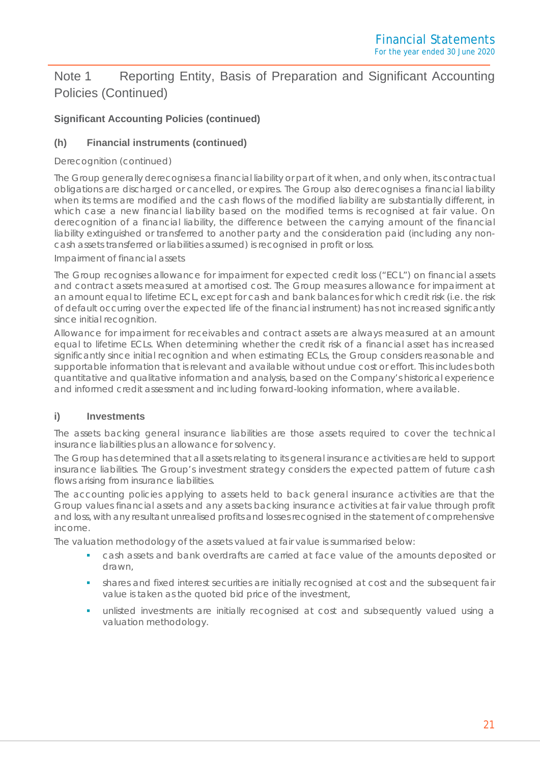# Note 1 Reporting Entity, Basis of Preparation and Significant Accounting Policies (Continued)

### Significant Accounting Policies (continued)

#### (h) Financial instruments (continued)

Derecognition (continued)

The Group generally derecognises a financial liability or part of it when, and only when, its contractual obligations are discharged or cancelled, or expires. The Group also derecognises a financial liability when its terms are modified and the cash flows of the modified liability are substantially different, in which case a new financial liability based on the modified terms is recognised at fair value. On derecognition of a financial liability, the difference between the carrying amount of the financial liability extinguished or transferred to another party and the consideration paid (including any non-cash assets transferred or liabilities assumed) is recognised in profit or loss.

Impairment of financial assets

The Group recognises allowance for impairment for expected credit loss ("ECL") on financial assets and contract assets measured at amortised cost. The Group measures allowance for impairment at an amount equal to lifetime ECL, except for cash and bank balances for which credit risk (i.e. the risk of default occurring over the expected life of the financial instrument) has not increased significantly since initial recognition.

Allowance for impairment for receivables and contract assets are always measured at an amount equal to lifetime ECLs. When determining whether the credit risk of a financial asset has increased significantly since initial recognition and when estimating ECLs, the Group considers reasonable and supportable information that is relevant and available without undue cost or effort. This includes both quantitative and qualitative information and analysis, based on the Company's historical experience and informed credit assessment and including forward-looking information, where available.

#### i) Investments

The assets backing general insurance liabilities are those assets required to cover the technical insurance liabilities plus an allowance for solvency.

The Group has determined that all assets relating to its general insurance activities are held to support insurance liabilities. The Group's investment strategy considers the expected pattern of future cash flows arising from insurance liabilities.

The accounting policies applying to assets held to back general insurance activities are that the Group values financial assets and any assets backing insurance activities at fair value through profit and loss, with any resultant unrealised profits and losses recognised in the statement of comprehensive income.

The valuation methodology of the assets valued at fair value is summarised below:

- cash assets and bank overdrafts are carried at face value of the amounts deposited or drawn,
- shares and fixed interest securities are initially recognised at cost and the subsequent fair value is taken as the quoted bid price of the investment,
- unlisted investments are initially recognised at cost and subsequently valued using a valuation methodology.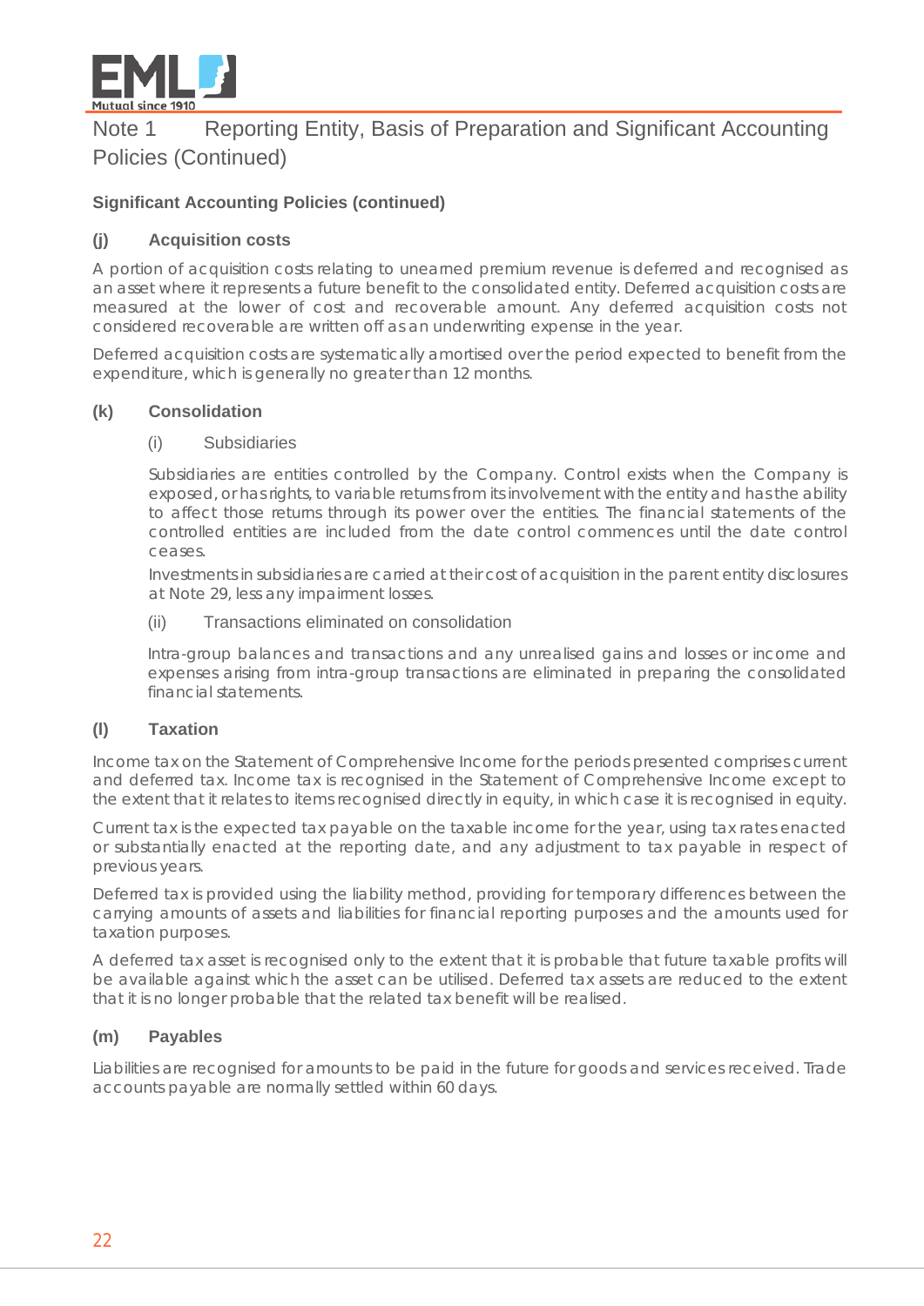# Note 1 Reporting Entity, Basis of Preparation and Significant Accounting Policies (Continued)

**Significant Accounting Policies (continued)**

### (j) Acquisition costs

A portion of acquisition costs relating to unearned premium revenue is deferred and recognised as an asset where it represents a future benefit to the consolidated entity. Deferred acquisition costs are measured at the lower of cost and recoverable amount. Any deferred acquisition costs not considered recoverable are written off as an underwriting expense in the year.

Deferred acquisition costs are systematically amortised over the period expected to benefit from the expenditure, which is generally no greater than 12 months.

### (k) Consolidation

(i) Subsidiaries

Subsidiaries are entities controlled by the Company. Control exists when the Company is exposed, or has rights, to variable returns from its involvement with the entity and has the ability to affect those returns through its power over the entities. The financial statements of the controlled entities are included from the date control commences until the date control ceases.

Investments in subsidiaries are carried at their cost of acquisition in the parent entity disclosures at Note 29, less any impairment losses.

(ii) Transactions eliminated on consolidation

Intra-group balances and transactions and any unrealised gains and losses or income and expenses arising from intra-group transactions are eliminated in preparing the consolidated financial statements.

### (l) Taxation

Income tax on the Statement of Comprehensive Income for the periods presented comprises current and deferred tax. Income tax is recognised in the Statement of Comprehensive Income except to the extent that it relates to items recognised directly in equity, in which case it is recognised in equity.

Current tax is the expected tax payable on the taxable income for the year, using tax rates enacted or substantially enacted at the reporting date, and any adjustment to tax payable in respect of previous years.

Deferred tax is provided using the liability method, providing for temporary differences between the carrying amounts of assets and liabilities for financial reporting purposes and the amounts used for taxation purposes.

A deferred tax asset is recognised only to the extent that it is probable that future taxable profits will be available against which the asset can be utilised. Deferred tax assets are reduced to the extent that it is no longer probable that the related tax benefit will be realised.

### (m) Payables

Liabilities are recognised for amounts to be paid in the future for goods and services received. Trade accounts payable are normally settled within 60 days.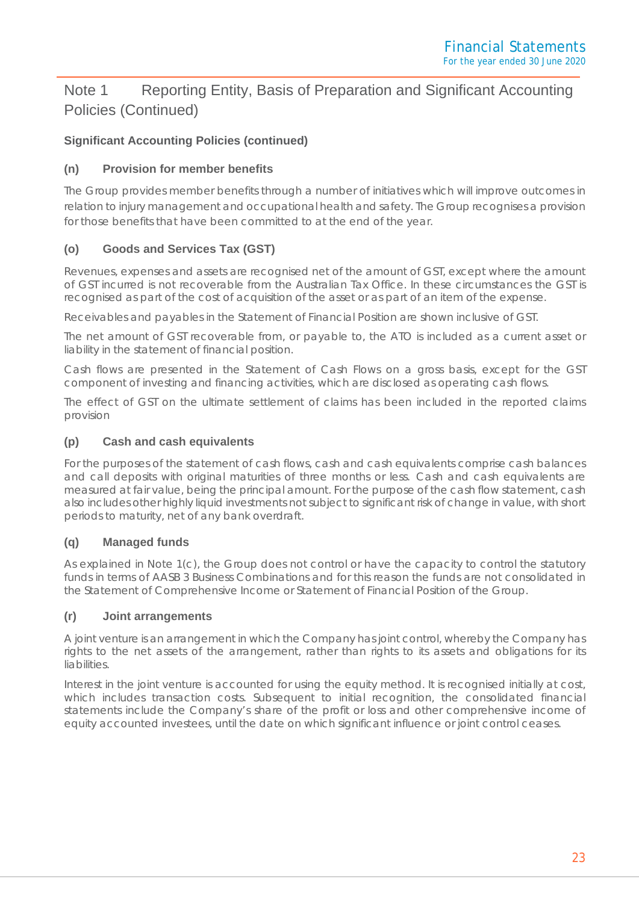# Note 1 Reporting Entity, Basis of Preparation and Significant Accounting Policies (Continued)

## Significant Accounting Policies (continued)

### (n) Provision for member benefits

The Group provides member benefits through a number of initiatives which will improve outcomes in relation to injury management and occupational health and safety. The Group recognises a provision for those benefits that have been committed to at the end of the year.

### (o) Goods and Services Tax (GST)

Revenues, expenses and assets are recognised net of the amount of GST, except where the amount of GST incurred is not recoverable from the Australian Tax Office. In these circumstances the GST is recognised as part of the cost of acquisition of the asset or as part of an item of the expense.

Receivables and payables in the Statement of Financial Position are shown inclusive of GST.

The net amount of GST recoverable from, or payable to, the ATO is included as a current asset or liability in the statement of financial position.

Cash flows are presented in the Statement of Cash Flows on a gross basis, except for the GST component of investing and financing activities, which are disclosed as operating cash flows.

The effect of GST on the ultimate settlement of claims has been included in the reported claims provision

### (p) Cash and cash equivalents

For the purposes of the statement of cash flows, cash and cash equivalents comprise cash balances and call deposits with original maturities of three months or less. Cash and cash equivalents are measured at fair value, being the principal amount. For the purpose of the cash flow statement, cash also includes other highly liquid investments not subject to significant risk of change in value, with short periods to maturity, net of any bank overdraft.

### (q) Managed funds

As explained in Note 1(c), the Group does not control or have the capacity to control the statutory funds in terms of AASB 3 Business Combinations and for this reason the funds are not consolidated in the Statement of Comprehensive Income or Statement of Financial Position of the Group.

### (r) Joint arrangements

A joint venture is an arrangement in which the Company has joint control, whereby the Company has rights to the net assets of the arrangement, rather than rights to its assets and obligations for its liabilities.

Interest in the joint venture is accounted for using the equity method. It is recognised initially at cost, which includes transaction costs. Subsequent to initial recognition, the consolidated financial statements include the Company's share of the profit or loss and other comprehensive income of equity accounted investees, until the date on which significant influence or joint control ceases.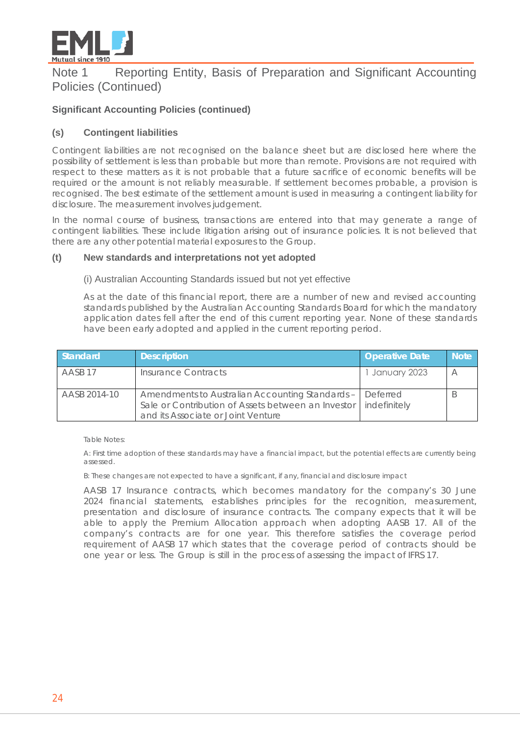# Note 1 Reporting Entity, Basis of Preparation and Significant Accounting Policies (Continued)

### Significant Accounting Policies (continued)

#### (s) Contingent liabilities

Contingent liabilities are not recognised on the balance sheet but are disclosed here where the possibility of settlement is less than probable but more than remote. Provisions are not required with respect to these matters as it is not probable that a future sacrifice of economic benefits will be required or the amount is not reliably measurable. If settlement becomes probable, a provision is recognised. The best estimate of the settlement amount is used in measuring a contingent liability for disclosure. The measurement involves judgement.

In the normal course of business, transactions are entered into that may generate a range of contingent liabilities. These include litigation arising out of insurance policies. It is not believed that there are any other potential material exposures to the Group.

#### (t) New standards and interpretations not yet adopted

(i) Australian Accounting Standards issued but not yet effective

As at the date of this financial report, there are a number of new and revised accounting standards published by the Australian Accounting Standards Board for which the mandatory application dates fell after the end of this current reporting year. None of these standards have been early adopted and applied in the current reporting period.

| Standard | Description | Operative Date | Note |
|---|---|---|---|
| AASB 17 | Insurance Contracts | 1 January 2023 | A |
| AASB 2014-10 | Amendments to Australian Accounting Standards – Sale or Contribution of Assets between an Investor and its Associate or Joint Venture | Deferred indefinitely | B |

Table Notes:

A: First time adoption of these standards may have a financial impact, but the potential effects are currently being assessed.

B: These changes are not expected to have a significant, if any, financial and disclosure impact

AASB 17 Insurance contracts, which becomes mandatory for the company's 30 June 2024 financial statements, establishes principles for the recognition, measurement, presentation and disclosure of insurance contracts. The company expects that it will be able to apply the Premium Allocation approach when adopting AASB 17. All of the company's contracts are for one year. This therefore satisfies the coverage period requirement of AASB 17 which states that the coverage period of contracts should be one year or less. The Group is still in the process of assessing the impact of IFRS 17.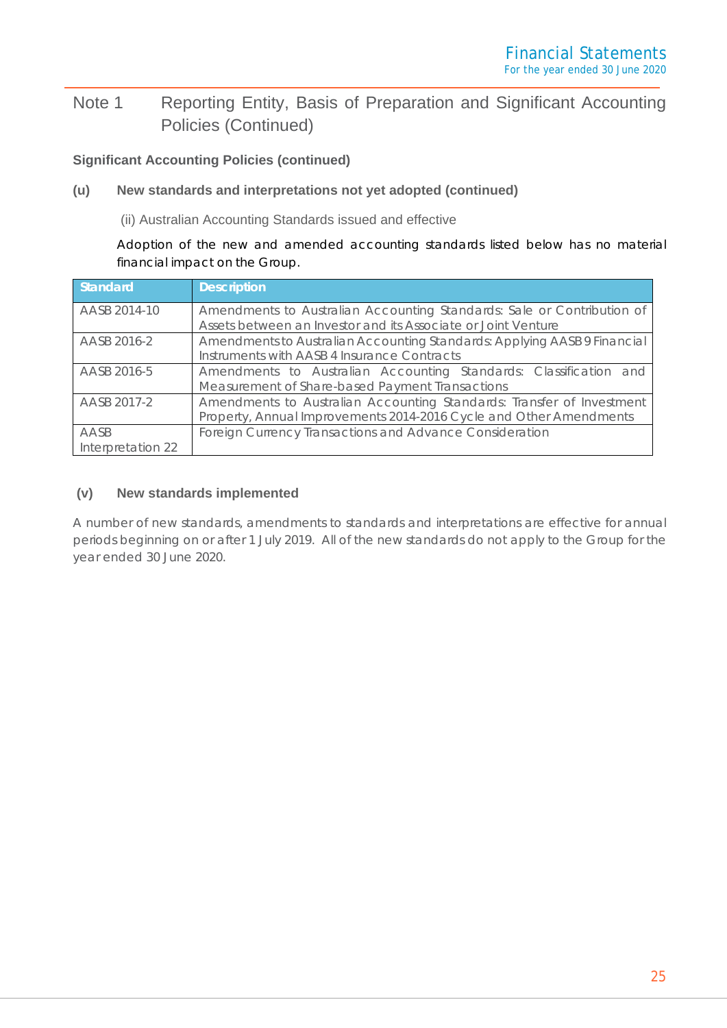## Note 1 Reporting Entity, Basis of Preparation and Significant Accounting Policies (Continued)

**Significant Accounting Policies (continued)**

### (u) New standards and interpretations not yet adopted (continued)

(ii) Australian Accounting Standards issued and effective

Adoption of the new and amended accounting standards listed below has no material financial impact on the Group.

| Standard | Description |
| --- | --- |
| AASB 2014-10 | Amendments to Australian Accounting Standards: Sale or Contribution of Assets between an Investor and its Associate or Joint Venture |
| AASB 2016-2 | Amendments to Australian Accounting Standards: Applying AASB 9 Financial Instruments with AASB 4 Insurance Contracts |
| AASB 2016-5 | Amendments to Australian Accounting Standards: Classification and Measurement of Share-based Payment Transactions |
| AASB 2017-2 | Amendments to Australian Accounting Standards: Transfer of Investment Property, Annual Improvements 2014-2016 Cycle and Other Amendments |
| AASB Interpretation 22 | Foreign Currency Transactions and Advance Consideration |

### (v) New standards implemented

A number of new standards, amendments to standards and interpretations are effective for annual periods beginning on or after 1 July 2019. All of the new standards do not apply to the Group for the year ended 30 June 2020.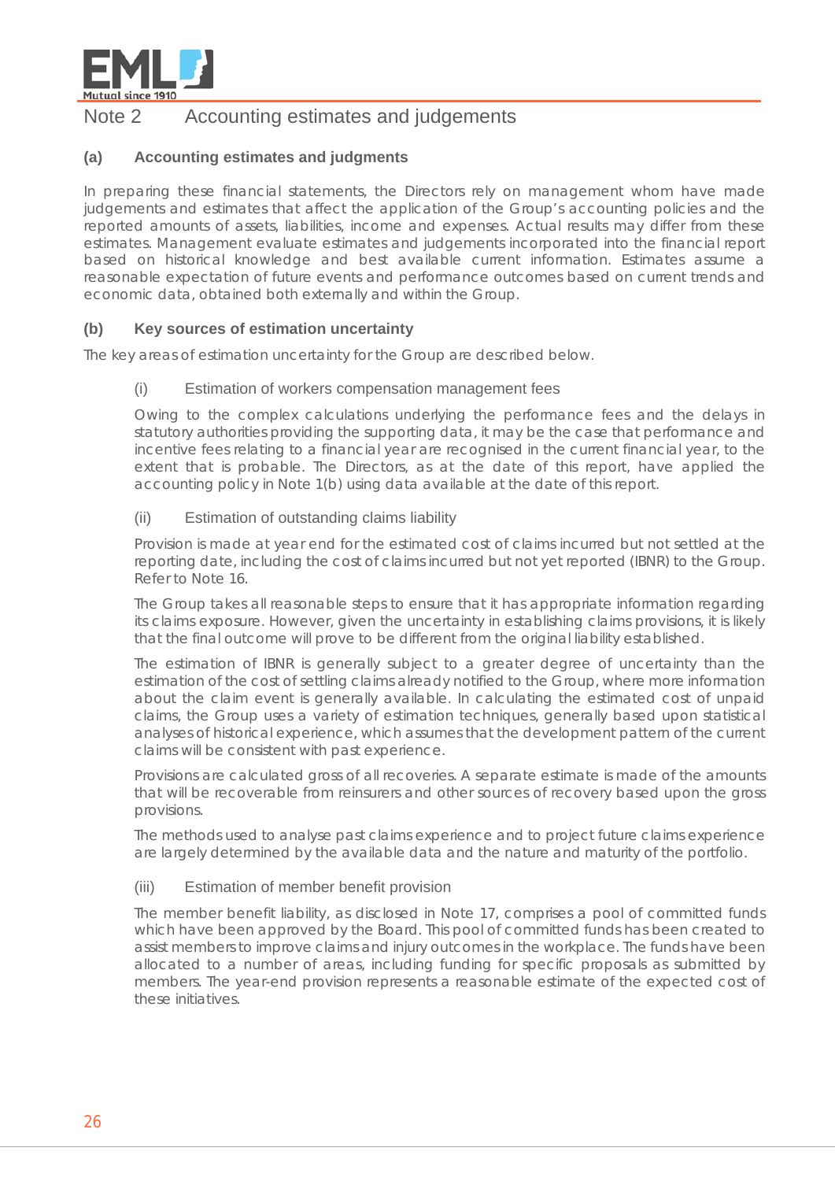# Note 2 Accounting estimates and judgements

## (a) Accounting estimates and judgments

In preparing these financial statements, the Directors rely on management whom have made judgements and estimates that affect the application of the Group's accounting policies and the reported amounts of assets, liabilities, income and expenses. Actual results may differ from these estimates. Management evaluate estimates and judgements incorporated into the financial report based on historical knowledge and best available current information. Estimates assume a reasonable expectation of future events and performance outcomes based on current trends and economic data, obtained both externally and within the Group.

## (b) Key sources of estimation uncertainty

The key areas of estimation uncertainty for the Group are described below.

### (i) Estimation of workers compensation management fees

Owing to the complex calculations underlying the performance fees and the delays in statutory authorities providing the supporting data, it may be the case that performance and incentive fees relating to a financial year are recognised in the current financial year, to the extent that is probable. The Directors, as at the date of this report, have applied the accounting policy in Note 1(b) using data available at the date of this report.

### (ii) Estimation of outstanding claims liability

Provision is made at year end for the estimated cost of claims incurred but not settled at the reporting date, including the cost of claims incurred but not yet reported (IBNR) to the Group. Refer to Note 16.

The Group takes all reasonable steps to ensure that it has appropriate information regarding its claims exposure. However, given the uncertainty in establishing claims provisions, it is likely that the final outcome will prove to be different from the original liability established.

The estimation of IBNR is generally subject to a greater degree of uncertainty than the estimation of the cost of settling claims already notified to the Group, where more information about the claim event is generally available. In calculating the estimated cost of unpaid claims, the Group uses a variety of estimation techniques, generally based upon statistical analyses of historical experience, which assumes that the development pattern of the current claims will be consistent with past experience.

Provisions are calculated gross of all recoveries. A separate estimate is made of the amounts that will be recoverable from reinsurers and other sources of recovery based upon the gross provisions.

The methods used to analyse past claims experience and to project future claims experience are largely determined by the available data and the nature and maturity of the portfolio.

### (iii) Estimation of member benefit provision

The member benefit liability, as disclosed in Note 17, comprises a pool of committed funds which have been approved by the Board. This pool of committed funds has been created to assist members to improve claims and injury outcomes in the workplace. The funds have been allocated to a number of areas, including funding for specific proposals as submitted by members. The year-end provision represents a reasonable estimate of the expected cost of these initiatives.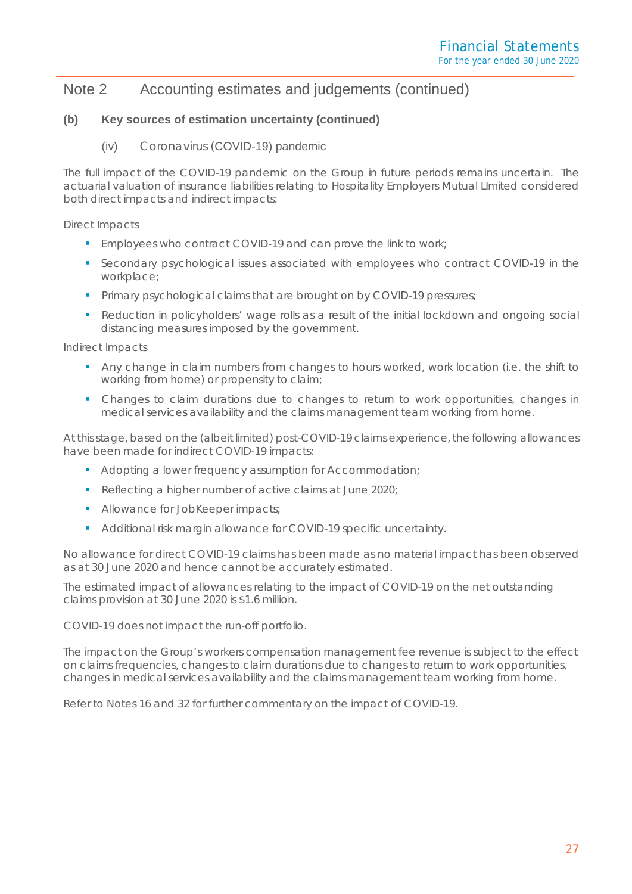## Note 2 Accounting estimates and judgements (continued)

### (b) Key sources of estimation uncertainty (continued)

#### (iv) Coronavirus (COVID-19) pandemic

The full impact of the COVID-19 pandemic on the Group in future periods remains uncertain. The actuarial valuation of insurance liabilities relating to Hospitality Employers Mutual Limited considered both direct impacts and indirect impacts:

Direct Impacts

- Employees who contract COVID-19 and can prove the link to work;
- Secondary psychological issues associated with employees who contract COVID-19 in the workplace;
- Primary psychological claims that are brought on by COVID-19 pressures;
- Reduction in policyholders' wage rolls as a result of the initial lockdown and ongoing social distancing measures imposed by the government.

Indirect Impacts

- Any change in claim numbers from changes to hours worked, work location (i.e. the shift to working from home) or propensity to claim;
- Changes to claim durations due to changes to return to work opportunities, changes in medical services availability and the claims management team working from home.

At this stage, based on the (albeit limited) post-COVID-19 claims experience, the following allowances have been made for indirect COVID-19 impacts:

- Adopting a lower frequency assumption for Accommodation;
- Reflecting a higher number of active claims at June 2020;
- Allowance for JobKeeper impacts;
- Additional risk margin allowance for COVID-19 specific uncertainty.

No allowance for direct COVID-19 claims has been made as no material impact has been observed as at 30 June 2020 and hence cannot be accurately estimated.

The estimated impact of allowances relating to the impact of COVID-19 on the net outstanding claims provision at 30 June 2020 is $1.6 million.

COVID-19 does not impact the run-off portfolio.

The impact on the Group's workers compensation management fee revenue is subject to the effect on claims frequencies, changes to claim durations due to changes to return to work opportunities, changes in medical services availability and the claims management team working from home.

Refer to Notes 16 and 32 for further commentary on the impact of COVID-19.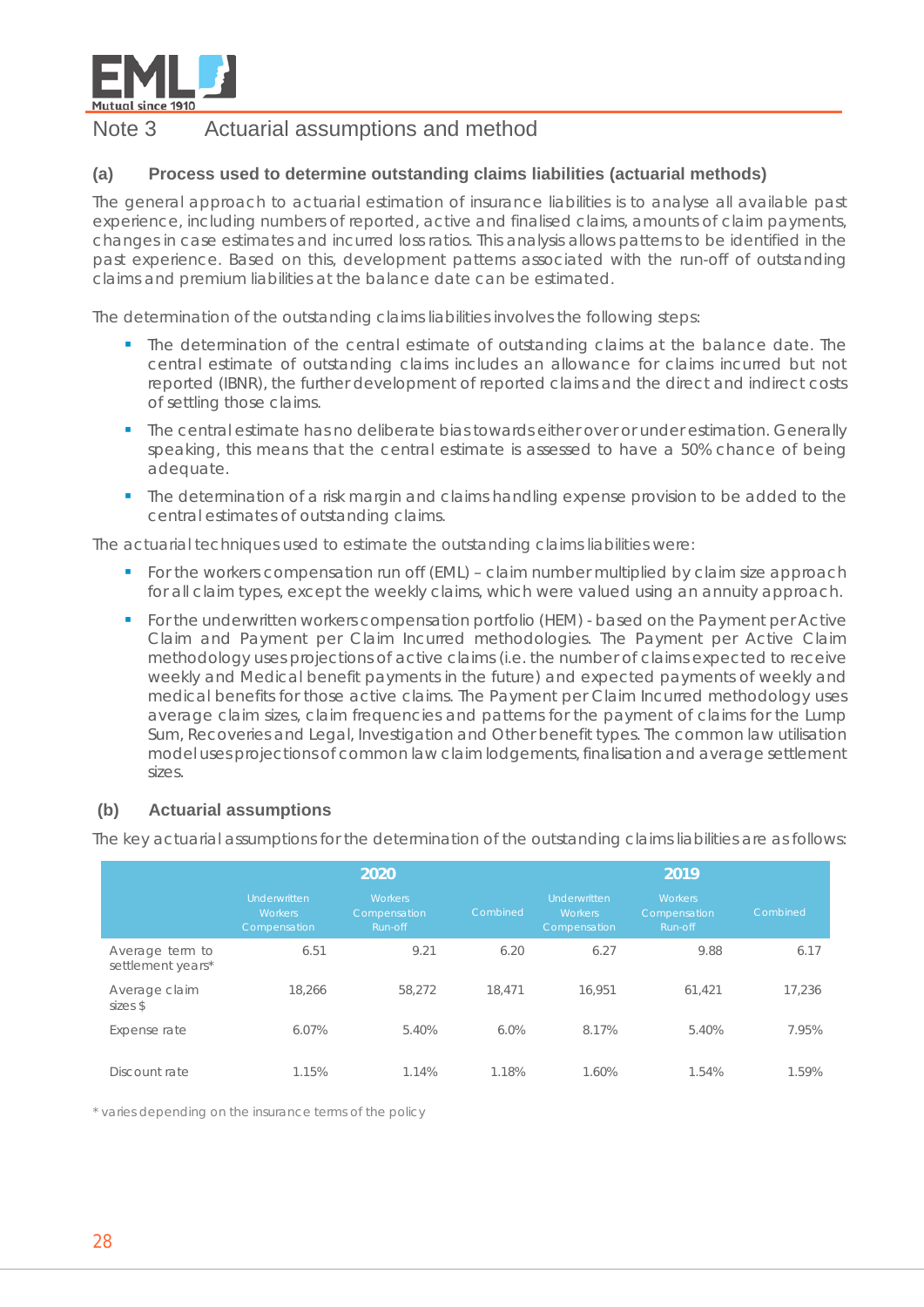# Note 3 Actuarial assumptions and method

## (a) Process used to determine outstanding claims liabilities (actuarial methods)

The general approach to actuarial estimation of insurance liabilities is to analyse all available past experience, including numbers of reported, active and finalised claims, amounts of claim payments, changes in case estimates and incurred loss ratios. This analysis allows patterns to be identified in the past experience. Based on this, development patterns associated with the run-off of outstanding claims and premium liabilities at the balance date can be estimated.

The determination of the outstanding claims liabilities involves the following steps:

- The determination of the central estimate of outstanding claims at the balance date. The central estimate of outstanding claims includes an allowance for claims incurred but not reported (IBNR), the further development of reported claims and the direct and indirect costs of settling those claims.
- The central estimate has no deliberate bias towards either over or under estimation. Generally speaking, this means that the central estimate is assessed to have a 50% chance of being adequate.
- The determination of a risk margin and claims handling expense provision to be added to the central estimates of outstanding claims.

The actuarial techniques used to estimate the outstanding claims liabilities were:

- For the workers compensation run off (EML) – claim number multiplied by claim size approach for all claim types, except the weekly claims, which were valued using an annuity approach.
- For the underwritten workers compensation portfolio (HEM) - based on the Payment per Active Claim and Payment per Claim Incurred methodologies. The Payment per Active Claim methodology uses projections of active claims (i.e. the number of claims expected to receive weekly and Medical benefit payments in the future) and expected payments of weekly and medical benefits for those active claims. The Payment per Claim Incurred methodology uses average claim sizes, claim frequencies and patterns for the payment of claims for the Lump Sum, Recoveries and Legal, Investigation and Other benefit types. The common law utilisation model uses projections of common law claim lodgements, finalisation and average settlement sizes.

## (b) Actuarial assumptions

The key actuarial assumptions for the determination of the outstanding claims liabilities are as follows:

| | 2020 | | | 2019 | | |
|---|---|---|---|---|---|---|
| | Underwritten Workers Compensation | Workers Compensation Run-off | Combined | Underwritten Workers Compensation | Workers Compensation Run-off | Combined |
| Average term to settlement years* | 6.51 | 9.21 | 6.20 | 6.27 | 9.88 | 6.17 |
| Average claim sizes $ | 18,266 | 58,272 | 18,471 | 16,951 | 61,421 | 17,236 |
| Expense rate | 6.07% | 5.40% | 6.0% | 8.17% | 5.40% | 7.95% |
| Discount rate | 1.15% | 1.14% | 1.18% | 1.60% | 1.54% | 1.59% |

\* varies depending on the insurance terms of the policy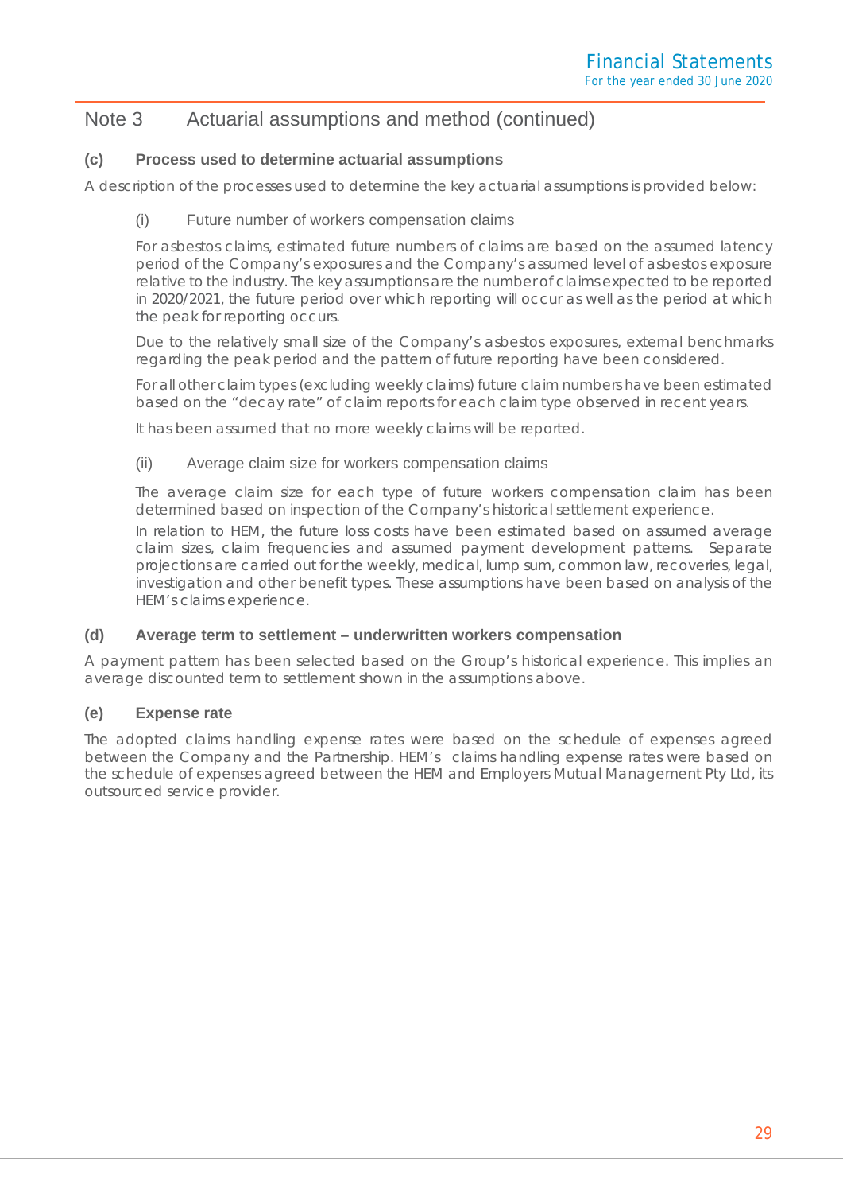## Note 3 Actuarial assumptions and method (continued)

### (c) Process used to determine actuarial assumptions

A description of the processes used to determine the key actuarial assumptions is provided below:

#### (i) Future number of workers compensation claims

For asbestos claims, estimated future numbers of claims are based on the assumed latency period of the Company's exposures and the Company's assumed level of asbestos exposure relative to the industry. The key assumptions are the number of claims expected to be reported in 2020/2021, the future period over which reporting will occur as well as the period at which the peak for reporting occurs.

Due to the relatively small size of the Company's asbestos exposures, external benchmarks regarding the peak period and the pattern of future reporting have been considered.

For all other claim types (excluding weekly claims) future claim numbers have been estimated based on the "decay rate" of claim reports for each claim type observed in recent years.

It has been assumed that no more weekly claims will be reported.

#### (ii) Average claim size for workers compensation claims

The average claim size for each type of future workers compensation claim has been determined based on inspection of the Company's historical settlement experience.

In relation to HEM, the future loss costs have been estimated based on assumed average claim sizes, claim frequencies and assumed payment development patterns. Separate projections are carried out for the weekly, medical, lump sum, common law, recoveries, legal, investigation and other benefit types. These assumptions have been based on analysis of the HEM's claims experience.

### (d) Average term to settlement – underwritten workers compensation

A payment pattern has been selected based on the Group's historical experience. This implies an average discounted term to settlement shown in the assumptions above.

### (e) Expense rate

The adopted claims handling expense rates were based on the schedule of expenses agreed between the Company and the Partnership. HEM's claims handling expense rates were based on the schedule of expenses agreed between the HEM and Employers Mutual Management Pty Ltd, its outsourced service provider.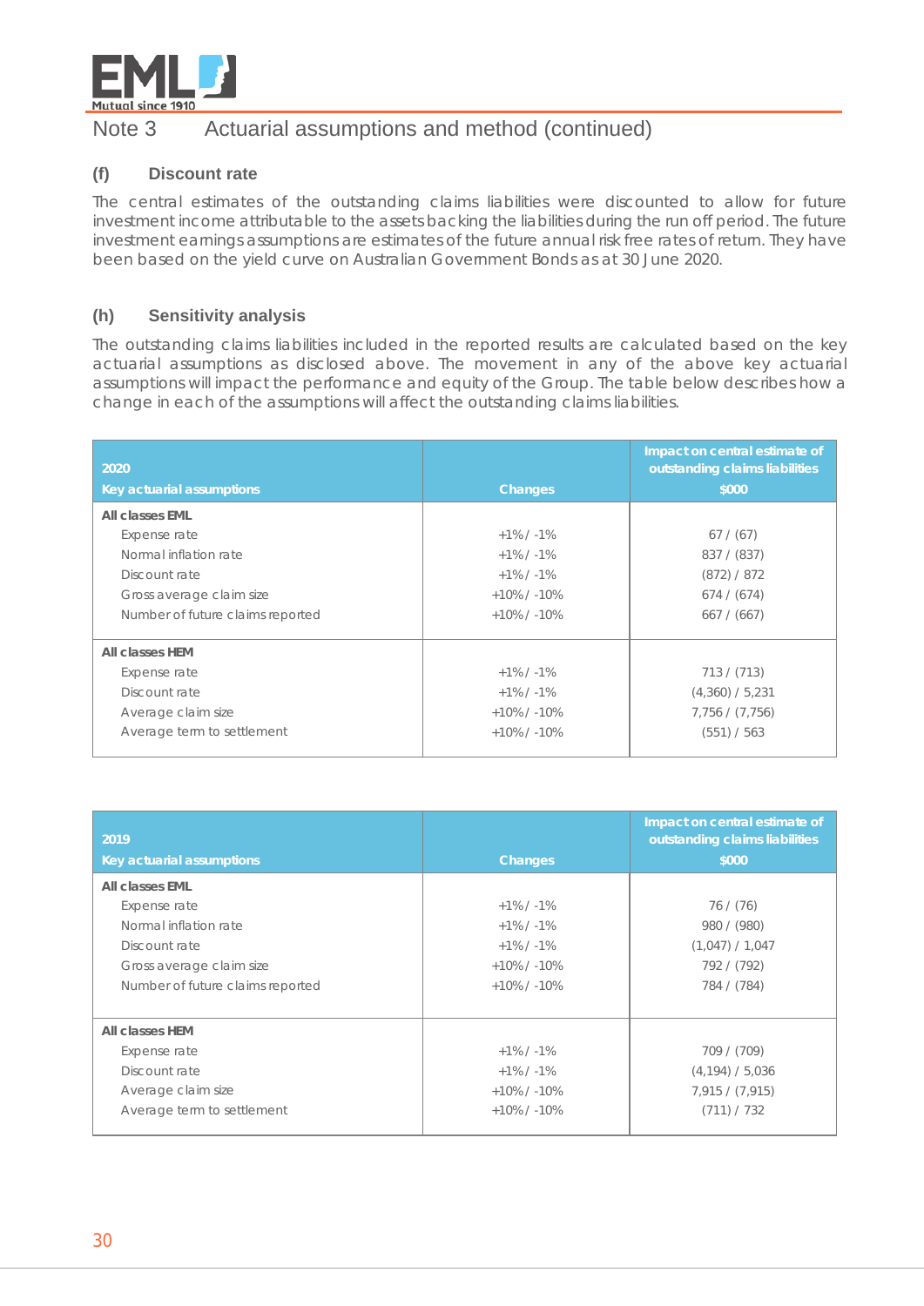## Note 3 Actuarial assumptions and method (continued)

### (f) Discount rate

The central estimates of the outstanding claims liabilities were discounted to allow for future investment income attributable to the assets backing the liabilities during the run off period. The future investment earnings assumptions are estimates of the future annual risk free rates of return. They have been based on the yield curve on Australian Government Bonds as at 30 June 2020.

### (h) Sensitivity analysis

The outstanding claims liabilities included in the reported results are calculated based on the key actuarial assumptions as disclosed above. The movement in any of the above key actuarial assumptions will impact the performance and equity of the Group. The table below describes how a change in each of the assumptions will affect the outstanding claims liabilities.

| 2020<br>Key actuarial assumptions | Changes | Impact on central estimate of outstanding claims liabilities<br>$000 |
|---|---|---|
| **All classes EML** | | |
| Expense rate | +1% / -1% | 67 / (67) |
| Normal inflation rate | +1% / -1% | 837 / (837) |
| Discount rate | +1% / -1% | (872) / 872 |
| Gross average claim size | +10% / -10% | 674 / (674) |
| Number of future claims reported | +10% / -10% | 667 / (667) |
| **All classes HEM** | | |
| Expense rate | +1% / -1% | 713 / (713) |
| Discount rate | +1% / -1% | (4,360) / 5,231 |
| Average claim size | +10% / -10% | 7,756 / (7,756) |
| Average term to settlement | +10% / -10% | (551) / 563 |

| 2019<br>Key actuarial assumptions | Changes | Impact on central estimate of outstanding claims liabilities<br>$000 |
|---|---|---|
| **All classes EML** | | |
| Expense rate | +1% / -1% | 76 / (76) |
| Normal inflation rate | +1% / -1% | 980 / (980) |
| Discount rate | +1% / -1% | (1,047) / 1,047 |
| Gross average claim size | +10% / -10% | 792 / (792) |
| Number of future claims reported | +10% / -10% | 784 / (784) |
| **All classes HEM** | | |
| Expense rate | +1% / -1% | 709 / (709) |
| Discount rate | +1% / -1% | (4,194) / 5,036 |
| Average claim size | +10% / -10% | 7,915 / (7,915) |
| Average term to settlement | +10% / -10% | (711) / 732 |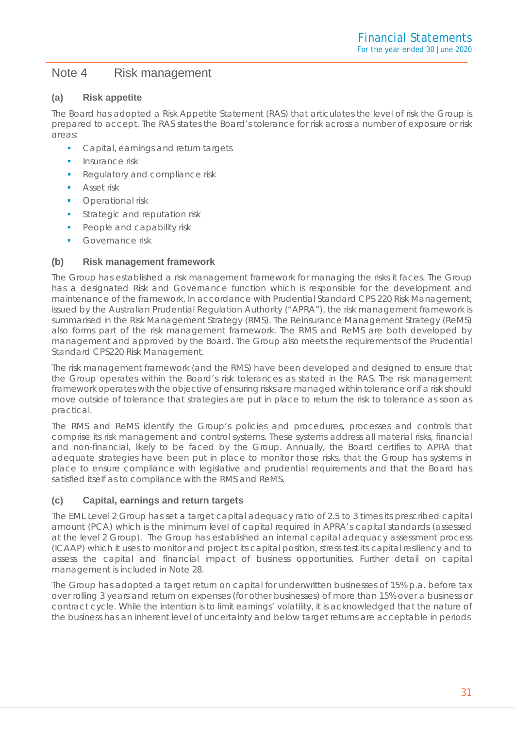## Note 4 Risk management

### (a) Risk appetite

The Board has adopted a Risk Appetite Statement (RAS) that articulates the level of risk the Group is prepared to accept. The RAS states the Board's tolerance for risk across a number of exposure or risk areas:

- Capital, earnings and return targets
- Insurance risk
- Regulatory and compliance risk
- Asset risk
- Operational risk
- Strategic and reputation risk
- People and capability risk
- Governance risk

### (b) Risk management framework

The Group has established a risk management framework for managing the risks it faces. The Group has a designated Risk and Governance function which is responsible for the development and maintenance of the framework. In accordance with Prudential Standard CPS 220 Risk Management, issued by the Australian Prudential Regulation Authority ("APRA"), the risk management framework is summarised in the Risk Management Strategy (RMS). The Reinsurance Management Strategy (ReMS) also forms part of the risk management framework. The RMS and ReMS are both developed by management and approved by the Board. The Group also meets the requirements of the Prudential Standard CPS220 Risk Management.

The risk management framework (and the RMS) have been developed and designed to ensure that the Group operates within the Board's risk tolerances as stated in the RAS. The risk management framework operates with the objective of ensuring risks are managed within tolerance or if a risk should move outside of tolerance that strategies are put in place to return the risk to tolerance as soon as practical.

The RMS and ReMS identify the Group's policies and procedures, processes and controls that comprise its risk management and control systems. These systems address all material risks, financial and non-financial, likely to be faced by the Group. Annually, the Board certifies to APRA that adequate strategies have been put in place to monitor those risks, that the Group has systems in place to ensure compliance with legislative and prudential requirements and that the Board has satisfied itself as to compliance with the RMS and ReMS.

### (c) Capital, earnings and return targets

The EML Level 2 Group has set a target capital adequacy ratio of 2.5 to 3 times its prescribed capital amount (PCA) which is the minimum level of capital required in APRA's capital standards (assessed at the level 2 Group). The Group has established an internal capital adequacy assessment process (ICAAP) which it uses to monitor and project its capital position, stress test its capital resiliency and to assess the capital and financial impact of business opportunities. Further detail on capital management is included in Note 28.

The Group has adopted a target return on capital for underwritten businesses of 15% p.a. before tax over rolling 3 years and return on expenses (for other businesses) of more than 15% over a business or contract cycle. While the intention is to limit earnings' volatility, it is acknowledged that the nature of the business has an inherent level of uncertainty and below target returns are acceptable in periods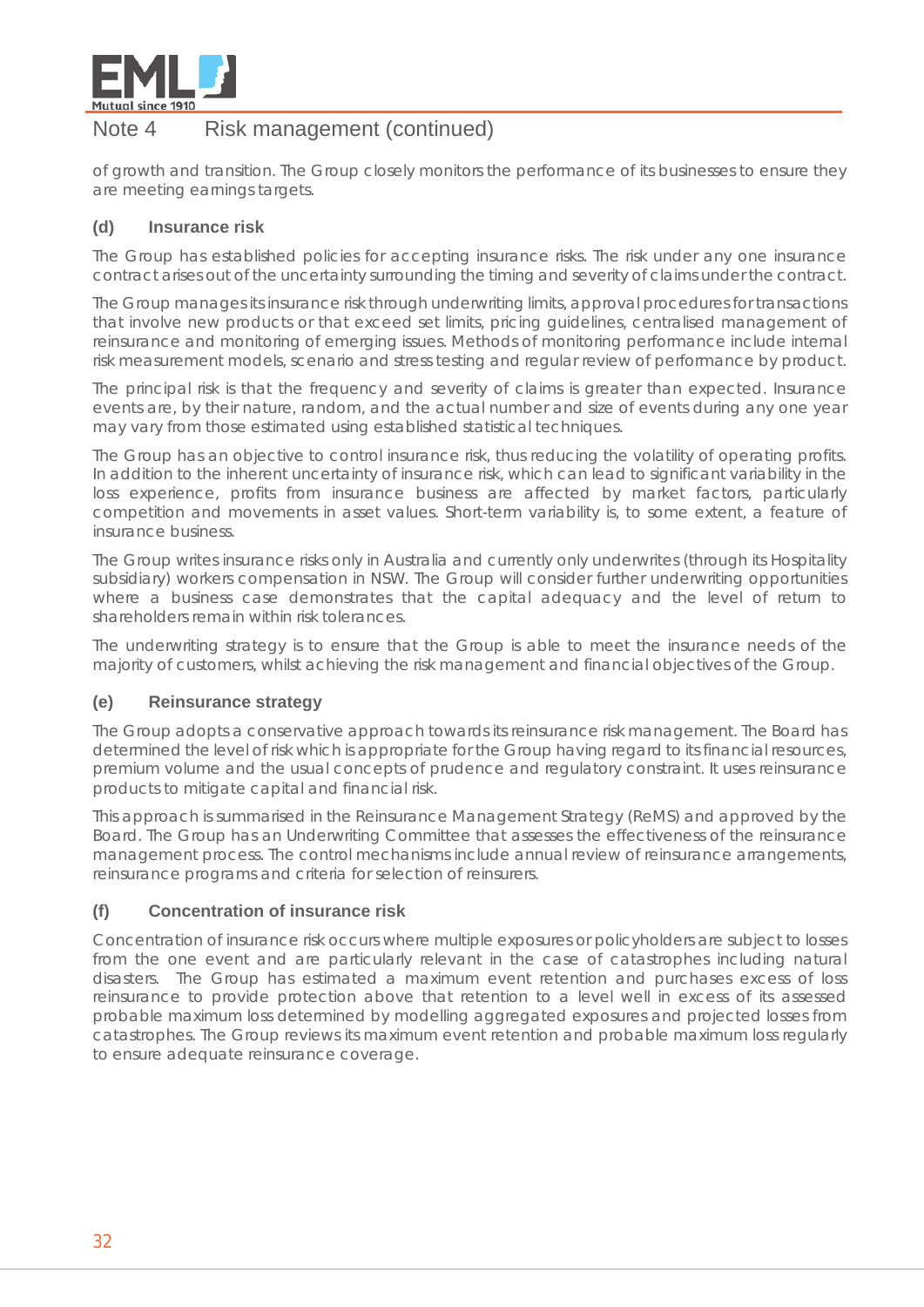## Note 4 Risk management (continued)

of growth and transition. The Group closely monitors the performance of its businesses to ensure they are meeting earnings targets.

### (d) Insurance risk

The Group has established policies for accepting insurance risks. The risk under any one insurance contract arises out of the uncertainty surrounding the timing and severity of claims under the contract.

The Group manages its insurance risk through underwriting limits, approval procedures for transactions that involve new products or that exceed set limits, pricing guidelines, centralised management of reinsurance and monitoring of emerging issues. Methods of monitoring performance include internal risk measurement models, scenario and stress testing and regular review of performance by product.

The principal risk is that the frequency and severity of claims is greater than expected. Insurance events are, by their nature, random, and the actual number and size of events during any one year may vary from those estimated using established statistical techniques.

The Group has an objective to control insurance risk, thus reducing the volatility of operating profits. In addition to the inherent uncertainty of insurance risk, which can lead to significant variability in the loss experience, profits from insurance business are affected by market factors, particularly competition and movements in asset values. Short-term variability is, to some extent, a feature of insurance business.

The Group writes insurance risks only in Australia and currently only underwrites (through its Hospitality subsidiary) workers compensation in NSW. The Group will consider further underwriting opportunities where a business case demonstrates that the capital adequacy and the level of return to shareholders remain within risk tolerances.

The underwriting strategy is to ensure that the Group is able to meet the insurance needs of the majority of customers, whilst achieving the risk management and financial objectives of the Group.

### (e) Reinsurance strategy

The Group adopts a conservative approach towards its reinsurance risk management. The Board has determined the level of risk which is appropriate for the Group having regard to its financial resources, premium volume and the usual concepts of prudence and regulatory constraint. It uses reinsurance products to mitigate capital and financial risk.

This approach is summarised in the Reinsurance Management Strategy (ReMS) and approved by the Board. The Group has an Underwriting Committee that assesses the effectiveness of the reinsurance management process. The control mechanisms include annual review of reinsurance arrangements, reinsurance programs and criteria for selection of reinsurers.

### (f) Concentration of insurance risk

Concentration of insurance risk occurs where multiple exposures or policyholders are subject to losses from the one event and are particularly relevant in the case of catastrophes including natural disasters. The Group has estimated a maximum event retention and purchases excess of loss reinsurance to provide protection above that retention to a level well in excess of its assessed probable maximum loss determined by modelling aggregated exposures and projected losses from catastrophes. The Group reviews its maximum event retention and probable maximum loss regularly to ensure adequate reinsurance coverage.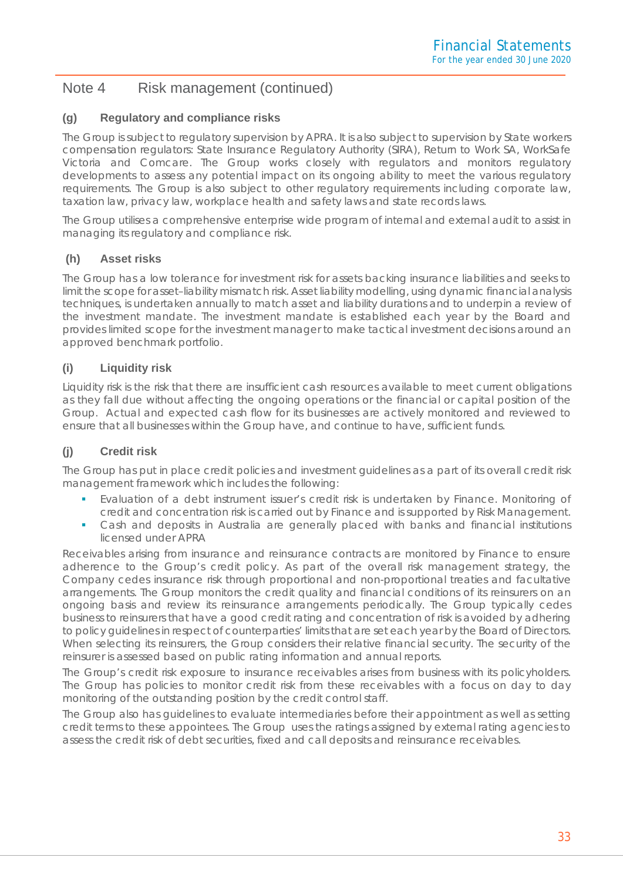# Note 4 Risk management (continued)

## (g) Regulatory and compliance risks

The Group is subject to regulatory supervision by APRA. It is also subject to supervision by State workers compensation regulators: State Insurance Regulatory Authority (SIRA), Return to Work SA, WorkSafe Victoria and Comcare. The Group works closely with regulators and monitors regulatory developments to assess any potential impact on its ongoing ability to meet the various regulatory requirements. The Group is also subject to other regulatory requirements including corporate law, taxation law, privacy law, workplace health and safety laws and state records laws.

The Group utilises a comprehensive enterprise wide program of internal and external audit to assist in managing its regulatory and compliance risk.

## (h) Asset risks

The Group has a low tolerance for investment risk for assets backing insurance liabilities and seeks to limit the scope for asset–liability mismatch risk. Asset liability modelling, using dynamic financial analysis techniques, is undertaken annually to match asset and liability durations and to underpin a review of the investment mandate. The investment mandate is established each year by the Board and provides limited scope for the investment manager to make tactical investment decisions around an approved benchmark portfolio.

## (i) Liquidity risk

Liquidity risk is the risk that there are insufficient cash resources available to meet current obligations as they fall due without affecting the ongoing operations or the financial or capital position of the Group. Actual and expected cash flow for its businesses are actively monitored and reviewed to ensure that all businesses within the Group have, and continue to have, sufficient funds.

## (j) Credit risk

The Group has put in place credit policies and investment guidelines as a part of its overall credit risk management framework which includes the following:

- Evaluation of a debt instrument issuer's credit risk is undertaken by Finance. Monitoring of credit and concentration risk is carried out by Finance and is supported by Risk Management.
- Cash and deposits in Australia are generally placed with banks and financial institutions licensed under APRA

Receivables arising from insurance and reinsurance contracts are monitored by Finance to ensure adherence to the Group's credit policy. As part of the overall risk management strategy, the Company cedes insurance risk through proportional and non-proportional treaties and facultative arrangements. The Group monitors the credit quality and financial conditions of its reinsurers on an ongoing basis and review its reinsurance arrangements periodically. The Group typically cedes business to reinsurers that have a good credit rating and concentration of risk is avoided by adhering to policy guidelines in respect of counterparties' limits that are set each year by the Board of Directors. When selecting its reinsurers, the Group considers their relative financial security. The security of the reinsurer is assessed based on public rating information and annual reports.

The Group's credit risk exposure to insurance receivables arises from business with its policyholders. The Group has policies to monitor credit risk from these receivables with a focus on day to day monitoring of the outstanding position by the credit control staff.

The Group also has guidelines to evaluate intermediaries before their appointment as well as setting credit terms to these appointees. The Group uses the ratings assigned by external rating agencies to assess the credit risk of debt securities, fixed and call deposits and reinsurance receivables.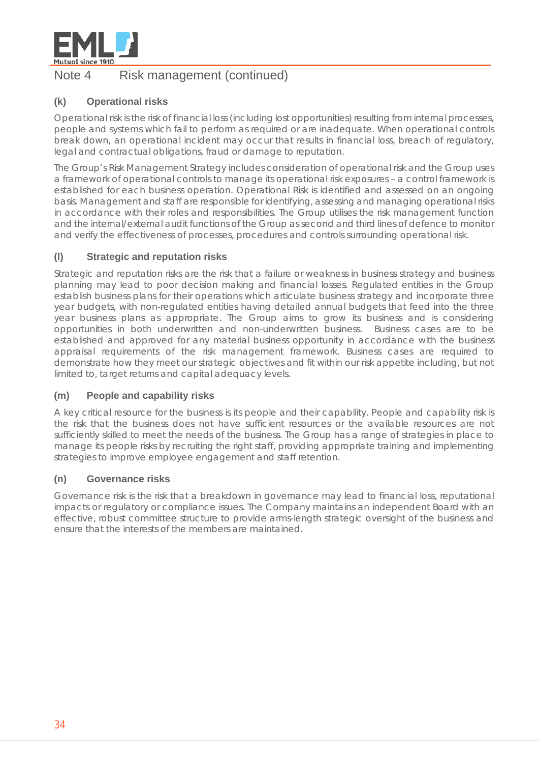## Note 4 Risk management (continued)

### (k) Operational risks

Operational risk is the risk of financial loss (including lost opportunities) resulting from internal processes, people and systems which fail to perform as required or are inadequate. When operational controls break down, an operational incident may occur that results in financial loss, breach of regulatory, legal and contractual obligations, fraud or damage to reputation.

The Group's Risk Management Strategy includes consideration of operational risk and the Group uses a framework of operational controls to manage its operational risk exposures – a control framework is established for each business operation. Operational Risk is identified and assessed on an ongoing basis. Management and staff are responsible for identifying, assessing and managing operational risks in accordance with their roles and responsibilities. The Group utilises the risk management function and the internal/external audit functions of the Group as second and third lines of defence to monitor and verify the effectiveness of processes, procedures and controls surrounding operational risk.

### (l) Strategic and reputation risks

Strategic and reputation risks are the risk that a failure or weakness in business strategy and business planning may lead to poor decision making and financial losses. Regulated entities in the Group establish business plans for their operations which articulate business strategy and incorporate three year budgets, with non-regulated entities having detailed annual budgets that feed into the three year business plans as appropriate. The Group aims to grow its business and is considering opportunities in both underwritten and non-underwritten business. Business cases are to be established and approved for any material business opportunity in accordance with the business appraisal requirements of the risk management framework. Business cases are required to demonstrate how they meet our strategic objectives and fit within our risk appetite including, but not limited to, target returns and capital adequacy levels.

### (m) People and capability risks

A key critical resource for the business is its people and their capability. People and capability risk is the risk that the business does not have sufficient resources or the available resources are not sufficiently skilled to meet the needs of the business. The Group has a range of strategies in place to manage its people risks by recruiting the right staff, providing appropriate training and implementing strategies to improve employee engagement and staff retention.

### (n) Governance risks

Governance risk is the risk that a breakdown in governance may lead to financial loss, reputational impacts or regulatory or compliance issues. The Company maintains an independent Board with an effective, robust committee structure to provide arms-length strategic oversight of the business and ensure that the interests of the members are maintained.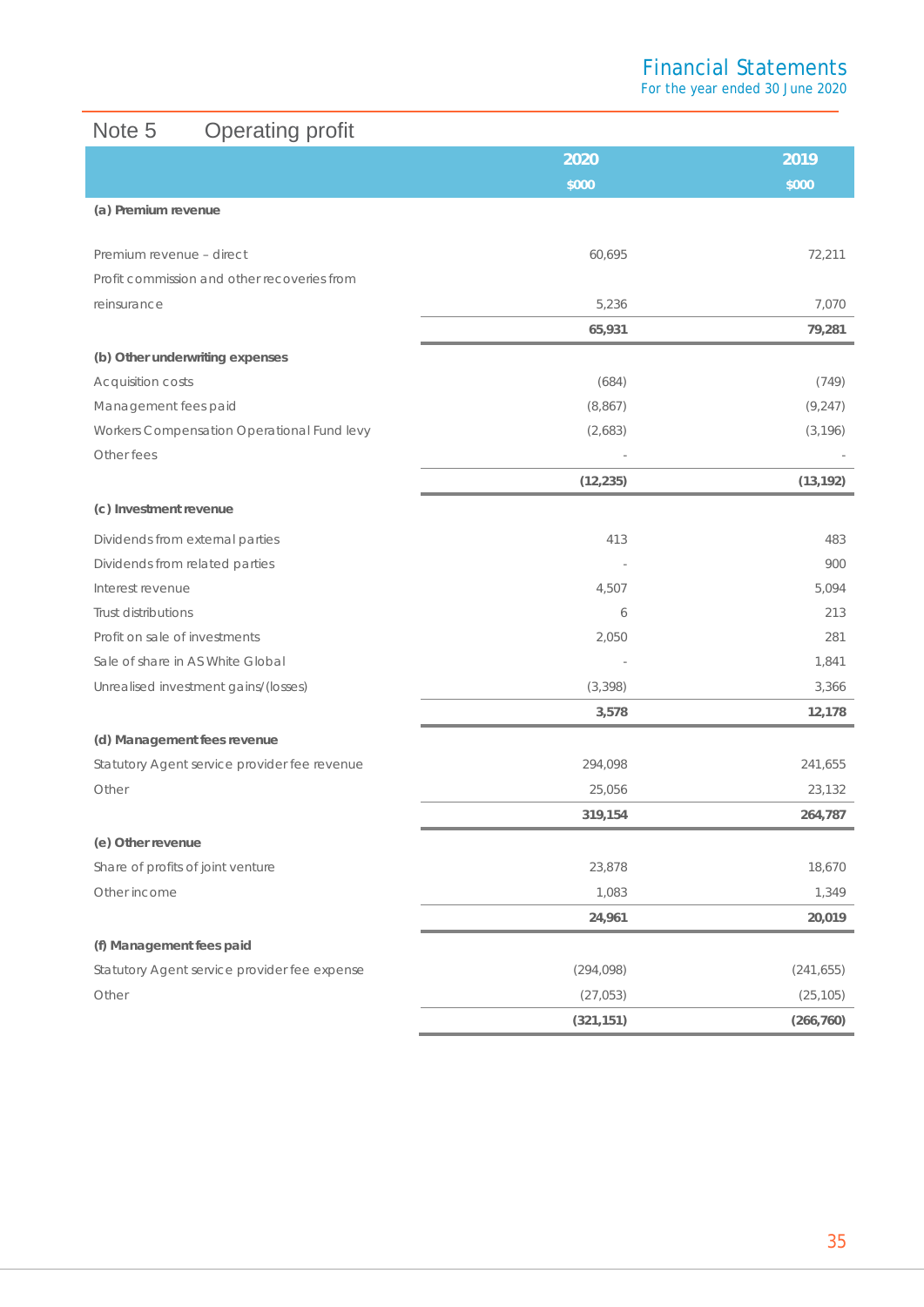## Note 5 Operating profit

| | 2020 $000 | 2019 $000 |
|---|---|---|
| **(a) Premium revenue** | | |
| Premium revenue – direct | 60,695 | 72,211 |
| Profit commission and other recoveries from reinsurance | 5,236 | 7,070 |
| | **65,931** | **79,281** |
| **(b) Other underwriting expenses** | | |
| Acquisition costs | (684) | (749) |
| Management fees paid | (8,867) | (9,247) |
| Workers Compensation Operational Fund levy | (2,683) | (3,196) |
| Other fees | - | - |
| | **(12,235)** | **(13,192)** |
| **(c) Investment revenue** | | |
| Dividends from external parties | 413 | 483 |
| Dividends from related parties | - | 900 |
| Interest revenue | 4,507 | 5,094 |
| Trust distributions | 6 | 213 |
| Profit on sale of investments | 2,050 | 281 |
| Sale of share in AS White Global | - | 1,841 |
| Unrealised investment gains/(losses) | (3,398) | 3,366 |
| | **3,578** | **12,178** |
| **(d) Management fees revenue** | | |
| Statutory Agent service provider fee revenue | 294,098 | 241,655 |
| Other | 25,056 | 23,132 |
| | **319,154** | **264,787** |
| **(e) Other revenue** | | |
| Share of profits of joint venture | 23,878 | 18,670 |
| Other income | 1,083 | 1,349 |
| | **24,961** | **20,019** |
| **(f) Management fees paid** | | |
| Statutory Agent service provider fee expense | (294,098) | (241,655) |
| Other | (27,053) | (25,105) |
| | **(321,151)** | **(266,760)** |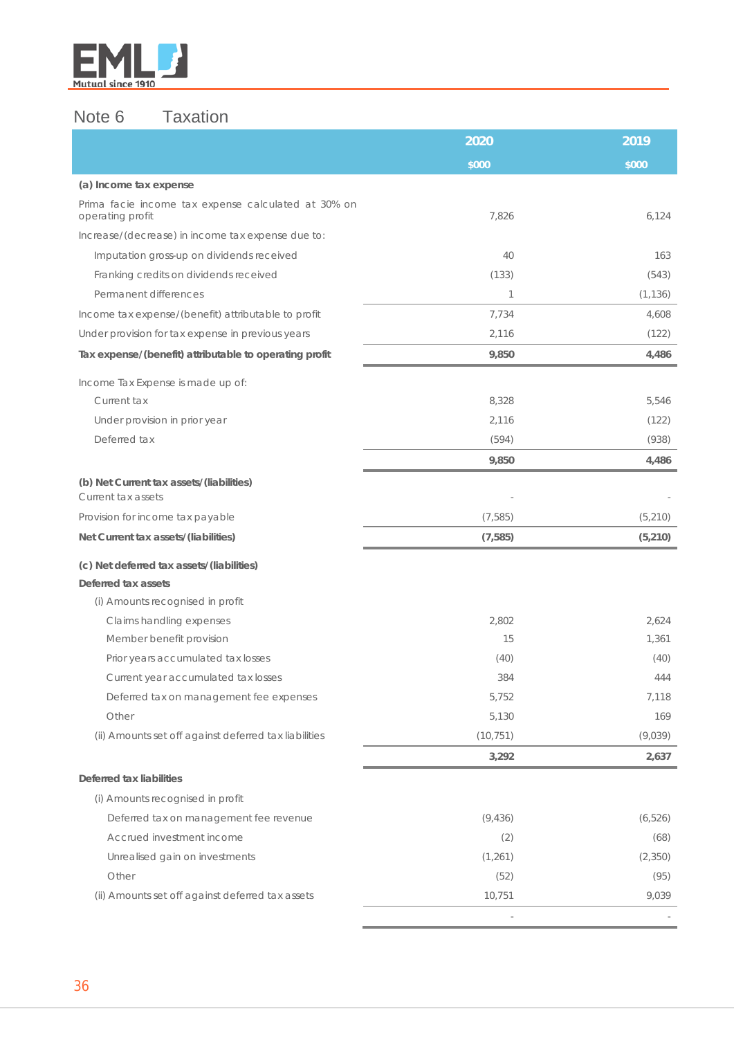## Note 6 Taxation

| | 2020 $000 | 2019 $000 |
|---|---|---|
| **(a) Income tax expense** | | |
| Prima facie income tax expense calculated at 30% on operating profit | 7,826 | 6,124 |
| Increase/(decrease) in income tax expense due to: | | |
| Imputation gross-up on dividends received | 40 | 163 |
| Franking credits on dividends received | (133) | (543) |
| Permanent differences | 1 | (1,136) |
| Income tax expense/(benefit) attributable to profit | 7,734 | 4,608 |
| Under provision for tax expense in previous years | 2,116 | (122) |
| **Tax expense/(benefit) attributable to operating profit** | **9,850** | **4,486** |
| Income Tax Expense is made up of: | | |
| Current tax | 8,328 | 5,546 |
| Under provision in prior year | 2,116 | (122) |
| Deferred tax | (594) | (938) |
| | **9,850** | **4,486** |
| **(b) Net Current tax assets/(liabilities)** | | |
| Current tax assets | - | - |
| Provision for income tax payable | (7,585) | (5,210) |
| **Net Current tax assets/(liabilities)** | **(7,585)** | **(5,210)** |
| **(c) Net deferred tax assets/(liabilities)** | | |
| **Deferred tax assets** | | |
| (i) Amounts recognised in profit | | |
| Claims handling expenses | 2,802 | 2,624 |
| Member benefit provision | 15 | 1,361 |
| Prior years accumulated tax losses | (40) | (40) |
| Current year accumulated tax losses | 384 | 444 |
| Deferred tax on management fee expenses | 5,752 | 7,118 |
| Other | 5,130 | 169 |
| (ii) Amounts set off against deferred tax liabilities | (10,751) | (9,039) |
| | **3,292** | **2,637** |
| **Deferred tax liabilities** | | |
| (i) Amounts recognised in profit | | |
| Deferred tax on management fee revenue | (9,436) | (6,526) |
| Accrued investment income | (2) | (68) |
| Unrealised gain on investments | (1,261) | (2,350) |
| Other | (52) | (95) |
| (ii) Amounts set off against deferred tax assets | 10,751 | 9,039 |
| | - | - |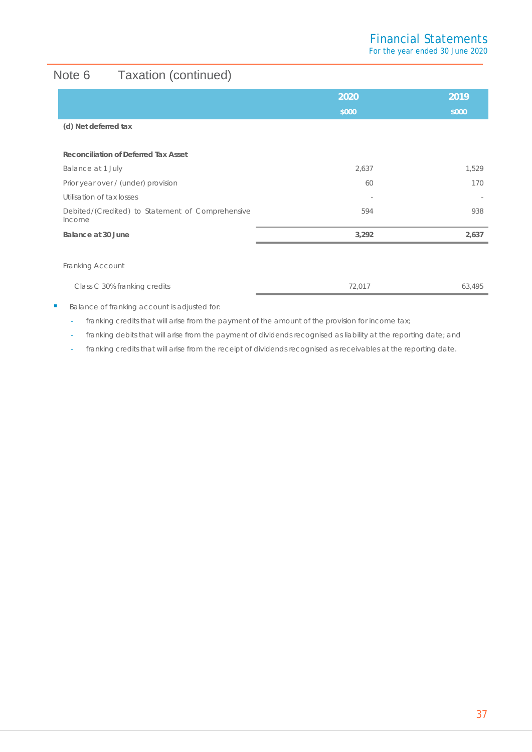# Note 6 Taxation (continued)

| | 2020 | 2019 |
|---|---|---|
| | $000 | $000 |
| **(d) Net deferred tax** | | |
| | | |
| **Reconciliation of Deferred Tax Asset** | | |
| Balance at 1 July | 2,637 | 1,529 |
| Prior year over / (under) provision | 60 | 170 |
| Utilisation of tax losses | - | - |
| Debited/(Credited) to Statement of Comprehensive Income | 594 | 938 |
| **Balance at 30 June** | **3,292** | **2,637** |
| | | |
| Franking Account | | |
| Class C 30% franking credits | 72,017 | 63,495 |

- Balance of franking account is adjusted for:
  - franking credits that will arise from the payment of the amount of the provision for income tax;
  - franking debits that will arise from the payment of dividends recognised as liability at the reporting date; and
  - franking credits that will arise from the receipt of dividends recognised as receivables at the reporting date.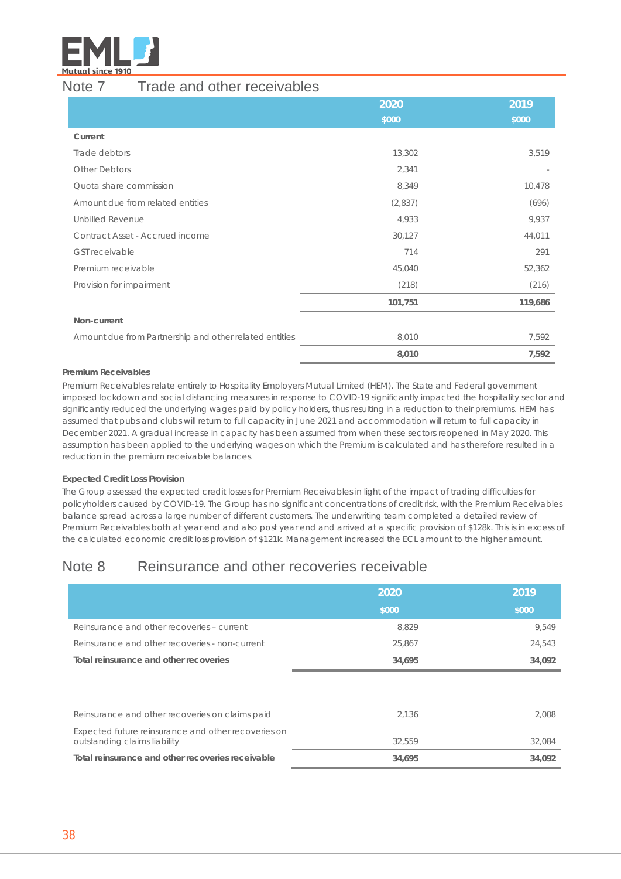## Note 7 Trade and other receivables

| | 2020 | 2019 |
|---|---|---|
| | $000 | $000 |
| **Current** | | |
| Trade debtors | 13,302 | 3,519 |
| Other Debtors | 2,341 | - |
| Quota share commission | 8,349 | 10,478 |
| Amount due from related entities | (2,837) | (696) |
| Unbilled Revenue | 4,933 | 9,937 |
| Contract Asset - Accrued income | 30,127 | 44,011 |
| GST receivable | 714 | 291 |
| Premium receivable | 45,040 | 52,362 |
| Provision for impairment | (218) | (216) |
| | **101,751** | **119,686** |
| **Non-current** | | |
| Amount due from Partnership and other related entities | 8,010 | 7,592 |
| | **8,010** | **7,592** |

**Premium Receivables**

Premium Receivables relate entirely to Hospitality Employers Mutual Limited (HEM). The State and Federal government imposed lockdown and social distancing measures in response to COVID-19 significantly impacted the hospitality sector and significantly reduced the underlying wages paid by policy holders, thus resulting in a reduction to their premiums. HEM has assumed that pubs and clubs will return to full capacity in June 2021 and accommodation will return to full capacity in December 2021. A gradual increase in capacity has been assumed from when these sectors reopened in May 2020. This assumption has been applied to the underlying wages on which the Premium is calculated and has therefore resulted in a reduction in the premium receivable balances.

**Expected Credit Loss Provision**

The Group assessed the expected credit losses for Premium Receivables in light of the impact of trading difficulties for policyholders caused by COVID-19. The Group has no significant concentrations of credit risk, with the Premium Receivables balance spread across a large number of different customers. The underwriting team completed a detailed review of Premium Receivables both at year end and also post year end and arrived at a specific provision of $128k. This is in excess of the calculated economic credit loss provision of $121k. Management increased the ECL amount to the higher amount.

## Note 8 Reinsurance and other recoveries receivable

| | 2020 | 2019 |
|---|---|---|
| | $000 | $000 |
| Reinsurance and other recoveries – current | 8,829 | 9,549 |
| Reinsurance and other recoveries - non-current | 25,867 | 24,543 |
| **Total reinsurance and other recoveries** | **34,695** | **34,092** |
| | | |
| Reinsurance and other recoveries on claims paid | 2,136 | 2,008 |
| Expected future reinsurance and other recoveries on outstanding claims liability | 32,559 | 32,084 |
| **Total reinsurance and other recoveries receivable** | **34,695** | **34,092** |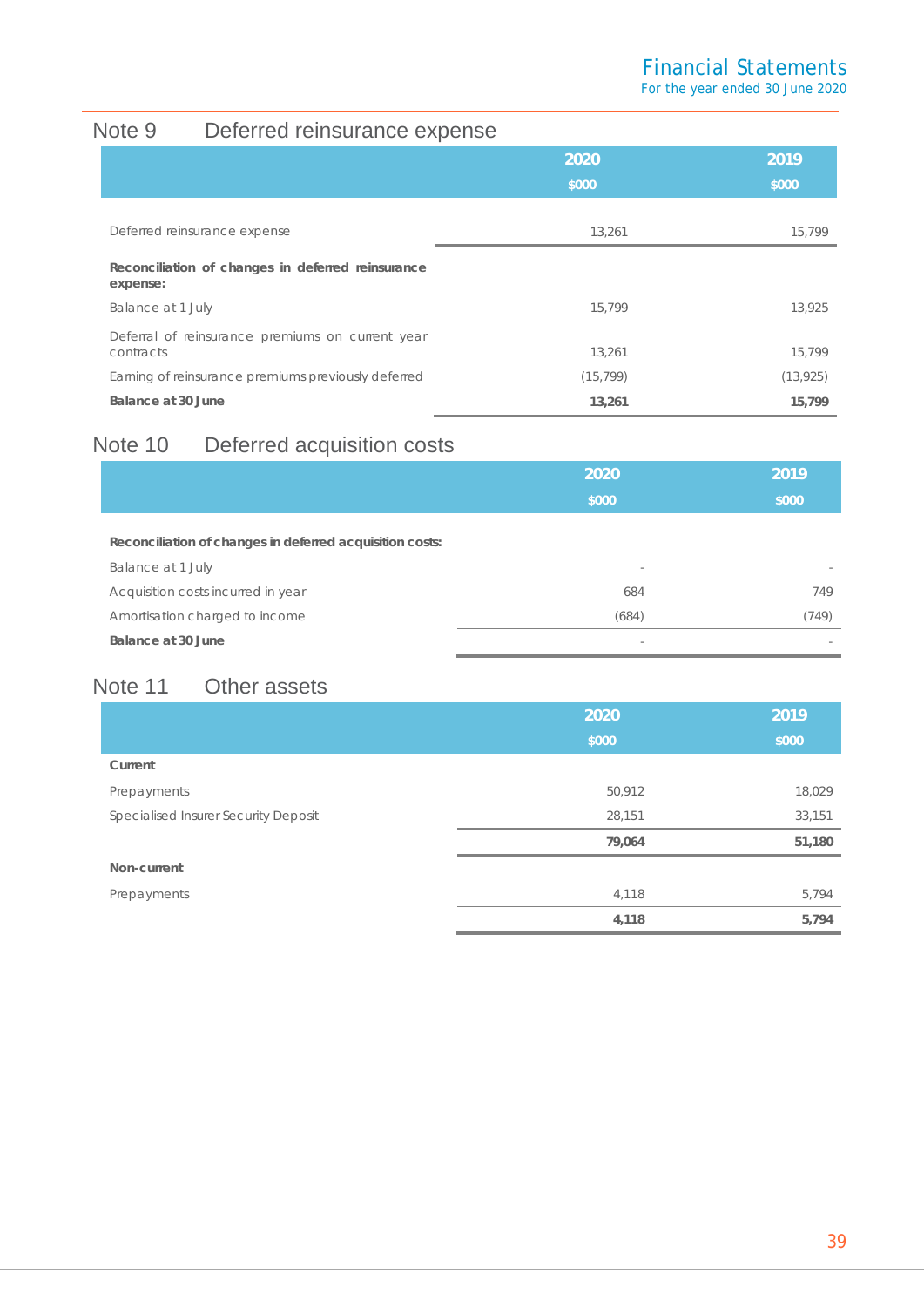## Note 9 Deferred reinsurance expense

| | 2020<br>$000 | 2019<br>$000 |
|---|---|---|
| Deferred reinsurance expense | 13,261 | 15,799 |
| **Reconciliation of changes in deferred reinsurance expense:** | | |
| Balance at 1 July | 15,799 | 13,925 |
| Deferral of reinsurance premiums on current year contracts | 13,261 | 15,799 |
| Earning of reinsurance premiums previously deferred | (15,799) | (13,925) |
| **Balance at 30 June** | **13,261** | **15,799** |

## Note 10 Deferred acquisition costs

| | 2020<br>$000 | 2019<br>$000 |
|---|---|---|
| **Reconciliation of changes in deferred acquisition costs:** | | |
| Balance at 1 July | - | - |
| Acquisition costs incurred in year | 684 | 749 |
| Amortisation charged to income | (684) | (749) |
| **Balance at 30 June** | - | - |

## Note 11 Other assets

| | 2020<br>$000 | 2019<br>$000 |
|---|---|---|
| **Current** | | |
| Prepayments | 50,912 | 18,029 |
| Specialised Insurer Security Deposit | 28,151 | 33,151 |
| | **79,064** | **51,180** |
| **Non-current** | | |
| Prepayments | 4,118 | 5,794 |
| | **4,118** | **5,794** |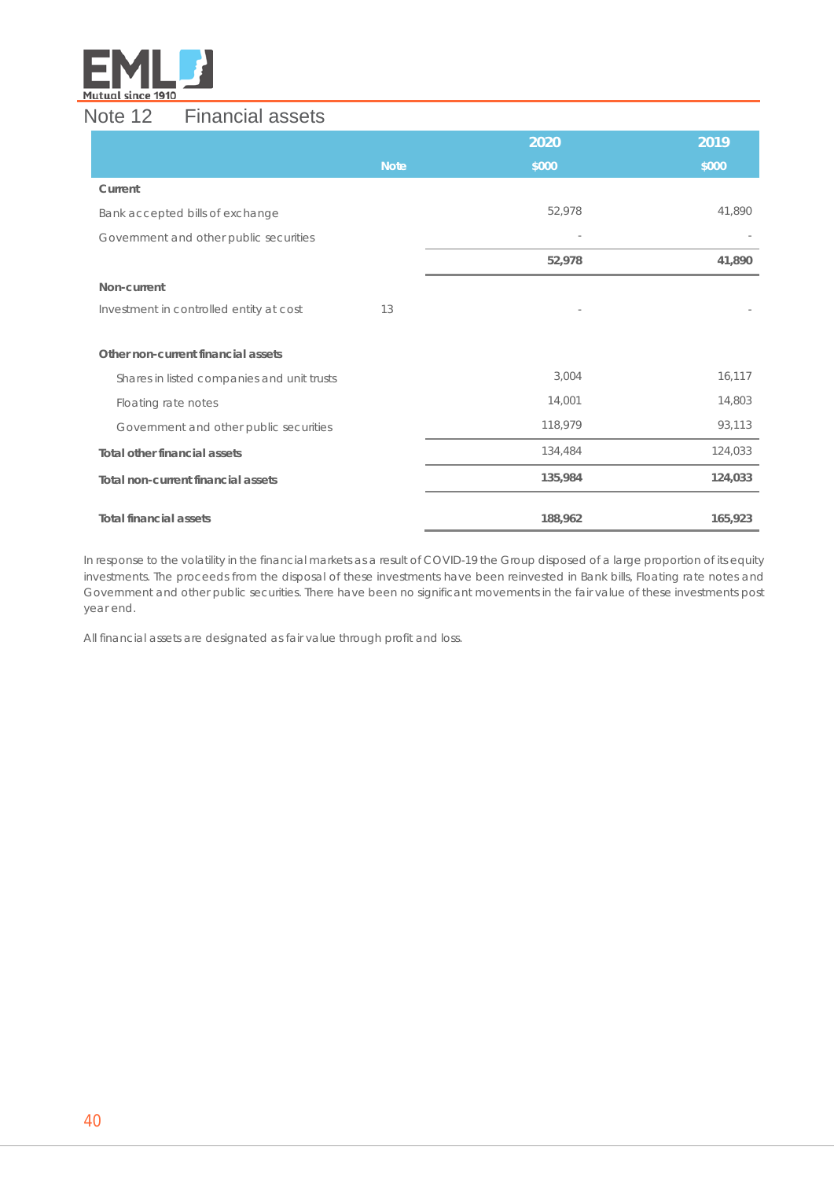## Note 12 Financial assets

| | Note | 2020<br>$000 | 2019<br>$000 |
|---|---|---|---|
| **Current** | | | |
| Bank accepted bills of exchange | | 52,978 | 41,890 |
| Government and other public securities | | - | - |
| | | **52,978** | **41,890** |
| **Non-current** | | | |
| Investment in controlled entity at cost | 13 | - | - |
| | | | |
| **Other non-current financial assets** | | | |
| Shares in listed companies and unit trusts | | 3,004 | 16,117 |
| Floating rate notes | | 14,001 | 14,803 |
| Government and other public securities | | 118,979 | 93,113 |
| **Total other financial assets** | | 134,484 | 124,033 |
| **Total non-current financial assets** | | **135,984** | **124,033** |
| | | | |
| **Total financial assets** | | **188,962** | **165,923** |

In response to the volatility in the financial markets as a result of COVID-19 the Group disposed of a large proportion of its equity investments. The proceeds from the disposal of these investments have been reinvested in Bank bills, Floating rate notes and Government and other public securities. There have been no significant movements in the fair value of these investments post year end.

All financial assets are designated as fair value through profit and loss.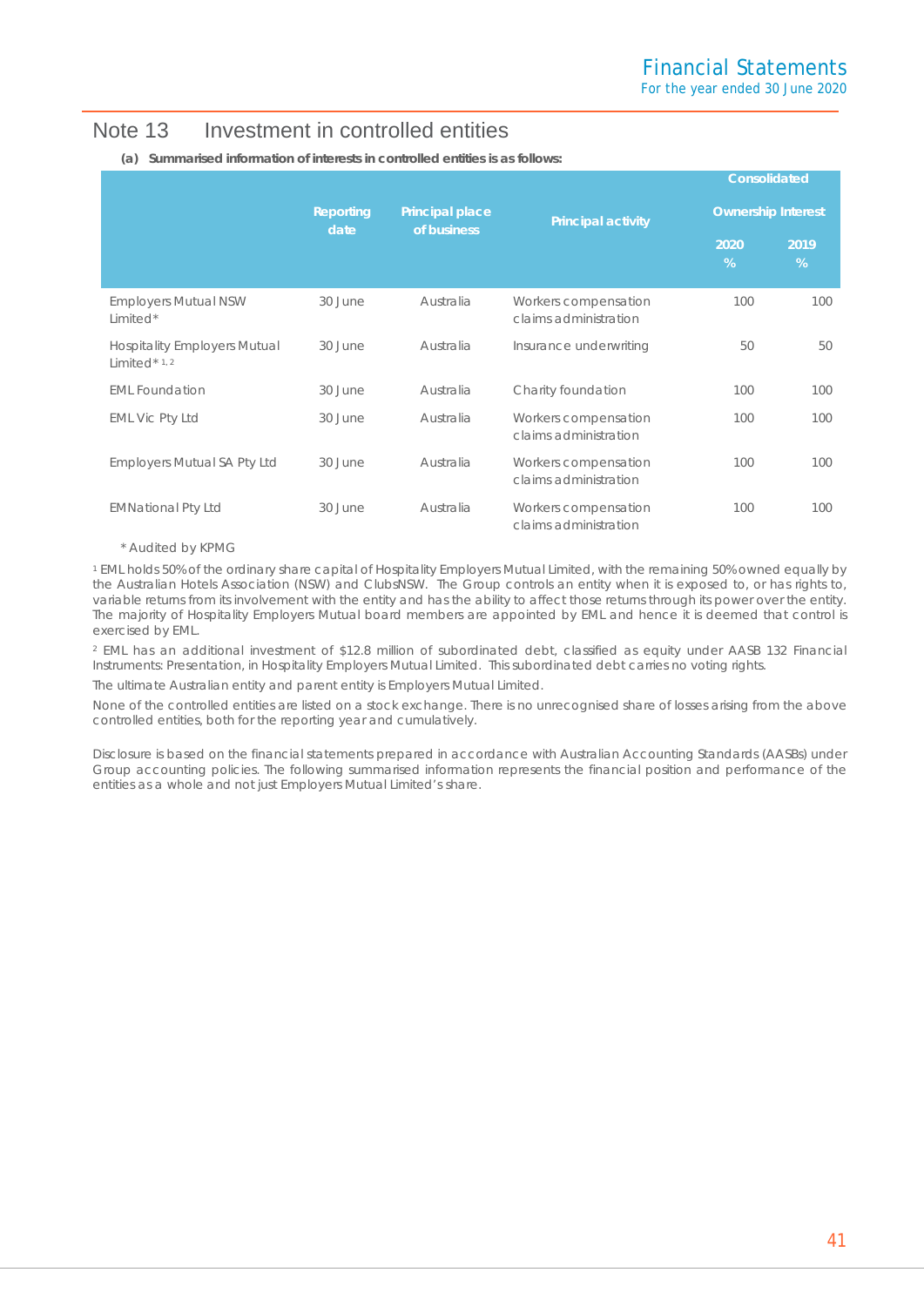# Note 13 Investment in controlled entities

**(a) Summarised information of interests in controlled entities is as follows:**

| | Reporting date | Principal place of business | Principal activity | Consolidated Ownership Interest | |
|---|---|---|---|---|---|
| | | | | 2020 % | 2019 % |
| Employers Mutual NSW Limited* | 30 June | Australia | Workers compensation claims administration | 100 | 100 |
| Hospitality Employers Mutual Limited* [1, 2] | 30 June | Australia | Insurance underwriting | 50 | 50 |
| EML Foundation | 30 June | Australia | Charity foundation | 100 | 100 |
| EML Vic Pty Ltd | 30 June | Australia | Workers compensation claims administration | 100 | 100 |
| Employers Mutual SA Pty Ltd | 30 June | Australia | Workers compensation claims administration | 100 | 100 |
| EMNational Pty Ltd | 30 June | Australia | Workers compensation claims administration | 100 | 100 |

\* Audited by KPMG

[1] EML holds 50% of the ordinary share capital of Hospitality Employers Mutual Limited, with the remaining 50% owned equally by the Australian Hotels Association (NSW) and ClubsNSW. The Group controls an entity when it is exposed to, or has rights to, variable returns from its involvement with the entity and has the ability to affect those returns through its power over the entity. The majority of Hospitality Employers Mutual board members are appointed by EML and hence it is deemed that control is exercised by EML.

[2] EML has an additional investment of $12.8 million of subordinated debt, classified as equity under AASB 132 Financial Instruments: Presentation, in Hospitality Employers Mutual Limited. This subordinated debt carries no voting rights.

The ultimate Australian entity and parent entity is Employers Mutual Limited.

None of the controlled entities are listed on a stock exchange. There is no unrecognised share of losses arising from the above controlled entities, both for the reporting year and cumulatively.

Disclosure is based on the financial statements prepared in accordance with Australian Accounting Standards (AASBs) under Group accounting policies. The following summarised information represents the financial position and performance of the entities as a whole and not just Employers Mutual Limited's share.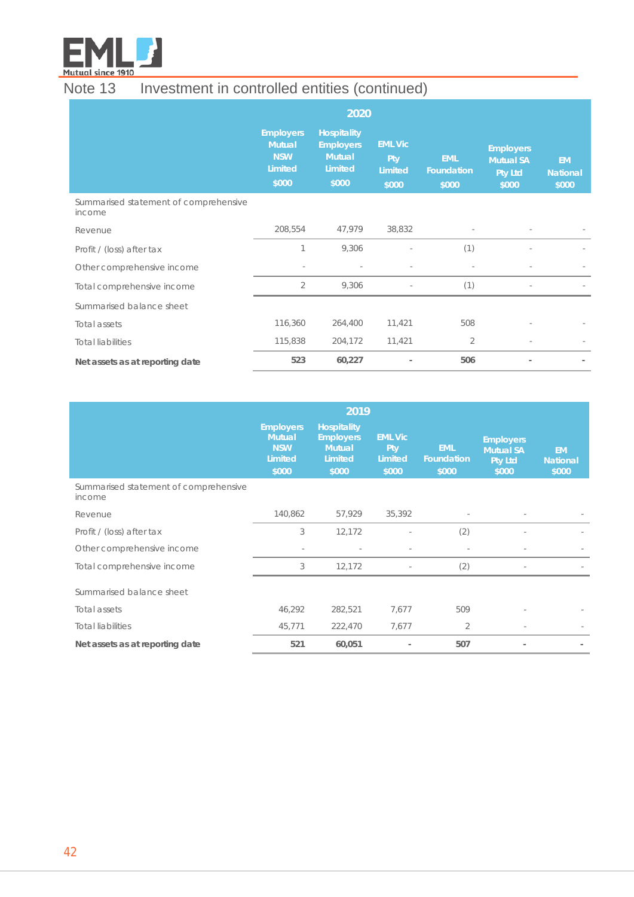## Note 13 Investment in controlled entities (continued)

| 2020 | Employers Mutual NSW Limited $000 | Hospitality Employers Mutual Limited $000 | EML Vic Pty Limited $000 | EML Foundation $000 | Employers Mutual SA Pty Ltd $000 | EM National $000 |
|---|---|---|---|---|---|---|
| Summarised statement of comprehensive income | | | | | | |
| Revenue | 208,554 | 47,979 | 38,832 | - | - | - |
| Profit / (loss) after tax | 1 | 9,306 | - | (1) | - | - |
| Other comprehensive income | - | - | - | - | - | - |
| Total comprehensive income | 2 | 9,306 | - | (1) | - | - |
| Summarised balance sheet | | | | | | |
| Total assets | 116,360 | 264,400 | 11,421 | 508 | - | - |
| Total liabilities | 115,838 | 204,172 | 11,421 | 2 | - | - |
| **Net assets as at reporting date** | **523** | **60,227** | **-** | **506** | **-** | **-** |

| 2019 | Employers Mutual NSW Limited $000 | Hospitality Employers Mutual Limited $000 | EML Vic Pty Limited $000 | EML Foundation $000 | Employers Mutual SA Pty Ltd $000 | EM National $000 |
|---|---|---|---|---|---|---|
| Summarised statement of comprehensive income | | | | | | |
| Revenue | 140,862 | 57,929 | 35,392 | - | - | - |
| Profit / (loss) after tax | 3 | 12,172 | - | (2) | - | - |
| Other comprehensive income | - | - | - | - | - | - |
| Total comprehensive income | 3 | 12,172 | - | (2) | - | - |
| Summarised balance sheet | | | | | | |
| Total assets | 46,292 | 282,521 | 7,677 | 509 | - | - |
| Total liabilities | 45,771 | 222,470 | 7,677 | 2 | - | - |
| **Net assets as at reporting date** | **521** | **60,051** | **-** | **507** | **-** | **-** |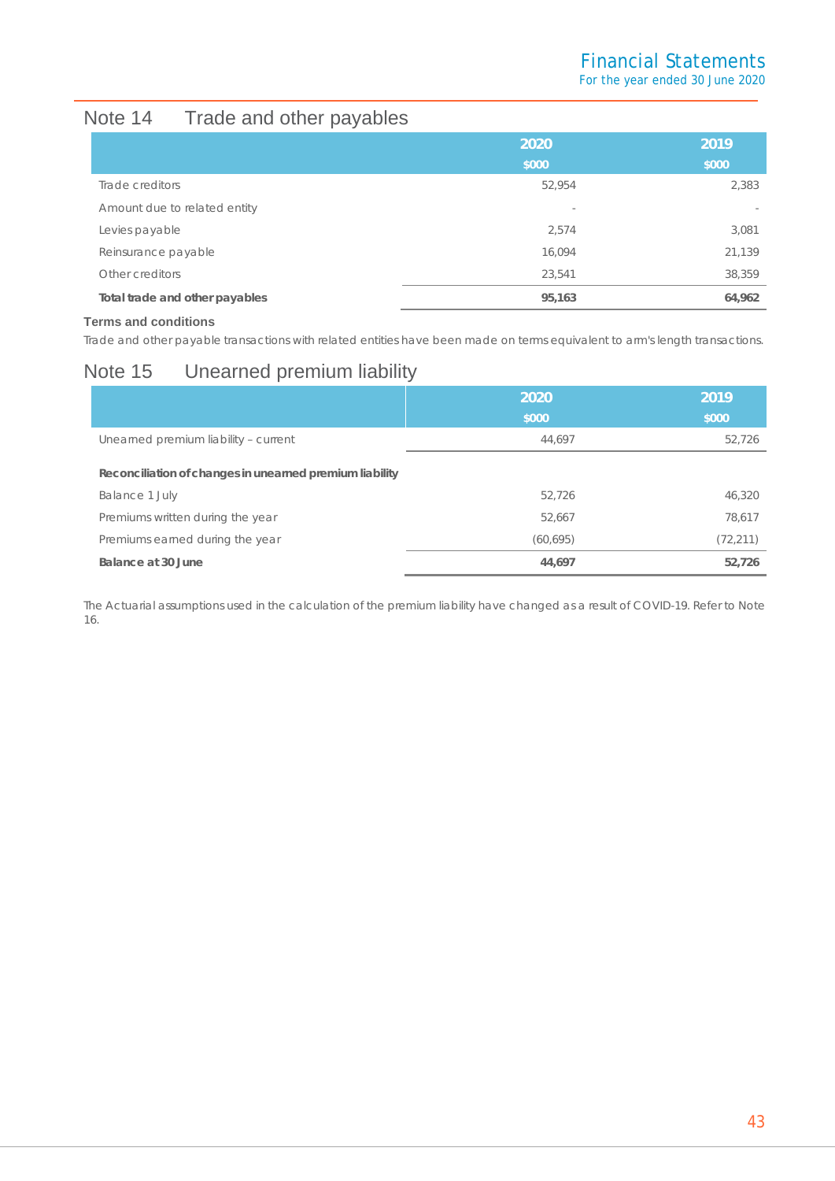## Note 14 Trade and other payables

| | 2020 $000 | 2019 $000 |
|---|---|---|
| Trade creditors | 52,954 | 2,383 |
| Amount due to related entity | - | - |
| Levies payable | 2,574 | 3,081 |
| Reinsurance payable | 16,094 | 21,139 |
| Other creditors | 23,541 | 38,359 |
| **Total trade and other payables** | **95,163** | **64,962** |

**Terms and conditions**

Trade and other payable transactions with related entities have been made on terms equivalent to arm's length transactions.

## Note 15 Unearned premium liability

| | 2020 $000 | 2019 $000 |
|---|---|---|
| Unearned premium liability – current | 44,697 | 52,726 |
| | | |
| **Reconciliation of changes in unearned premium liability** | | |
| Balance 1 July | 52,726 | 46,320 |
| Premiums written during the year | 52,667 | 78,617 |
| Premiums earned during the year | (60,695) | (72,211) |
| **Balance at 30 June** | **44,697** | **52,726** |

The Actuarial assumptions used in the calculation of the premium liability have changed as a result of COVID-19. Refer to Note 16.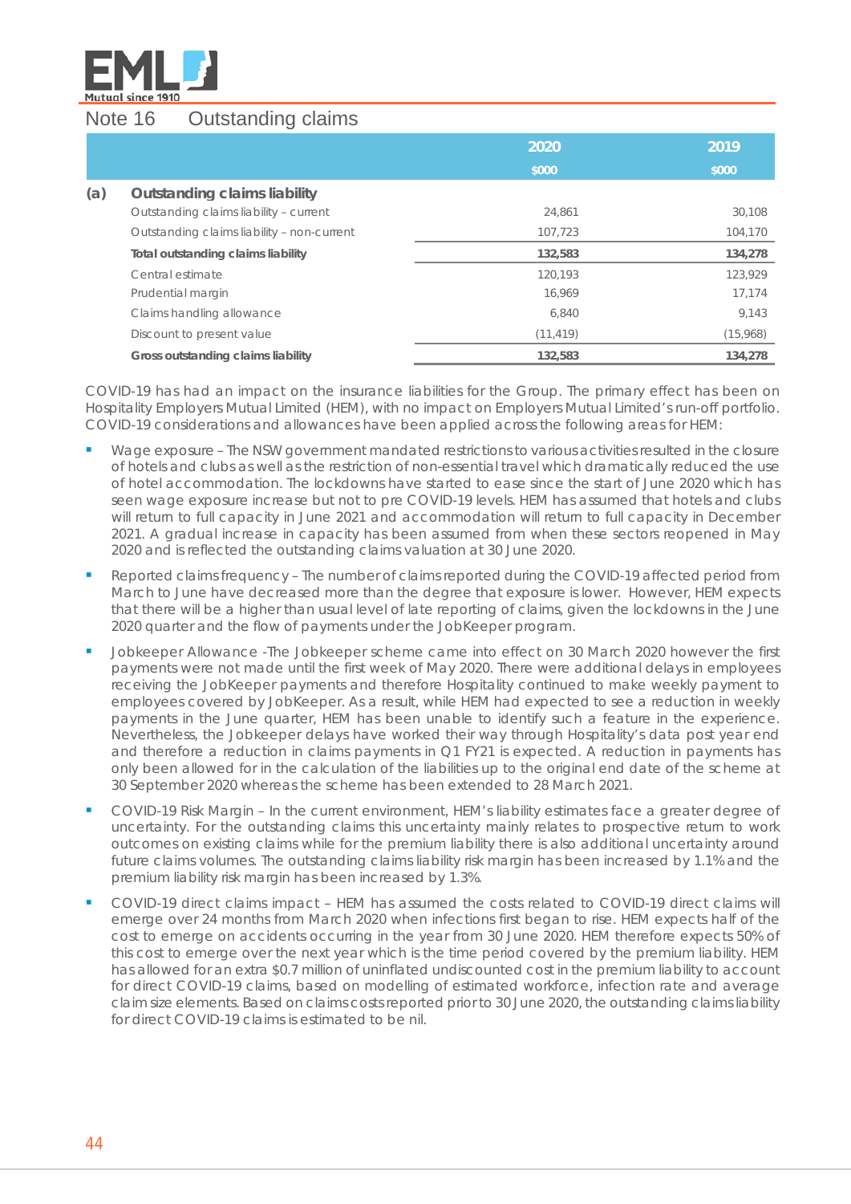# Note 16 Outstanding claims

| | | 2020 | 2019 |
|---|---|---|---|
| | | $000 | $000 |
| **(a)** | **Outstanding claims liability** | | |
| | Outstanding claims liability – current | 24,861 | 30,108 |
| | Outstanding claims liability – non-current | 107,723 | 104,170 |
| | **Total outstanding claims liability** | **132,583** | **134,278** |
| | Central estimate | 120,193 | 123,929 |
| | Prudential margin | 16,969 | 17,174 |
| | Claims handling allowance | 6,840 | 9,143 |
| | Discount to present value | (11,419) | (15,968) |
| | **Gross outstanding claims liability** | **132,583** | **134,278** |

COVID-19 has had an impact on the insurance liabilities for the Group. The primary effect has been on Hospitality Employers Mutual Limited (HEM), with no impact on Employers Mutual Limited's run-off portfolio. COVID-19 considerations and allowances have been applied across the following areas for HEM:

- Wage exposure – The NSW government mandated restrictions to various activities resulted in the closure of hotels and clubs as well as the restriction of non-essential travel which dramatically reduced the use of hotel accommodation. The lockdowns have started to ease since the start of June 2020 which has seen wage exposure increase but not to pre COVID-19 levels. HEM has assumed that hotels and clubs will return to full capacity in June 2021 and accommodation will return to full capacity in December 2021. A gradual increase in capacity has been assumed from when these sectors reopened in May 2020 and is reflected the outstanding claims valuation at 30 June 2020.
- Reported claims frequency – The number of claims reported during the COVID-19 affected period from March to June have decreased more than the degree that exposure is lower. However, HEM expects that there will be a higher than usual level of late reporting of claims, given the lockdowns in the June 2020 quarter and the flow of payments under the JobKeeper program.
- Jobkeeper Allowance -The Jobkeeper scheme came into effect on 30 March 2020 however the first payments were not made until the first week of May 2020. There were additional delays in employees receiving the JobKeeper payments and therefore Hospitality continued to make weekly payment to employees covered by JobKeeper. As a result, while HEM had expected to see a reduction in weekly payments in the June quarter, HEM has been unable to identify such a feature in the experience. Nevertheless, the Jobkeeper delays have worked their way through Hospitality's data post year end and therefore a reduction in claims payments in Q1 FY21 is expected. A reduction in payments has only been allowed for in the calculation of the liabilities up to the original end date of the scheme at 30 September 2020 whereas the scheme has been extended to 28 March 2021.
- COVID-19 Risk Margin – In the current environment, HEM's liability estimates face a greater degree of uncertainty. For the outstanding claims this uncertainty mainly relates to prospective return to work outcomes on existing claims while for the premium liability there is also additional uncertainty around future claims volumes. The outstanding claims liability risk margin has been increased by 1.1% and the premium liability risk margin has been increased by 1.3%.
- COVID-19 direct claims impact – HEM has assumed the costs related to COVID-19 direct claims will emerge over 24 months from March 2020 when infections first began to rise. HEM expects half of the cost to emerge on accidents occurring in the year from 30 June 2020. HEM therefore expects 50% of this cost to emerge over the next year which is the time period covered by the premium liability. HEM has allowed for an extra $0.7 million of uninflated undiscounted cost in the premium liability to account for direct COVID-19 claims, based on modelling of estimated workforce, infection rate and average claim size elements. Based on claims costs reported prior to 30 June 2020, the outstanding claims liability for direct COVID-19 claims is estimated to be nil.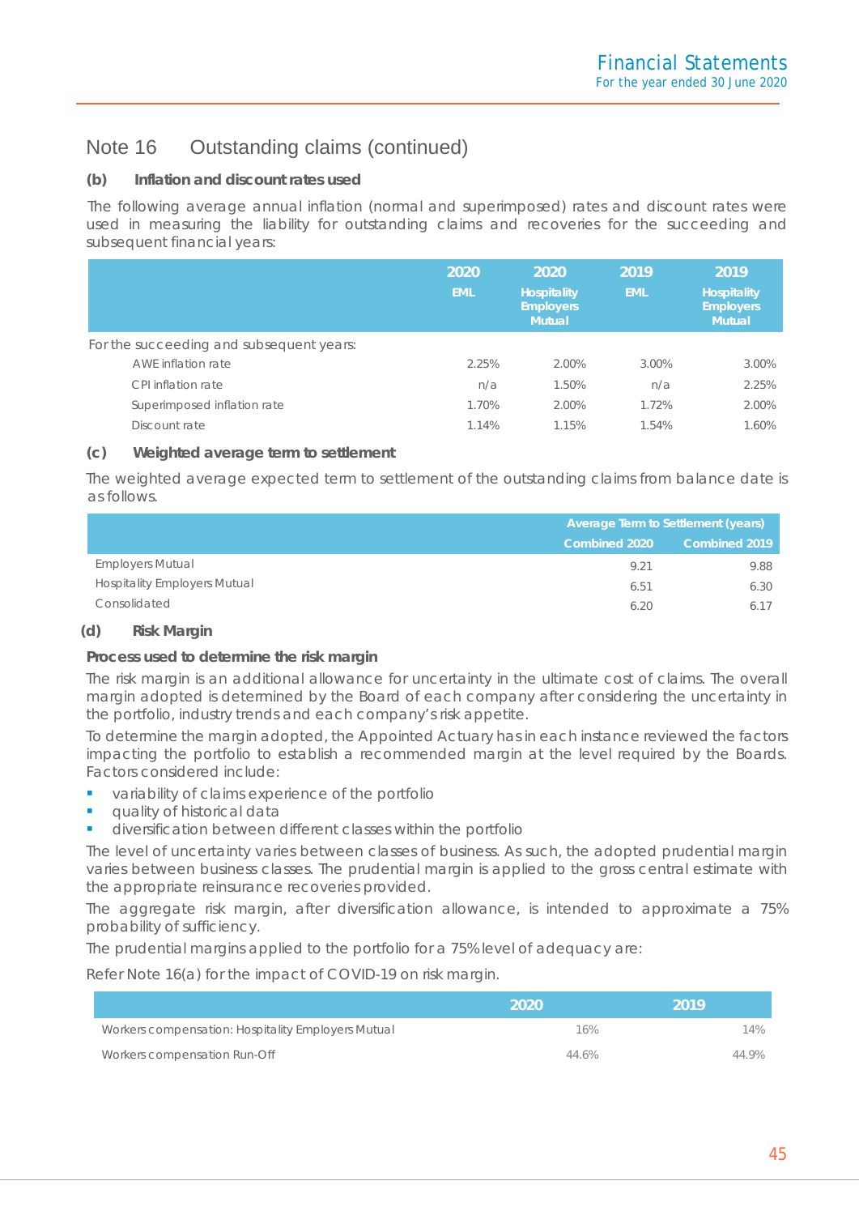## Note 16 Outstanding claims (continued)

### (b) Inflation and discount rates used

The following average annual inflation (normal and superimposed) rates and discount rates were used in measuring the liability for outstanding claims and recoveries for the succeeding and subsequent financial years:

| | 2020 EML | 2020 Hospitality Employers Mutual | 2019 EML | 2019 Hospitality Employers Mutual |
|---|---|---|---|---|
| For the succeeding and subsequent years: | | | | |
| AWE inflation rate | 2.25% | 2.00% | 3.00% | 3.00% |
| CPI inflation rate | n/a | 1.50% | n/a | 2.25% |
| Superimposed inflation rate | 1.70% | 2.00% | 1.72% | 2.00% |
| Discount rate | 1.14% | 1.15% | 1.54% | 1.60% |

### (c) Weighted average term to settlement

The weighted average expected term to settlement of the outstanding claims from balance date is as follows.

| | Average Term to Settlement (years) | |
|---|---|---|
| | Combined 2020 | Combined 2019 |
| Employers Mutual | 9.21 | 9.88 |
| Hospitality Employers Mutual | 6.51 | 6.30 |
| Consolidated | 6.20 | 6.17 |

### (d) Risk Margin

**Process used to determine the risk margin**

The risk margin is an additional allowance for uncertainty in the ultimate cost of claims. The overall margin adopted is determined by the Board of each company after considering the uncertainty in the portfolio, industry trends and each company's risk appetite.

To determine the margin adopted, the Appointed Actuary has in each instance reviewed the factors impacting the portfolio to establish a recommended margin at the level required by the Boards. Factors considered include:

- variability of claims experience of the portfolio
- quality of historical data
- diversification between different classes within the portfolio

The level of uncertainty varies between classes of business. As such, the adopted prudential margin varies between business classes. The prudential margin is applied to the gross central estimate with the appropriate reinsurance recoveries provided.

The aggregate risk margin, after diversification allowance, is intended to approximate a 75% probability of sufficiency.

The prudential margins applied to the portfolio for a 75% level of adequacy are:

Refer Note 16(a) for the impact of COVID-19 on risk margin.

| | 2020 | 2019 |
|---|---|---|
| Workers compensation: Hospitality Employers Mutual | 16% | 14% |
| Workers compensation Run-Off | 44.6% | 44.9% |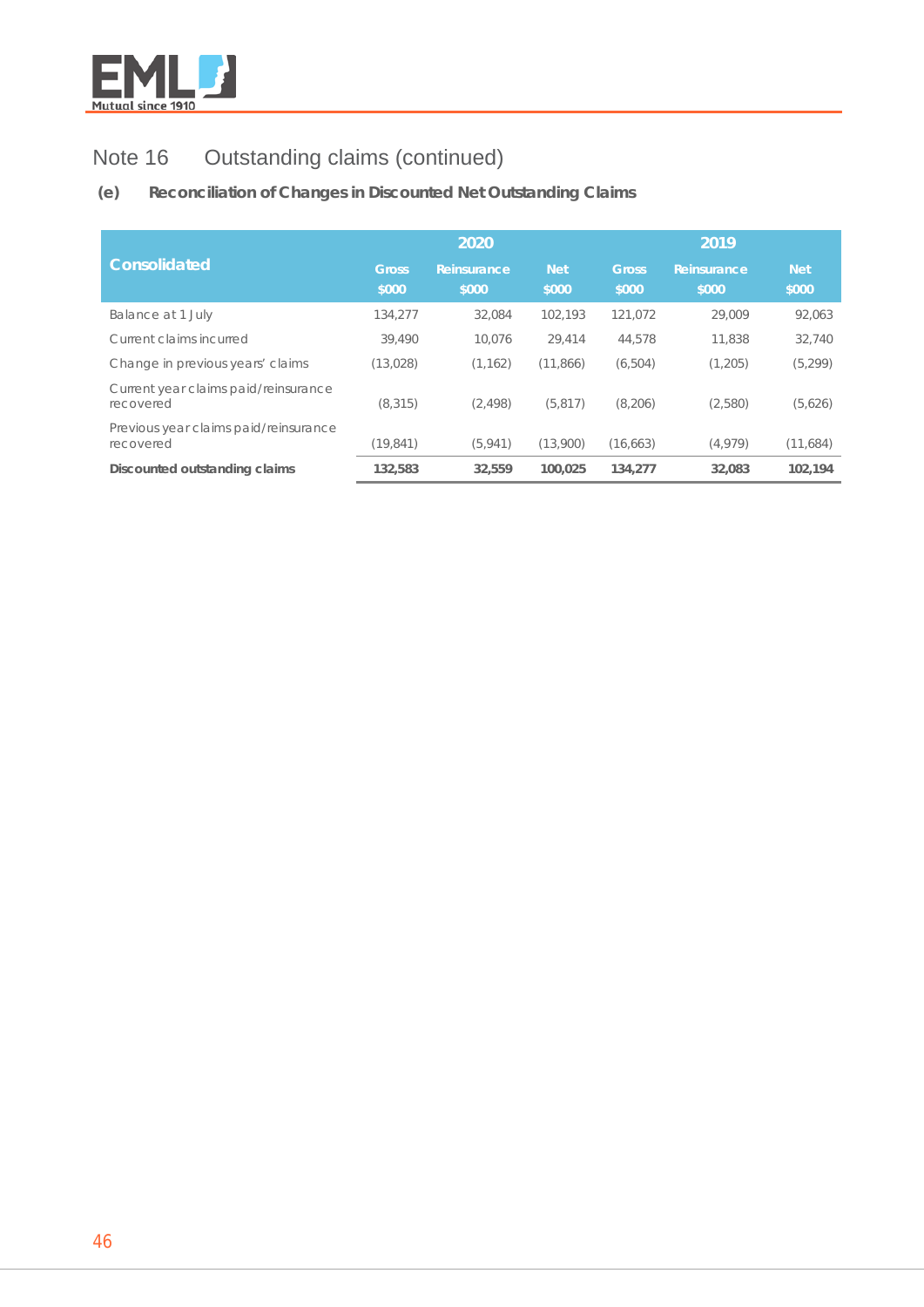## Note 16 Outstanding claims (continued)

### (e) Reconciliation of Changes in Discounted Net Outstanding Claims

| Consolidated | 2020 | | | 2019 | | |
|---|---|---|---|---|---|---|
| | Gross $000 | Reinsurance $000 | Net $000 | Gross $000 | Reinsurance $000 | Net $000 |
| Balance at 1 July | 134,277 | 32,084 | 102,193 | 121,072 | 29,009 | 92,063 |
| Current claims incurred | 39,490 | 10,076 | 29,414 | 44,578 | 11,838 | 32,740 |
| Change in previous years' claims | (13,028) | (1,162) | (11,866) | (6,504) | (1,205) | (5,299) |
| Current year claims paid/reinsurance recovered | (8,315) | (2,498) | (5,817) | (8,206) | (2,580) | (5,626) |
| Previous year claims paid/reinsurance recovered | (19,841) | (5,941) | (13,900) | (16,663) | (4,979) | (11,684) |
| **Discounted outstanding claims** | **132,583** | **32,559** | **100,025** | **134,277** | **32,083** | **102,194** |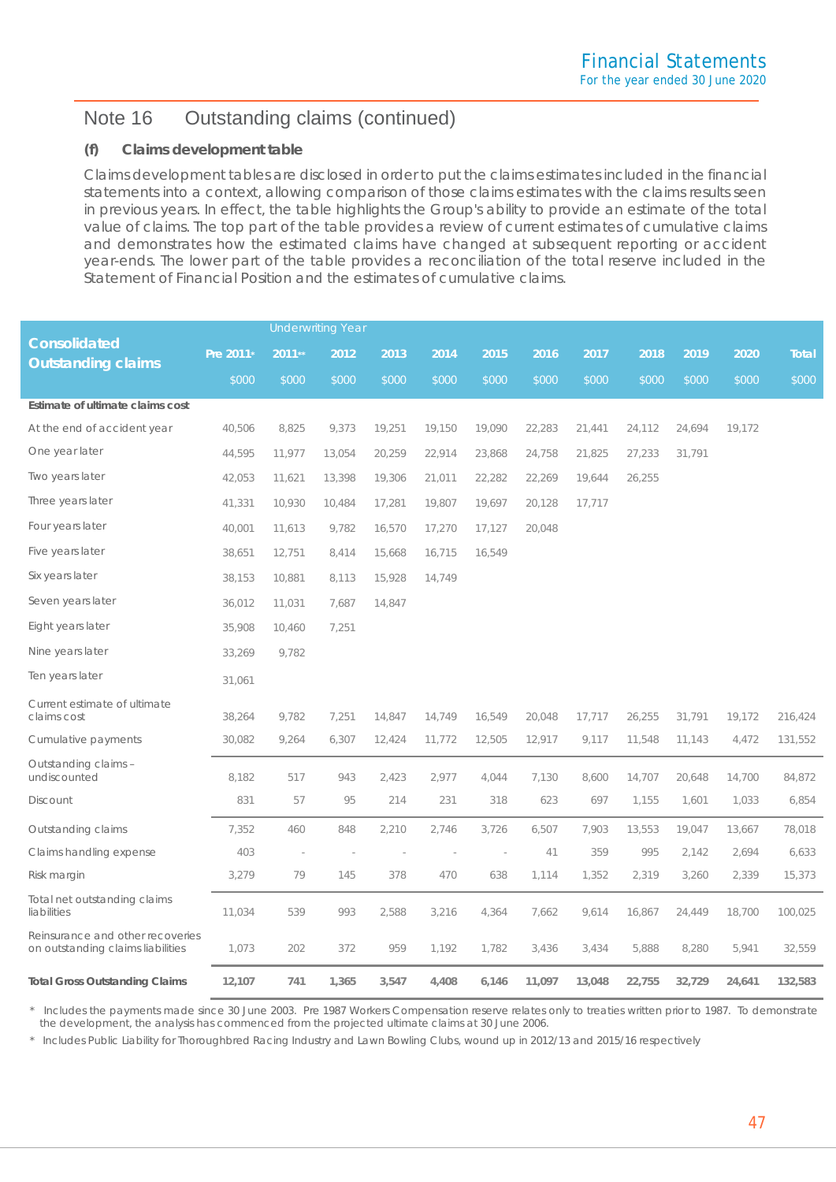## Note 16 Outstanding claims (continued)

### (f) Claims development table

Claims development tables are disclosed in order to put the claims estimates included in the financial statements into a context, allowing comparison of those claims estimates with the claims results seen in previous years. In effect, the table highlights the Group's ability to provide an estimate of the total value of claims. The top part of the table provides a review of current estimates of cumulative claims and demonstrates how the estimated claims have changed at subsequent reporting or accident year-ends. The lower part of the table provides a reconciliation of the total reserve included in the Statement of Financial Position and the estimates of cumulative claims.

| Consolidated Outstanding claims | Underwriting Year | | | | | | | | | | | |
|---|---|---|---|---|---|---|---|---|---|---|---|---|
| | Pre 2011* | 2011** | 2012 | 2013 | 2014 | 2015 | 2016 | 2017 | 2018 | 2019 | 2020 | Total |
| | $000 | $000 | $000 | $000 | $000 | $000 | $000 | $000 | $000 | $000 | $000 | $000 |
| **Estimate of ultimate claims cost** | | | | | | | | | | | | |
| At the end of accident year | 40,506 | 8,825 | 9,373 | 19,251 | 19,150 | 19,090 | 22,283 | 21,441 | 24,112 | 24,694 | 19,172 | |
| One year later | 44,595 | 11,977 | 13,054 | 20,259 | 22,914 | 23,868 | 24,758 | 21,825 | 27,233 | 31,791 | | |
| Two years later | 42,053 | 11,621 | 13,398 | 19,306 | 21,011 | 22,282 | 22,269 | 19,644 | 26,255 | | | |
| Three years later | 41,331 | 10,930 | 10,484 | 17,281 | 19,807 | 19,697 | 20,128 | 17,717 | | | | |
| Four years later | 40,001 | 11,613 | 9,782 | 16,570 | 17,270 | 17,127 | 20,048 | | | | | |
| Five years later | 38,651 | 12,751 | 8,414 | 15,668 | 16,715 | 16,549 | | | | | | |
| Six years later | 38,153 | 10,881 | 8,113 | 15,928 | 14,749 | | | | | | | |
| Seven years later | 36,012 | 11,031 | 7,687 | 14,847 | | | | | | | | |
| Eight years later | 35,908 | 10,460 | 7,251 | | | | | | | | | |
| Nine years later | 33,269 | 9,782 | | | | | | | | | | |
| Ten years later | 31,061 | | | | | | | | | | | |
| Current estimate of ultimate claims cost | 38,264 | 9,782 | 7,251 | 14,847 | 14,749 | 16,549 | 20,048 | 17,717 | 26,255 | 31,791 | 19,172 | 216,424 |
| Cumulative payments | 30,082 | 9,264 | 6,307 | 12,424 | 11,772 | 12,505 | 12,917 | 9,117 | 11,548 | 11,143 | 4,472 | 131,552 |
| Outstanding claims – undiscounted | 8,182 | 517 | 943 | 2,423 | 2,977 | 4,044 | 7,130 | 8,600 | 14,707 | 20,648 | 14,700 | 84,872 |
| Discount | 831 | 57 | 95 | 214 | 231 | 318 | 623 | 697 | 1,155 | 1,601 | 1,033 | 6,854 |
| Outstanding claims | 7,352 | 460 | 848 | 2,210 | 2,746 | 3,726 | 6,507 | 7,903 | 13,553 | 19,047 | 13,667 | 78,018 |
| Claims handling expense | 403 | - | - | - | - | - | 41 | 359 | 995 | 2,142 | 2,694 | 6,633 |
| Risk margin | 3,279 | 79 | 145 | 378 | 470 | 638 | 1,114 | 1,352 | 2,319 | 3,260 | 2,339 | 15,373 |
| Total net outstanding claims liabilities | 11,034 | 539 | 993 | 2,588 | 3,216 | 4,364 | 7,662 | 9,614 | 16,867 | 24,449 | 18,700 | 100,025 |
| Reinsurance and other recoveries on outstanding claims liabilities | 1,073 | 202 | 372 | 959 | 1,192 | 1,782 | 3,436 | 3,434 | 5,888 | 8,280 | 5,941 | 32,559 |
| **Total Gross Outstanding Claims** | **12,107** | **741** | **1,365** | **3,547** | **4,408** | **6,146** | **11,097** | **13,048** | **22,755** | **32,729** | **24,641** | **132,583** |

\* Includes the payments made since 30 June 2003. Pre 1987 Workers Compensation reserve relates only to treaties written prior to 1987. To demonstrate the development, the analysis has commenced from the projected ultimate claims at 30 June 2006.

\* Includes Public Liability for Thoroughbred Racing Industry and Lawn Bowling Clubs, wound up in 2012/13 and 2015/16 respectively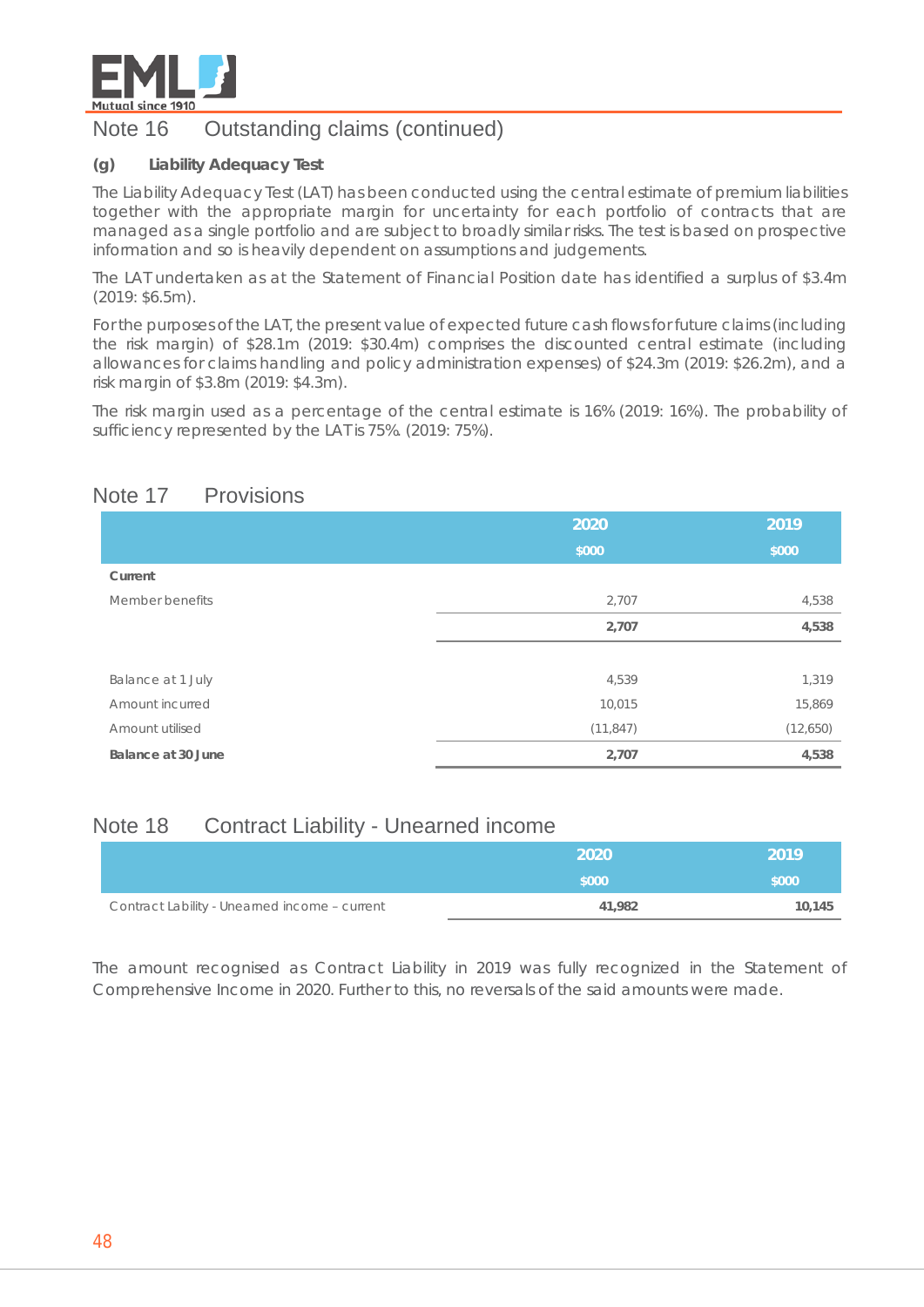## Note 16 Outstanding claims (continued)

### (g) Liability Adequacy Test

The Liability Adequacy Test (LAT) has been conducted using the central estimate of premium liabilities together with the appropriate margin for uncertainty for each portfolio of contracts that are managed as a single portfolio and are subject to broadly similar risks. The test is based on prospective information and so is heavily dependent on assumptions and judgements.

The LAT undertaken as at the Statement of Financial Position date has identified a surplus of $3.4m (2019: $6.5m).

For the purposes of the LAT, the present value of expected future cash flows for future claims (including the risk margin) of $28.1m (2019: $30.4m) comprises the discounted central estimate (including allowances for claims handling and policy administration expenses) of $24.3m (2019: $26.2m), and a risk margin of $3.8m (2019: $4.3m).

The risk margin used as a percentage of the central estimate is 16% (2019: 16%). The probability of sufficiency represented by the LAT is 75%. (2019: 75%).

## Note 17 Provisions

| | 2020 | 2019 |
|---|---|---|
| | $000 | $000 |
| **Current** | | |
| Member benefits | 2,707 | 4,538 |
| | **2,707** | **4,538** |
| | | |
| Balance at 1 July | 4,539 | 1,319 |
| Amount incurred | 10,015 | 15,869 |
| Amount utilised | (11,847) | (12,650) |
| **Balance at 30 June** | **2,707** | **4,538** |

## Note 18 Contract Liability - Unearned income

| | 2020 | 2019 |
|---|---|---|
| | $000 | $000 |
| Contract Lability - Unearned income – current | **41,982** | **10,145** |

The amount recognised as Contract Liability in 2019 was fully recognized in the Statement of Comprehensive Income in 2020. Further to this, no reversals of the said amounts were made.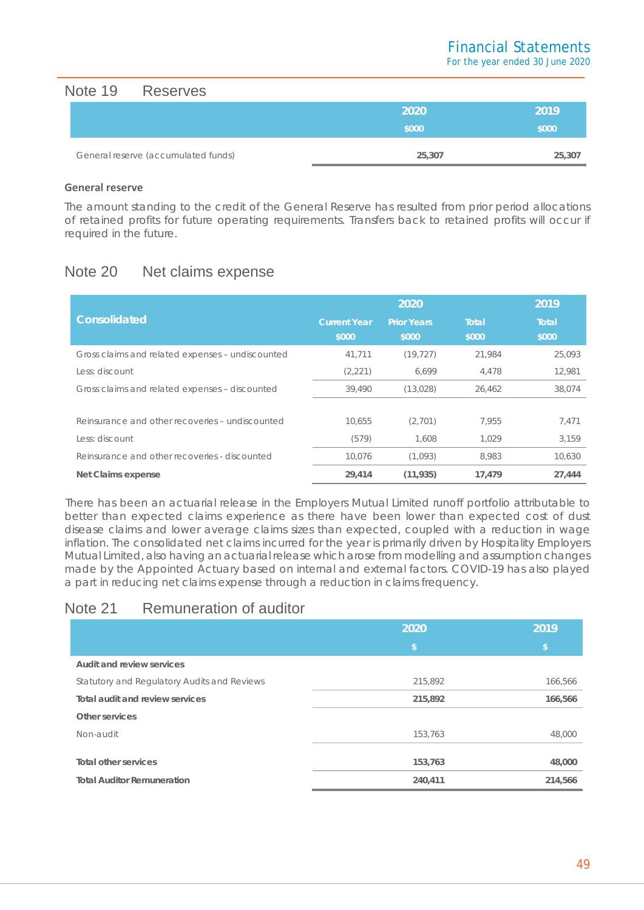## Note 19 Reserves

| | 2020 $000 | 2019 $000 |
|---|---|---|
| General reserve (accumulated funds) | **25,307** | **25,307** |

**General reserve**

The amount standing to the credit of the General Reserve has resulted from prior period allocations of retained profits for future operating requirements. Transfers back to retained profits will occur if required in the future.

## Note 20 Net claims expense

| Consolidated | 2020 | | | 2019 |
|---|---|---|---|---|
| | Current Year $000 | Prior Years $000 | Total $000 | Total $000 |
| Gross claims and related expenses – undiscounted | 41,711 | (19,727) | 21,984 | 25,093 |
| Less: discount | (2,221) | 6,699 | 4,478 | 12,981 |
| Gross claims and related expenses – discounted | 39,490 | (13,028) | 26,462 | 38,074 |
| | | | | |
| Reinsurance and other recoveries – undiscounted | 10,655 | (2,701) | 7,955 | 7,471 |
| Less: discount | (579) | 1,608 | 1,029 | 3,159 |
| Reinsurance and other recoveries - discounted | 10,076 | (1,093) | 8,983 | 10,630 |
| **Net Claims expense** | **29,414** | **(11,935)** | **17,479** | **27,444** |

There has been an actuarial release in the Employers Mutual Limited runoff portfolio attributable to better than expected claims experience as there have been lower than expected cost of dust disease claims and lower average claims sizes than expected, coupled with a reduction in wage inflation. The consolidated net claims incurred for the year is primarily driven by Hospitality Employers Mutual Limited, also having an actuarial release which arose from modelling and assumption changes made by the Appointed Actuary based on internal and external factors. COVID-19 has also played a part in reducing net claims expense through a reduction in claims frequency.

## Note 21 Remuneration of auditor

| | 2020 $ | 2019 $ |
|---|---|---|
| **Audit and review services** | | |
| Statutory and Regulatory Audits and Reviews | 215,892 | 166,566 |
| **Total audit and review services** | **215,892** | **166,566** |
| **Other services** | | |
| Non-audit | 153,763 | 48,000 |
| | | |
| **Total other services** | **153,763** | **48,000** |
| **Total Auditor Remuneration** | **240,411** | **214,566** |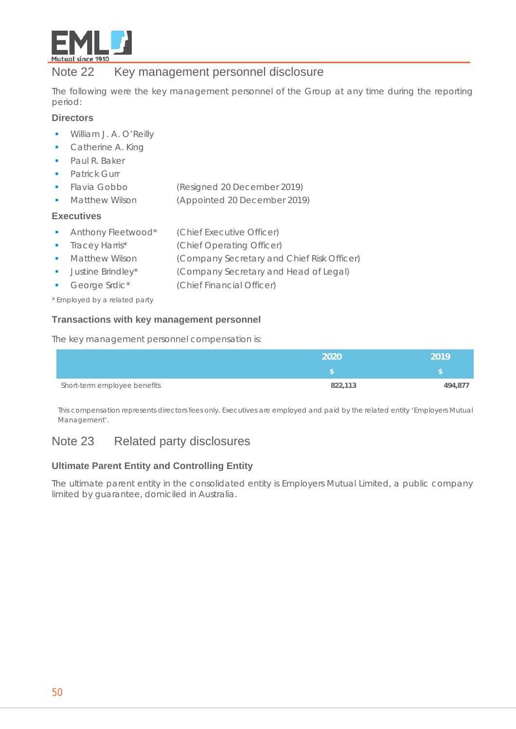## Note 22 Key management personnel disclosure

The following were the key management personnel of the Group at any time during the reporting period:

### Directors

- William J. A. O'Reilly
- Catherine A. King
- Paul R. Baker
- Patrick Gurr
- Flavia Gobbo (Resigned 20 December 2019)
- Matthew Wilson (Appointed 20 December 2019)

### Executives

- Anthony Fleetwood* (Chief Executive Officer)
- Tracey Harris* (Chief Operating Officer)
- Matthew Wilson (Company Secretary and Chief Risk Officer)
- Justine Brindley* (Company Secretary and Head of Legal)
- George Srdic* (Chief Financial Officer)

\* Employed by a related party

### Transactions with key management personnel

The key management personnel compensation is:

| | 2020 | 2019 |
|---|---|---|
| | $ | $ |
| Short-term employee benefits | 822,113 | 494,877 |

This compensation represents directors fees only. Executives are employed and paid by the related entity 'Employers Mutual Management'.

## Note 23 Related party disclosures

### Ultimate Parent Entity and Controlling Entity

The ultimate parent entity in the consolidated entity is Employers Mutual Limited, a public company limited by guarantee, domiciled in Australia.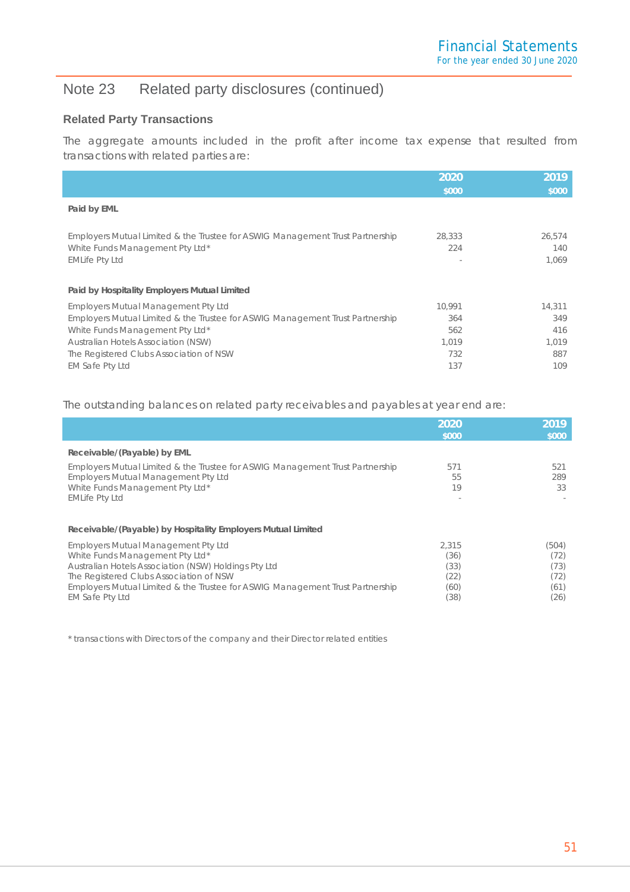## Note 23 Related party disclosures (continued)

### Related Party Transactions

The aggregate amounts included in the profit after income tax expense that resulted from transactions with related parties are:

| | 2020<br>$000 | 2019<br>$000 |
|---|---|---|
| **Paid by EML** | | |
| Employers Mutual Limited & the Trustee for ASWIG Management Trust Partnership | 28,333 | 26,574 |
| White Funds Management Pty Ltd* | 224 | 140 |
| EMLife Pty Ltd | - | 1,069 |
| **Paid by Hospitality Employers Mutual Limited** | | |
| Employers Mutual Management Pty Ltd | 10,991 | 14,311 |
| Employers Mutual Limited & the Trustee for ASWIG Management Trust Partnership | 364 | 349 |
| White Funds Management Pty Ltd* | 562 | 416 |
| Australian Hotels Association (NSW) | 1,019 | 1,019 |
| The Registered Clubs Association of NSW | 732 | 887 |
| EM Safe Pty Ltd | 137 | 109 |

The outstanding balances on related party receivables and payables at year end are:

| | 2020<br>$000 | 2019<br>$000 |
|---|---|---|
| **Receivable/(Payable) by EML** | | |
| Employers Mutual Limited & the Trustee for ASWIG Management Trust Partnership | 571 | 521 |
| Employers Mutual Management Pty Ltd | 55 | 289 |
| White Funds Management Pty Ltd* | 19 | 33 |
| EMLife Pty Ltd | - | - |
| **Receivable/(Payable) by Hospitality Employers Mutual Limited** | | |
| Employers Mutual Management Pty Ltd | 2,315 | (504) |
| White Funds Management Pty Ltd* | (36) | (72) |
| Australian Hotels Association (NSW) Holdings Pty Ltd | (33) | (73) |
| The Registered Clubs Association of NSW | (22) | (72) |
| Employers Mutual Limited & the Trustee for ASWIG Management Trust Partnership | (60) | (61) |
| EM Safe Pty Ltd | (38) | (26) |

\* transactions with Directors of the company and their Director related entities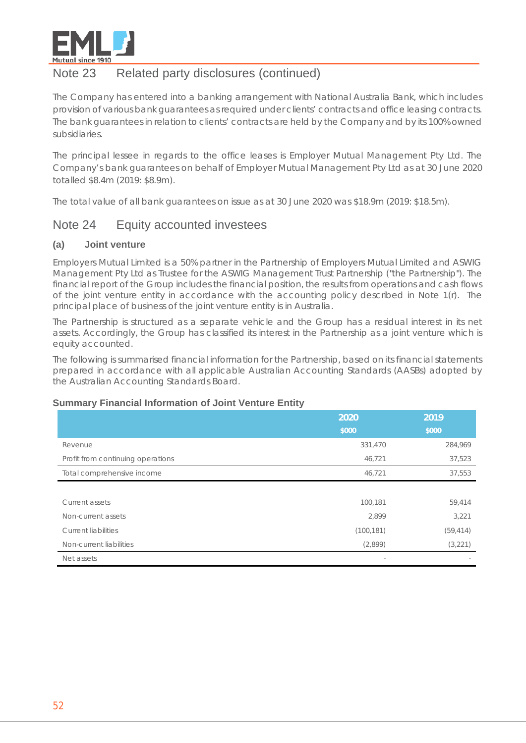## Note 23 Related party disclosures (continued)

The Company has entered into a banking arrangement with National Australia Bank, which includes provision of various bank guarantees as required under clients' contracts and office leasing contracts. The bank guarantees in relation to clients' contracts are held by the Company and by its 100% owned subsidiaries.

The principal lessee in regards to the office leases is Employer Mutual Management Pty Ltd. The Company's bank guarantees on behalf of Employer Mutual Management Pty Ltd as at 30 June 2020 totalled $8.4m (2019: $8.9m).

The total value of all bank guarantees on issue as at 30 June 2020 was $18.9m (2019: $18.5m).

## Note 24 Equity accounted investees

### (a) Joint venture

Employers Mutual Limited is a 50% partner in the Partnership of Employers Mutual Limited and ASWIG Management Pty Ltd as Trustee for the ASWIG Management Trust Partnership ("the Partnership"). The financial report of the Group includes the financial position, the results from operations and cash flows of the joint venture entity in accordance with the accounting policy described in Note 1(r). The principal place of business of the joint venture entity is in Australia.

The Partnership is structured as a separate vehicle and the Group has a residual interest in its net assets. Accordingly, the Group has classified its interest in the Partnership as a joint venture which is equity accounted.

The following is summarised financial information for the Partnership, based on its financial statements prepared in accordance with all applicable Australian Accounting Standards (AASBs) adopted by the Australian Accounting Standards Board.

**Summary Financial Information of Joint Venture Entity**

| | 2020<br>$000 | 2019<br>$000 |
|---|---|---|
| Revenue | 331,470 | 284,969 |
| Profit from continuing operations | 46,721 | 37,523 |
| Total comprehensive income | 46,721 | 37,553 |
| | | |
| Current assets | 100,181 | 59,414 |
| Non-current assets | 2,899 | 3,221 |
| Current liabilities | (100,181) | (59,414) |
| Non-current liabilities | (2,899) | (3,221) |
| Net assets | - | - |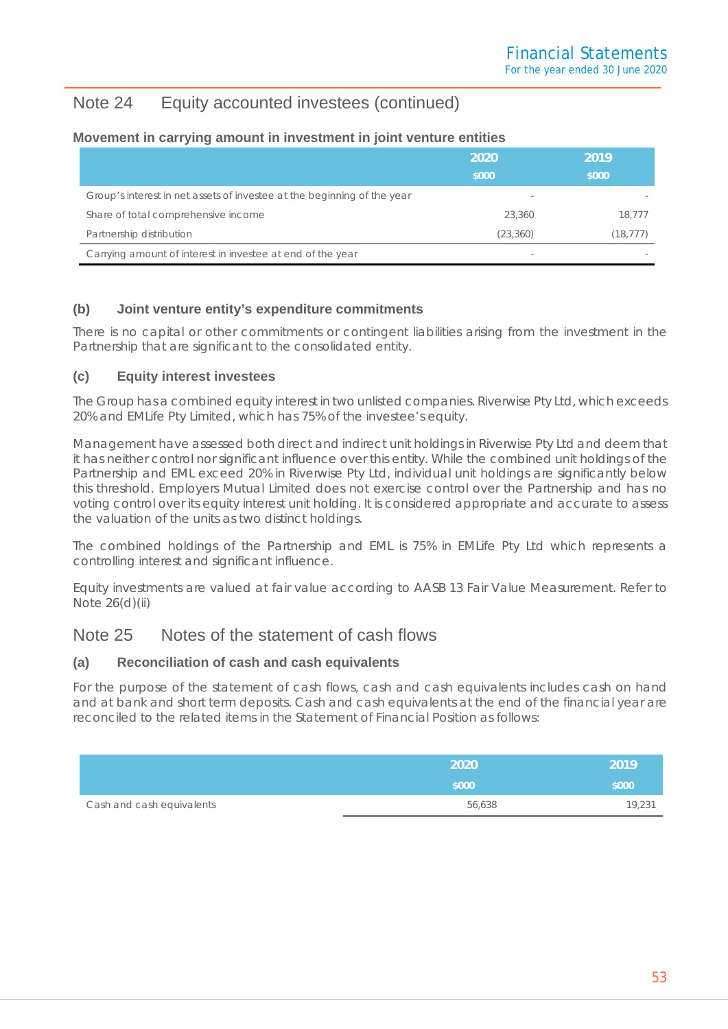## Note 24 Equity accounted investees (continued)

**Movement in carrying amount in investment in joint venture entities**

| | 2020<br>$000 | 2019<br>$000 |
|---|---|---|
| Group's interest in net assets of investee at the beginning of the year | - | - |
| Share of total comprehensive income | 23,360 | 18,777 |
| Partnership distribution | (23,360) | (18,777) |
| Carrying amount of interest in investee at end of the year | - | - |

### (b) Joint venture entity's expenditure commitments

There is no capital or other commitments or contingent liabilities arising from the investment in the Partnership that are significant to the consolidated entity.

### (c) Equity interest investees

The Group has a combined equity interest in two unlisted companies. Riverwise Pty Ltd, which exceeds 20% and EMLife Pty Limited, which has 75% of the investee's equity.

Management have assessed both direct and indirect unit holdings in Riverwise Pty Ltd and deem that it has neither control nor significant influence over this entity. While the combined unit holdings of the Partnership and EML exceed 20% in Riverwise Pty Ltd, individual unit holdings are significantly below this threshold. Employers Mutual Limited does not exercise control over the Partnership and has no voting control over its equity interest unit holding. It is considered appropriate and accurate to assess the valuation of the units as two distinct holdings.

The combined holdings of the Partnership and EML is 75% in EMLife Pty Ltd which represents a controlling interest and significant influence.

Equity investments are valued at fair value according to AASB 13 Fair Value Measurement. Refer to Note 26(d)(ii)

## Note 25 Notes of the statement of cash flows

### (a) Reconciliation of cash and cash equivalents

For the purpose of the statement of cash flows, cash and cash equivalents includes cash on hand and at bank and short term deposits. Cash and cash equivalents at the end of the financial year are reconciled to the related items in the Statement of Financial Position as follows:

| | 2020<br>$000 | 2019<br>$000 |
|---|---|---|
| Cash and cash equivalents | 56,638 | 19,231 |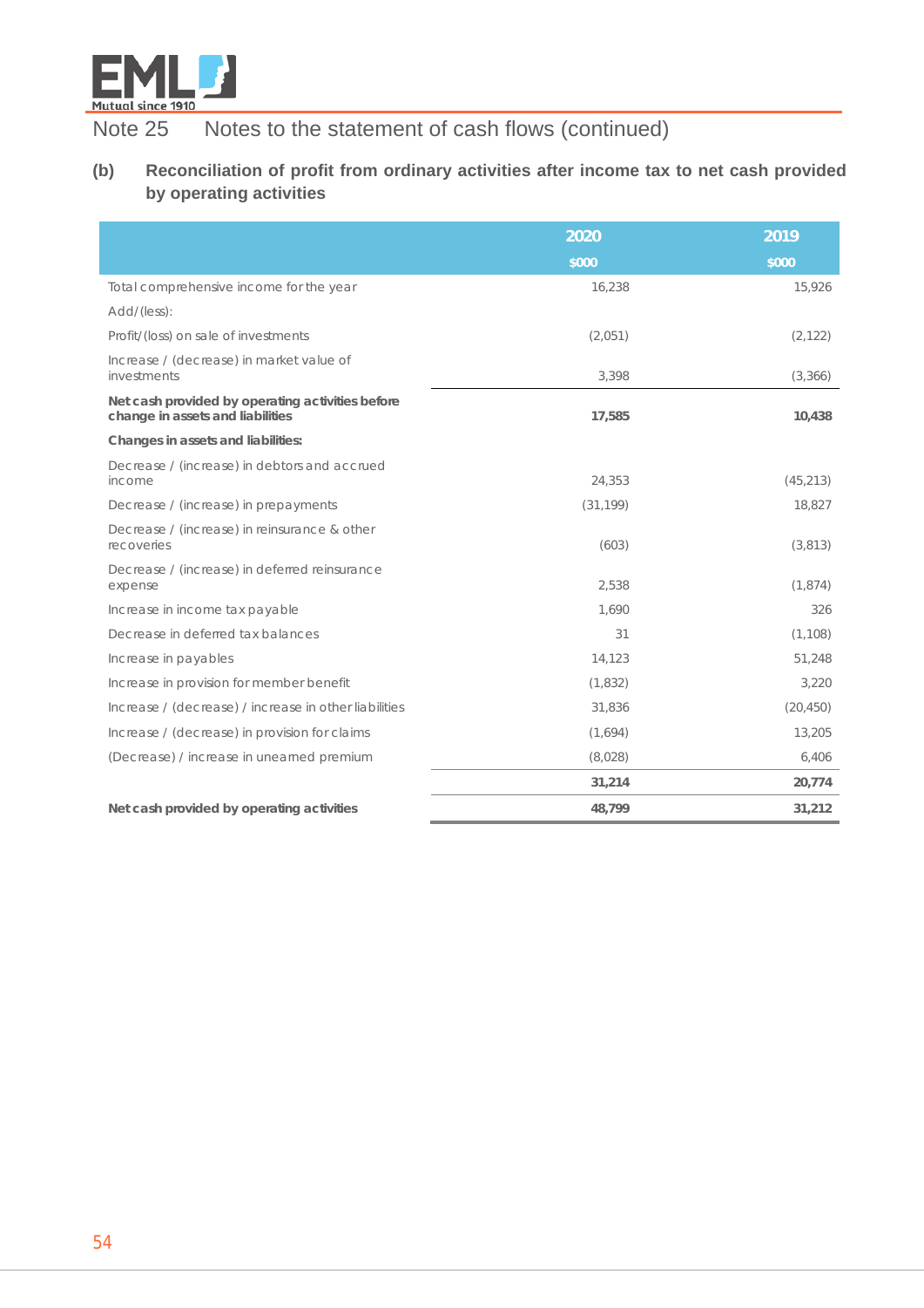# Note 25 Notes to the statement of cash flows (continued)

## (b) Reconciliation of profit from ordinary activities after income tax to net cash provided by operating activities

| | 2020 $000 | 2019 $000 |
|---|---|---|
| Total comprehensive income for the year | 16,238 | 15,926 |
| Add/(less): | | |
| Profit/(loss) on sale of investments | (2,051) | (2,122) |
| Increase / (decrease) in market value of investments | 3,398 | (3,366) |
| **Net cash provided by operating activities before change in assets and liabilities** | **17,585** | **10,438** |
| **Changes in assets and liabilities:** | | |
| Decrease / (increase) in debtors and accrued income | 24,353 | (45,213) |
| Decrease / (increase) in prepayments | (31,199) | 18,827 |
| Decrease / (increase) in reinsurance & other recoveries | (603) | (3,813) |
| Decrease / (increase) in deferred reinsurance expense | 2,538 | (1,874) |
| Increase in income tax payable | 1,690 | 326 |
| Decrease in deferred tax balances | 31 | (1,108) |
| Increase in payables | 14,123 | 51,248 |
| Increase in provision for member benefit | (1,832) | 3,220 |
| Increase / (decrease) / increase in other liabilities | 31,836 | (20,450) |
| Increase / (decrease) in provision for claims | (1,694) | 13,205 |
| (Decrease) / increase in unearned premium | (8,028) | 6,406 |
| | **31,214** | **20,774** |
| **Net cash provided by operating activities** | **48,799** | **31,212** |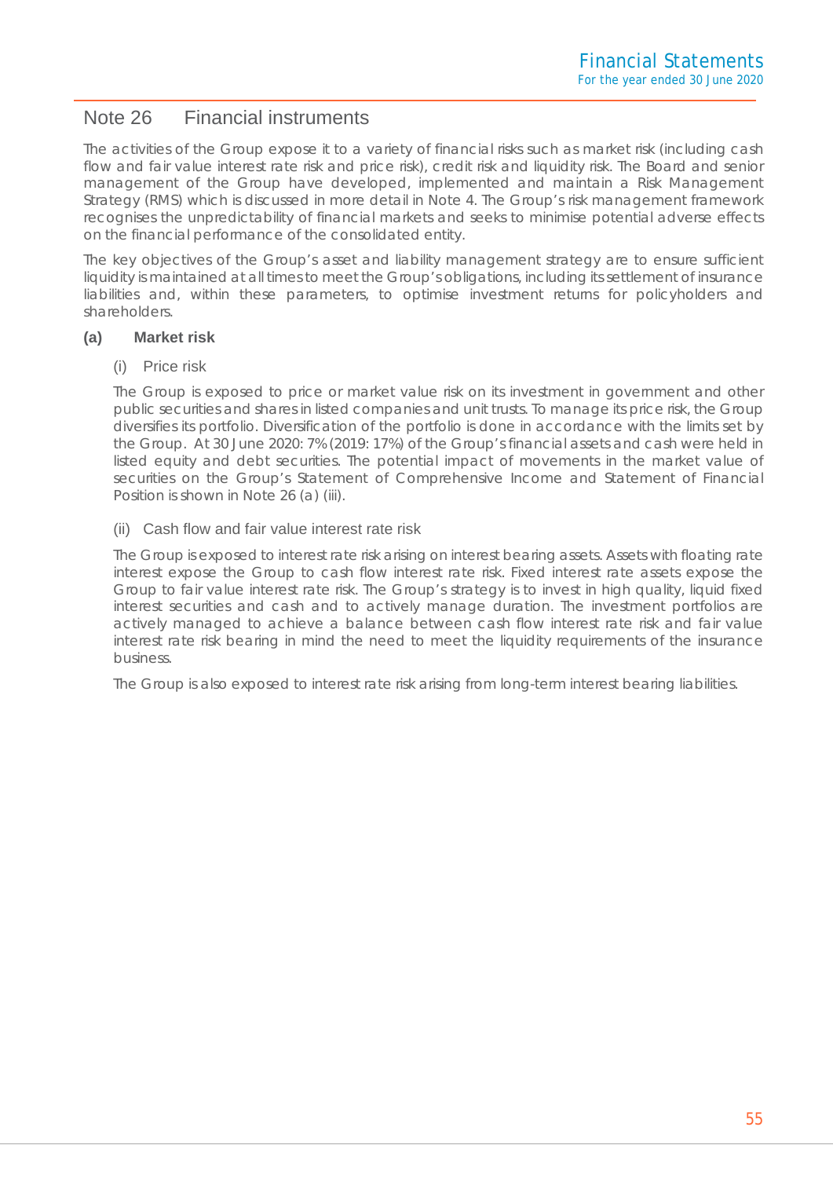## Note 26 Financial instruments

The activities of the Group expose it to a variety of financial risks such as market risk (including cash flow and fair value interest rate risk and price risk), credit risk and liquidity risk. The Board and senior management of the Group have developed, implemented and maintain a Risk Management Strategy (RMS) which is discussed in more detail in Note 4. The Group's risk management framework recognises the unpredictability of financial markets and seeks to minimise potential adverse effects on the financial performance of the consolidated entity.

The key objectives of the Group's asset and liability management strategy are to ensure sufficient liquidity is maintained at all times to meet the Group's obligations, including its settlement of insurance liabilities and, within these parameters, to optimise investment returns for policyholders and shareholders.

### (a) Market risk

#### (i) Price risk

The Group is exposed to price or market value risk on its investment in government and other public securities and shares in listed companies and unit trusts. To manage its price risk, the Group diversifies its portfolio. Diversification of the portfolio is done in accordance with the limits set by the Group. At 30 June 2020: 7% (2019: 17%) of the Group's financial assets and cash were held in listed equity and debt securities. The potential impact of movements in the market value of securities on the Group's Statement of Comprehensive Income and Statement of Financial Position is shown in Note 26 (a) (iii).

#### (ii) Cash flow and fair value interest rate risk

The Group is exposed to interest rate risk arising on interest bearing assets. Assets with floating rate interest expose the Group to cash flow interest rate risk. Fixed interest rate assets expose the Group to fair value interest rate risk. The Group's strategy is to invest in high quality, liquid fixed interest securities and cash and to actively manage duration. The investment portfolios are actively managed to achieve a balance between cash flow interest rate risk and fair value interest rate risk bearing in mind the need to meet the liquidity requirements of the insurance business.

The Group is also exposed to interest rate risk arising from long-term interest bearing liabilities.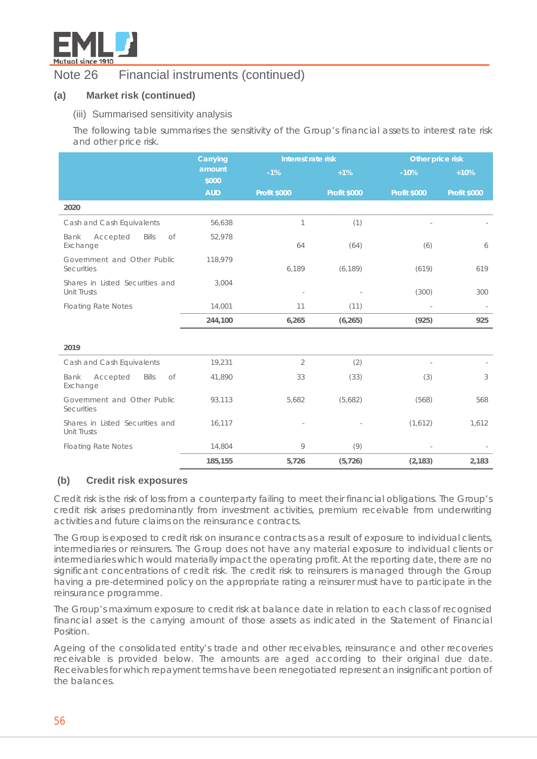# Note 26 Financial instruments (continued)

## (a) Market risk (continued)

### (iii) Summarised sensitivity analysis

The following table summarises the sensitivity of the Group's financial assets to interest rate risk and other price risk.

| | Carrying amount $000 | Interest rate risk | | Other price risk | |
|---|---|---|---|---|---|
| | | -1% | +1% | -10% | +10% |
| | AUD | Profit $000 | Profit $000 | Profit $000 | Profit $000 |
| **2020** | | | | | |
| Cash and Cash Equivalents | 56,638 | 1 | (1) | - | - |
| Bank Accepted Bills of Exchange | 52,978 | 64 | (64) | (6) | 6 |
| Government and Other Public Securities | 118,979 | 6,189 | (6,189) | (619) | 619 |
| Shares in Listed Securities and Unit Trusts | 3,004 | - | - | (300) | 300 |
| Floating Rate Notes | 14,001 | 11 | (11) | - | - |
| | **244,100** | **6,265** | **(6,265)** | **(925)** | **925** |
| **2019** | | | | | |
| Cash and Cash Equivalents | 19,231 | 2 | (2) | - | - |
| Bank Accepted Bills of Exchange | 41,890 | 33 | (33) | (3) | 3 |
| Government and Other Public Securities | 93,113 | 5,682 | (5,682) | (568) | 568 |
| Shares in Listed Securities and Unit Trusts | 16,117 | - | - | (1,612) | 1,612 |
| Floating Rate Notes | 14,804 | 9 | (9) | - | - |
| | **185,155** | **5,726** | **(5,726)** | **(2,183)** | **2,183** |

## (b) Credit risk exposures

Credit risk is the risk of loss from a counterparty failing to meet their financial obligations. The Group's credit risk arises predominantly from investment activities, premium receivable from underwriting activities and future claims on the reinsurance contracts.

The Group is exposed to credit risk on insurance contracts as a result of exposure to individual clients, intermediaries or reinsurers. The Group does not have any material exposure to individual clients or intermediaries which would materially impact the operating profit. At the reporting date, there are no significant concentrations of credit risk. The credit risk to reinsurers is managed through the Group having a pre-determined policy on the appropriate rating a reinsurer must have to participate in the reinsurance programme.

The Group's maximum exposure to credit risk at balance date in relation to each class of recognised financial asset is the carrying amount of those assets as indicated in the Statement of Financial Position.

Ageing of the consolidated entity's trade and other receivables, reinsurance and other recoveries receivable is provided below. The amounts are aged according to their original due date. Receivables for which repayment terms have been renegotiated represent an insignificant portion of the balances.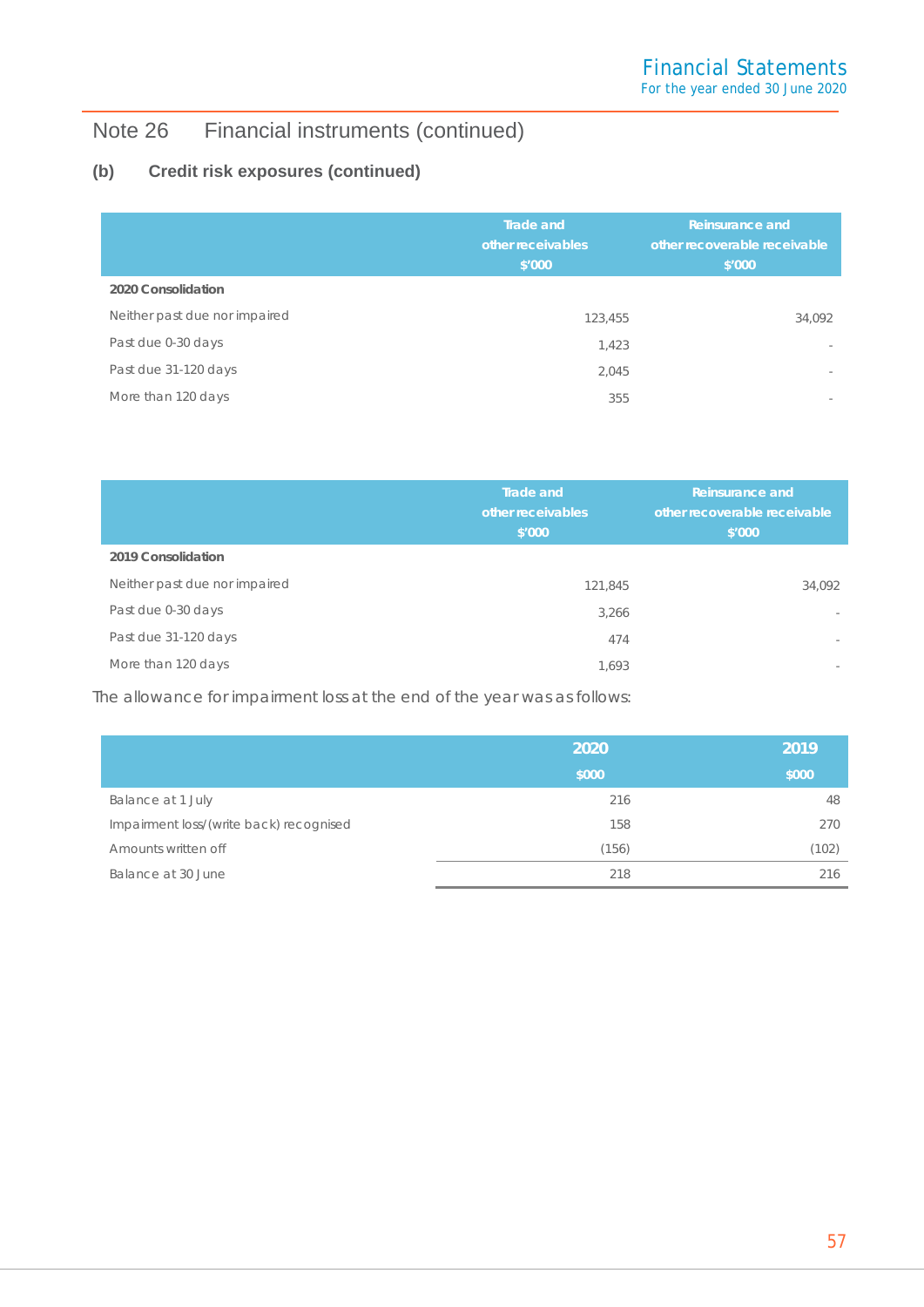## Note 26 Financial instruments (continued)

### (b) Credit risk exposures (continued)

| | Trade and other receivables $'000 | Reinsurance and other recoverable receivable $'000 |
|---|---|---|
| **2020 Consolidation** | | |
| Neither past due nor impaired | 123,455 | 34,092 |
| Past due 0-30 days | 1,423 | - |
| Past due 31-120 days | 2,045 | - |
| More than 120 days | 355 | - |

| | Trade and other receivables $'000 | Reinsurance and other recoverable receivable $'000 |
|---|---|---|
| **2019 Consolidation** | | |
| Neither past due nor impaired | 121,845 | 34,092 |
| Past due 0-30 days | 3,266 | - |
| Past due 31-120 days | 474 | - |
| More than 120 days | 1,693 | - |

The allowance for impairment loss at the end of the year was as follows:

| | 2020 $000 | 2019 $000 |
|---|---|---|
| Balance at 1 July | 216 | 48 |
| Impairment loss/(write back) recognised | 158 | 270 |
| Amounts written off | (156) | (102) |
| Balance at 30 June | 218 | 216 |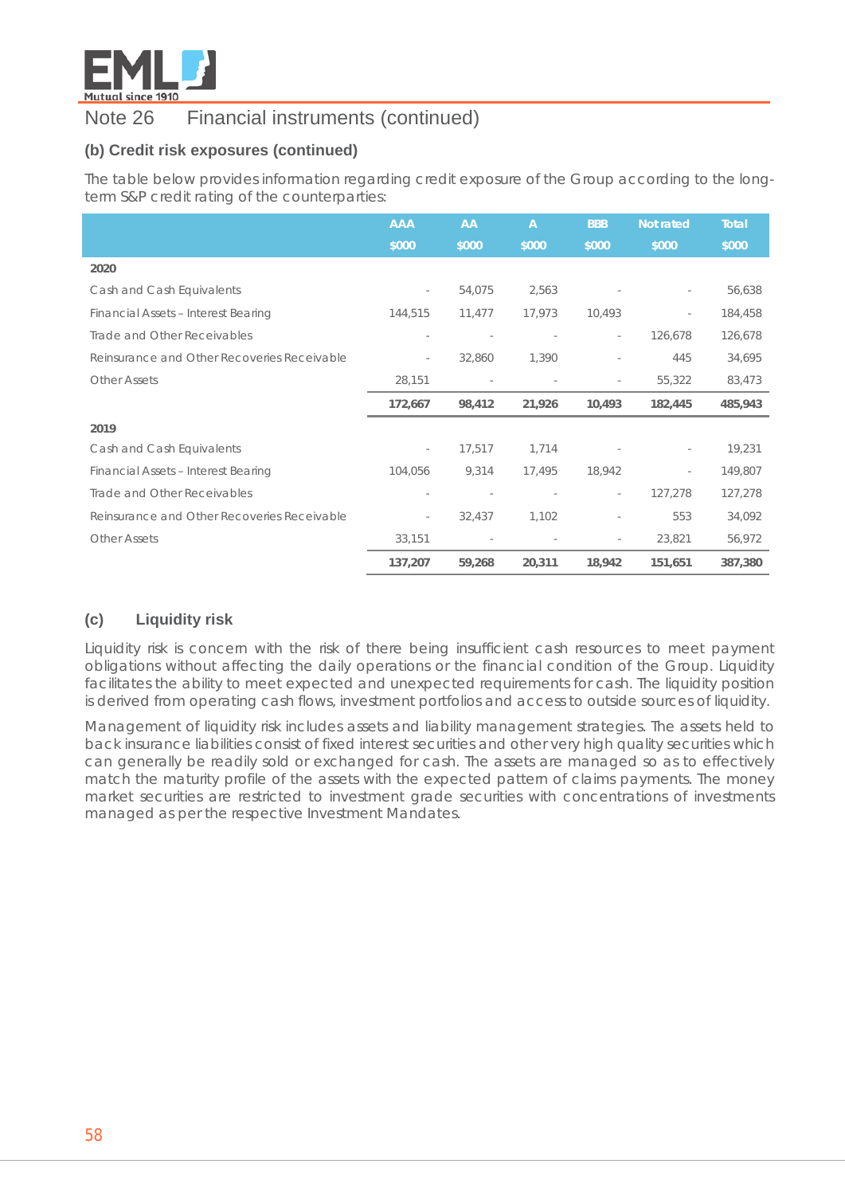## Note 26 Financial instruments (continued)

### (b) Credit risk exposures (continued)

The table below provides information regarding credit exposure of the Group according to the long-term S&P credit rating of the counterparties:

| | AAA $000 | AA $000 | A $000 | BBB $000 | Not rated $000 | Total $000 |
|---|---|---|---|---|---|---|
| **2020** | | | | | | |
| Cash and Cash Equivalents | - | 54,075 | 2,563 | - | - | 56,638 |
| Financial Assets – Interest Bearing | 144,515 | 11,477 | 17,973 | 10,493 | - | 184,458 |
| Trade and Other Receivables | - | - | - | - | 126,678 | 126,678 |
| Reinsurance and Other Recoveries Receivable | - | 32,860 | 1,390 | - | 445 | 34,695 |
| Other Assets | 28,151 | - | - | - | 55,322 | 83,473 |
| | **172,667** | **98,412** | **21,926** | **10,493** | **182,445** | **485,943** |
| **2019** | | | | | | |
| Cash and Cash Equivalents | - | 17,517 | 1,714 | - | - | 19,231 |
| Financial Assets – Interest Bearing | 104,056 | 9,314 | 17,495 | 18,942 | - | 149,807 |
| Trade and Other Receivables | - | - | - | - | 127,278 | 127,278 |
| Reinsurance and Other Recoveries Receivable | - | 32,437 | 1,102 | - | 553 | 34,092 |
| Other Assets | 33,151 | - | - | - | 23,821 | 56,972 |
| | **137,207** | **59,268** | **20,311** | **18,942** | **151,651** | **387,380** |

### (c) Liquidity risk

Liquidity risk is concern with the risk of there being insufficient cash resources to meet payment obligations without affecting the daily operations or the financial condition of the Group. Liquidity facilitates the ability to meet expected and unexpected requirements for cash. The liquidity position is derived from operating cash flows, investment portfolios and access to outside sources of liquidity.

Management of liquidity risk includes assets and liability management strategies. The assets held to back insurance liabilities consist of fixed interest securities and other very high quality securities which can generally be readily sold or exchanged for cash. The assets are managed so as to effectively match the maturity profile of the assets with the expected pattern of claims payments. The money market securities are restricted to investment grade securities with concentrations of investments managed as per the respective Investment Mandates.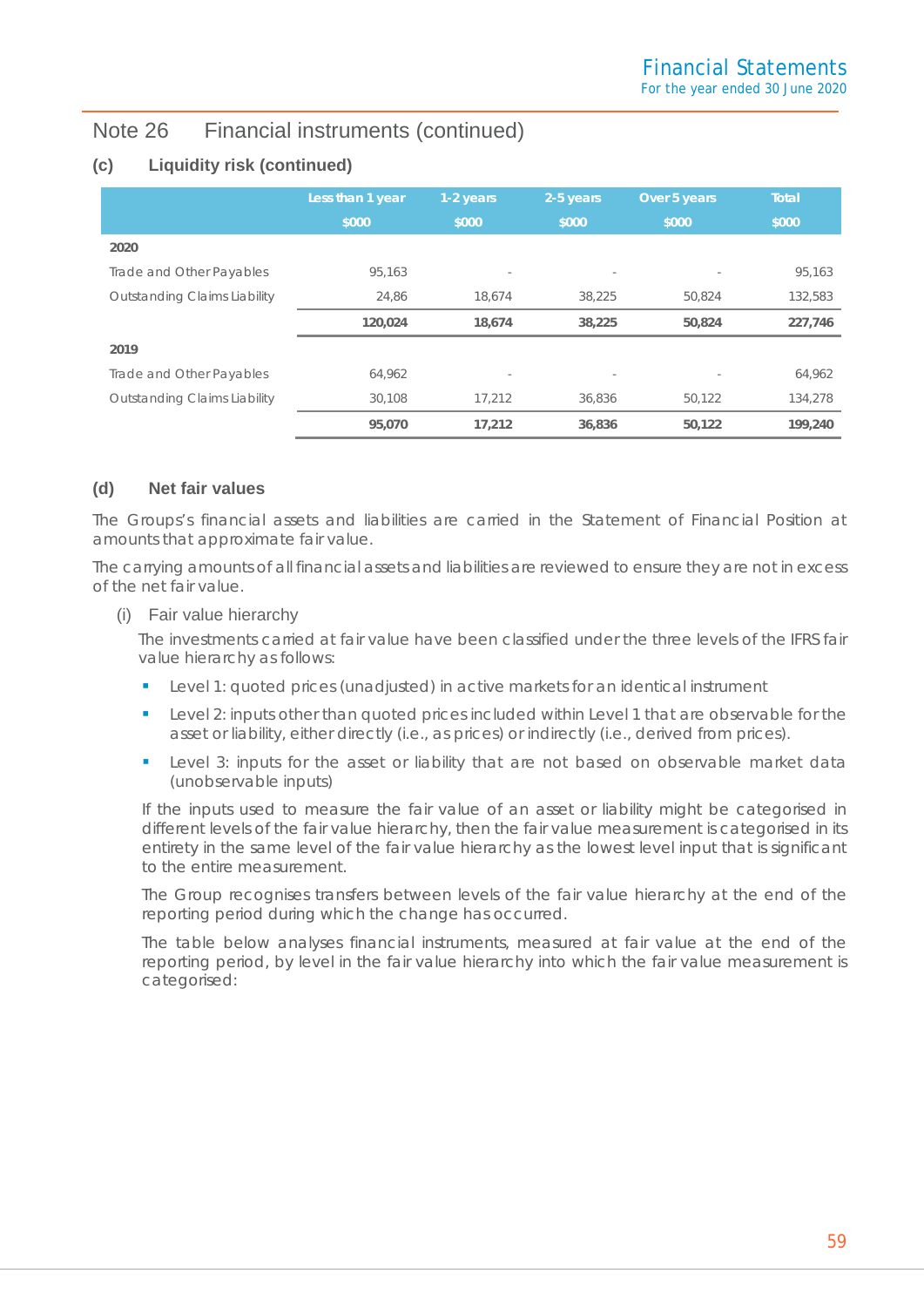## Note 26 Financial instruments (continued)

### (c) Liquidity risk (continued)

| | Less than 1 year | 1-2 years | 2-5 years | Over 5 years | Total |
|---|---|---|---|---|---|
| | $000 | $000 | $000 | $000 | $000 |
| **2020** | | | | | |
| Trade and Other Payables | 95,163 | - | - | - | 95,163 |
| Outstanding Claims Liability | 24,86 | 18,674 | 38,225 | 50,824 | 132,583 |
| | **120,024** | **18,674** | **38,225** | **50,824** | **227,746** |
| **2019** | | | | | |
| Trade and Other Payables | 64,962 | - | - | - | 64,962 |
| Outstanding Claims Liability | 30,108 | 17,212 | 36,836 | 50,122 | 134,278 |
| | **95,070** | **17,212** | **36,836** | **50,122** | **199,240** |

### (d) Net fair values

The Groups's financial assets and liabilities are carried in the Statement of Financial Position at amounts that approximate fair value.

The carrying amounts of all financial assets and liabilities are reviewed to ensure they are not in excess of the net fair value.

(i) Fair value hierarchy

The investments carried at fair value have been classified under the three levels of the IFRS fair value hierarchy as follows:

- Level 1: quoted prices (unadjusted) in active markets for an identical instrument
- Level 2: inputs other than quoted prices included within Level 1 that are observable for the asset or liability, either directly (i.e., as prices) or indirectly (i.e., derived from prices).
- Level 3: inputs for the asset or liability that are not based on observable market data (unobservable inputs)

If the inputs used to measure the fair value of an asset or liability might be categorised in different levels of the fair value hierarchy, then the fair value measurement is categorised in its entirety in the same level of the fair value hierarchy as the lowest level input that is significant to the entire measurement.

The Group recognises transfers between levels of the fair value hierarchy at the end of the reporting period during which the change has occurred.

The table below analyses financial instruments, measured at fair value at the end of the reporting period, by level in the fair value hierarchy into which the fair value measurement is categorised: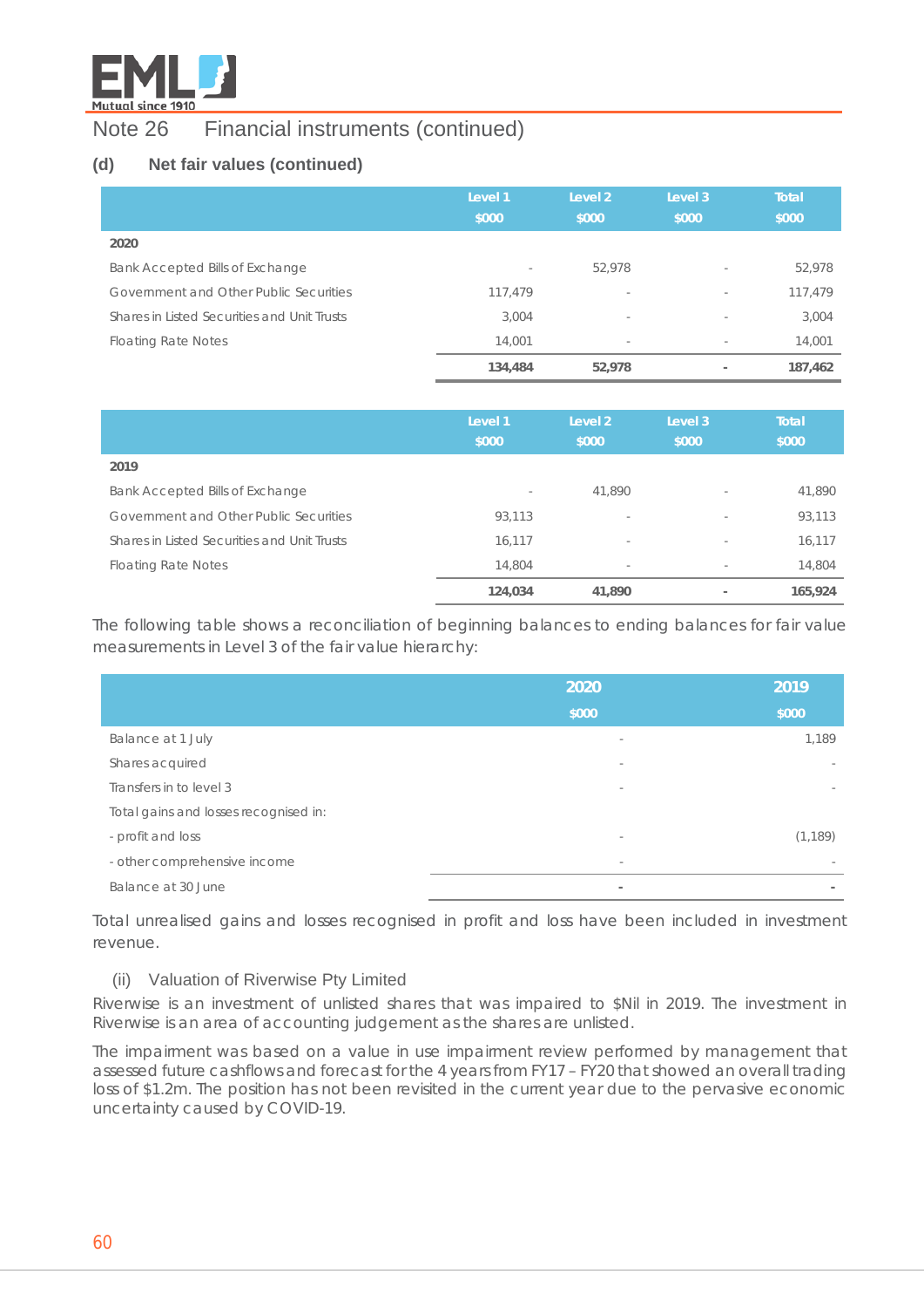## Note 26 Financial instruments (continued)

### (d) Net fair values (continued)

| | Level 1 $000 | Level 2 $000 | Level 3 $000 | Total $000 |
|---|---|---|---|---|
| **2020** | | | | |
| Bank Accepted Bills of Exchange | - | 52,978 | - | 52,978 |
| Government and Other Public Securities | 117,479 | - | - | 117,479 |
| Shares in Listed Securities and Unit Trusts | 3,004 | - | - | 3,004 |
| Floating Rate Notes | 14,001 | - | - | 14,001 |
| | **134,484** | **52,978** | **-** | **187,462** |

| | Level 1 $000 | Level 2 $000 | Level 3 $000 | Total $000 |
|---|---|---|---|---|
| **2019** | | | | |
| Bank Accepted Bills of Exchange | - | 41,890 | - | 41,890 |
| Government and Other Public Securities | 93,113 | - | - | 93,113 |
| Shares in Listed Securities and Unit Trusts | 16,117 | - | - | 16,117 |
| Floating Rate Notes | 14,804 | - | - | 14,804 |
| | **124,034** | **41,890** | **-** | **165,924** |

The following table shows a reconciliation of beginning balances to ending balances for fair value measurements in Level 3 of the fair value hierarchy:

| | 2020 $000 | 2019 $000 |
|---|---|---|
| Balance at 1 July | - | 1,189 |
| Shares acquired | - | - |
| Transfers in to level 3 | - | - |
| Total gains and losses recognised in: | | |
| - profit and loss | - | (1,189) |
| - other comprehensive income | - | - |
| Balance at 30 June | **-** | **-** |

Total unrealised gains and losses recognised in profit and loss have been included in investment revenue.

(ii) Valuation of Riverwise Pty Limited

Riverwise is an investment of unlisted shares that was impaired to $Nil in 2019. The investment in Riverwise is an area of accounting judgement as the shares are unlisted.

The impairment was based on a value in use impairment review performed by management that assessed future cashflows and forecast for the 4 years from FY17 – FY20 that showed an overall trading loss of $1.2m. The position has not been revisited in the current year due to the pervasive economic uncertainty caused by COVID-19.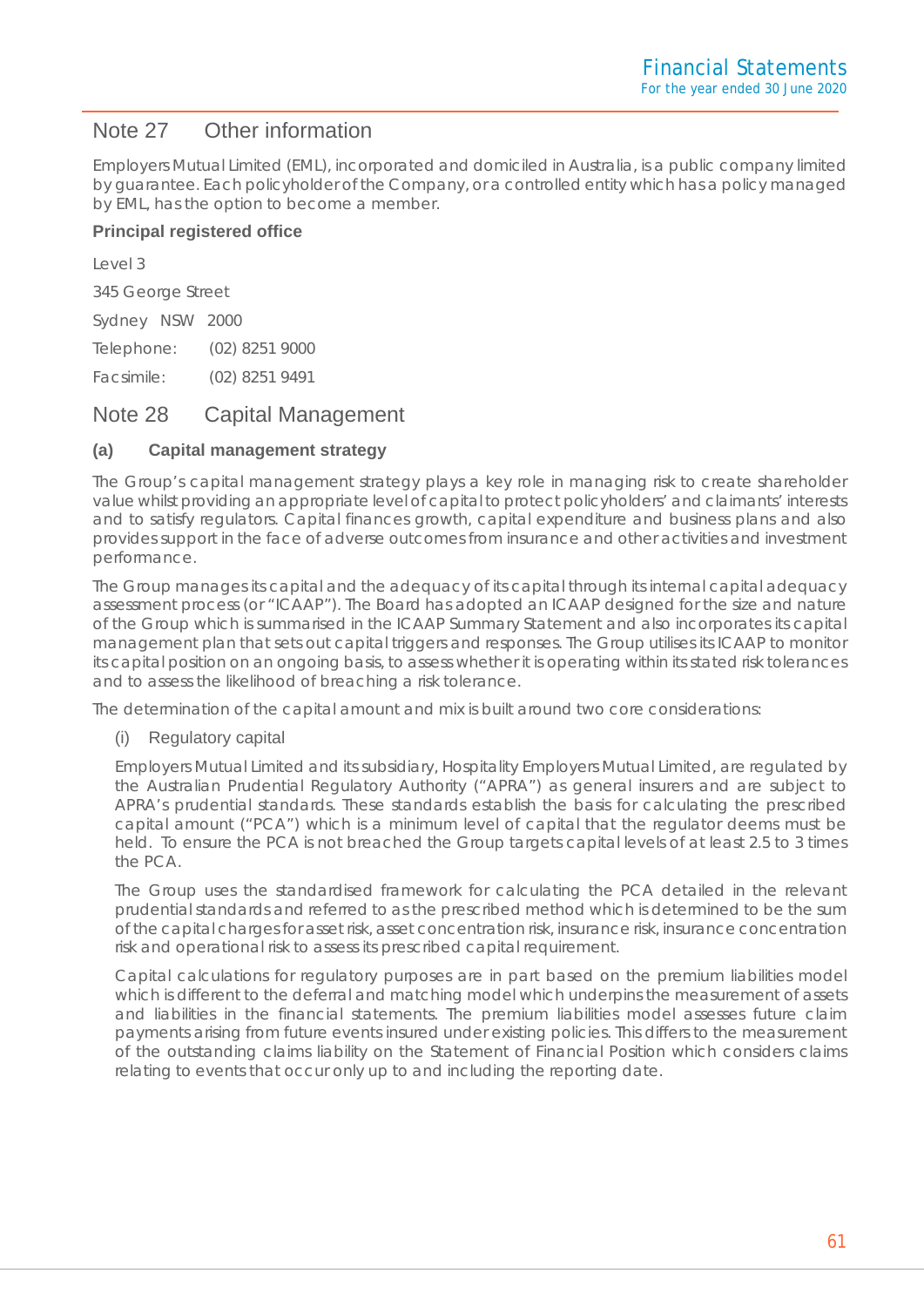## Note 27 Other information

Employers Mutual Limited (EML), incorporated and domiciled in Australia, is a public company limited by guarantee. Each policyholder of the Company, or a controlled entity which has a policy managed by EML, has the option to become a member.

**Principal registered office**

Level 3

345 George Street

Sydney NSW 2000

Telephone: (02) 8251 9000

Facsimile: (02) 8251 9491

## Note 28 Capital Management

### (a) Capital management strategy

The Group's capital management strategy plays a key role in managing risk to create shareholder value whilst providing an appropriate level of capital to protect policyholders' and claimants' interests and to satisfy regulators. Capital finances growth, capital expenditure and business plans and also provides support in the face of adverse outcomes from insurance and other activities and investment performance.

The Group manages its capital and the adequacy of its capital through its internal capital adequacy assessment process (or "ICAAP"). The Board has adopted an ICAAP designed for the size and nature of the Group which is summarised in the ICAAP Summary Statement and also incorporates its capital management plan that sets out capital triggers and responses. The Group utilises its ICAAP to monitor its capital position on an ongoing basis, to assess whether it is operating within its stated risk tolerances and to assess the likelihood of breaching a risk tolerance.

The determination of the capital amount and mix is built around two core considerations:

(i) Regulatory capital

Employers Mutual Limited and its subsidiary, Hospitality Employers Mutual Limited, are regulated by the Australian Prudential Regulatory Authority ("APRA") as general insurers and are subject to APRA's prudential standards. These standards establish the basis for calculating the prescribed capital amount ("PCA") which is a minimum level of capital that the regulator deems must be held. To ensure the PCA is not breached the Group targets capital levels of at least 2.5 to 3 times the PCA.

The Group uses the standardised framework for calculating the PCA detailed in the relevant prudential standards and referred to as the prescribed method which is determined to be the sum of the capital charges for asset risk, asset concentration risk, insurance risk, insurance concentration risk and operational risk to assess its prescribed capital requirement.

Capital calculations for regulatory purposes are in part based on the premium liabilities model which is different to the deferral and matching model which underpins the measurement of assets and liabilities in the financial statements. The premium liabilities model assesses future claim payments arising from future events insured under existing policies. This differs to the measurement of the outstanding claims liability on the Statement of Financial Position which considers claims relating to events that occur only up to and including the reporting date.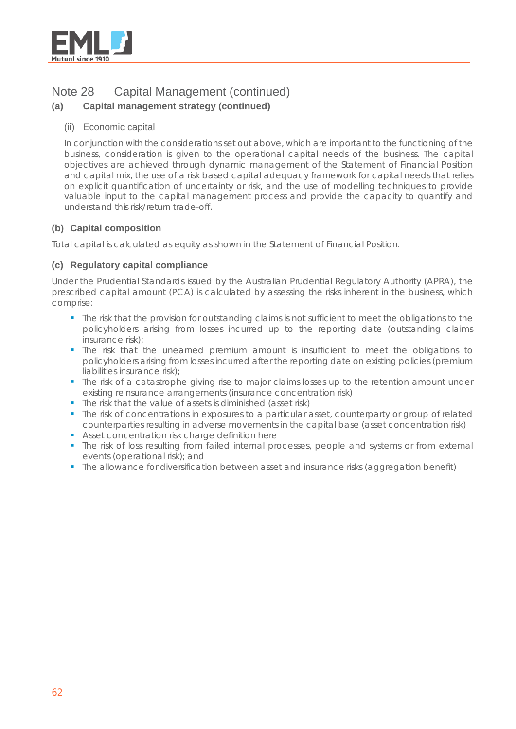## Note 28 Capital Management (continued)

### (a) Capital management strategy (continued)

(ii) Economic capital

In conjunction with the considerations set out above, which are important to the functioning of the business, consideration is given to the operational capital needs of the business. The capital objectives are achieved through dynamic management of the Statement of Financial Position and capital mix, the use of a risk based capital adequacy framework for capital needs that relies on explicit quantification of uncertainty or risk, and the use of modelling techniques to provide valuable input to the capital management process and provide the capacity to quantify and understand this risk/return trade-off.

### (b) Capital composition

Total capital is calculated as equity as shown in the Statement of Financial Position.

### (c) Regulatory capital compliance

Under the Prudential Standards issued by the Australian Prudential Regulatory Authority (APRA), the prescribed capital amount (PCA) is calculated by assessing the risks inherent in the business, which comprise:

- The risk that the provision for outstanding claims is not sufficient to meet the obligations to the policyholders arising from losses incurred up to the reporting date (outstanding claims insurance risk);
- The risk that the unearned premium amount is insufficient to meet the obligations to policyholders arising from losses incurred after the reporting date on existing policies (premium liabilities insurance risk);
- The risk of a catastrophe giving rise to major claims losses up to the retention amount under existing reinsurance arrangements (insurance concentration risk)
- The risk that the value of assets is diminished (asset risk)
- The risk of concentrations in exposures to a particular asset, counterparty or group of related counterparties resulting in adverse movements in the capital base (asset concentration risk)
- Asset concentration risk charge definition here
- The risk of loss resulting from failed internal processes, people and systems or from external events (operational risk); and
- The allowance for diversification between asset and insurance risks (aggregation benefit)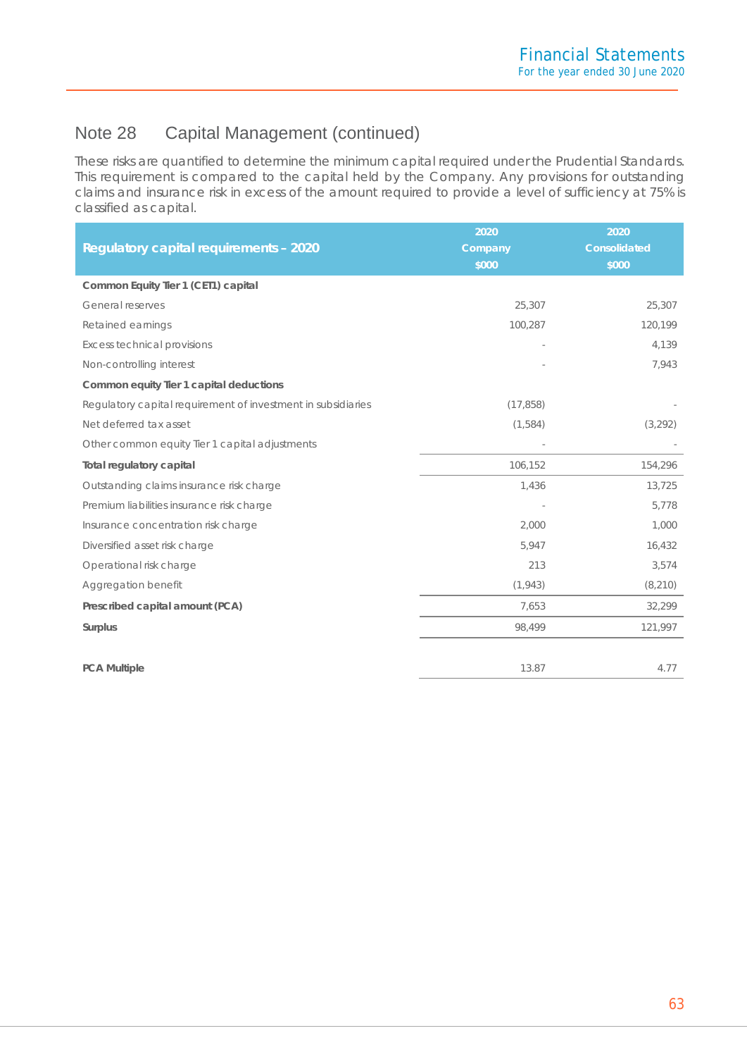## Note 28 Capital Management (continued)

These risks are quantified to determine the minimum capital required under the Prudential Standards. This requirement is compared to the capital held by the Company. Any provisions for outstanding claims and insurance risk in excess of the amount required to provide a level of sufficiency at 75% is classified as capital.

| Regulatory capital requirements – 2020 | 2020 Company $000 | 2020 Consolidated $000 |
|---|---|---|
| **Common Equity Tier 1 (CET1) capital** | | |
| General reserves | 25,307 | 25,307 |
| Retained earnings | 100,287 | 120,199 |
| Excess technical provisions | - | 4,139 |
| Non-controlling interest | - | 7,943 |
| **Common equity Tier 1 capital deductions** | | |
| Regulatory capital requirement of investment in subsidiaries | (17,858) | - |
| Net deferred tax asset | (1,584) | (3,292) |
| Other common equity Tier 1 capital adjustments | - | - |
| **Total regulatory capital** | 106,152 | 154,296 |
| Outstanding claims insurance risk charge | 1,436 | 13,725 |
| Premium liabilities insurance risk charge | - | 5,778 |
| Insurance concentration risk charge | 2,000 | 1,000 |
| Diversified asset risk charge | 5,947 | 16,432 |
| Operational risk charge | 213 | 3,574 |
| Aggregation benefit | (1,943) | (8,210) |
| **Prescribed capital amount (PCA)** | 7,653 | 32,299 |
| **Surplus** | 98,499 | 121,997 |
| | | |
| **PCA Multiple** | 13.87 | 4.77 |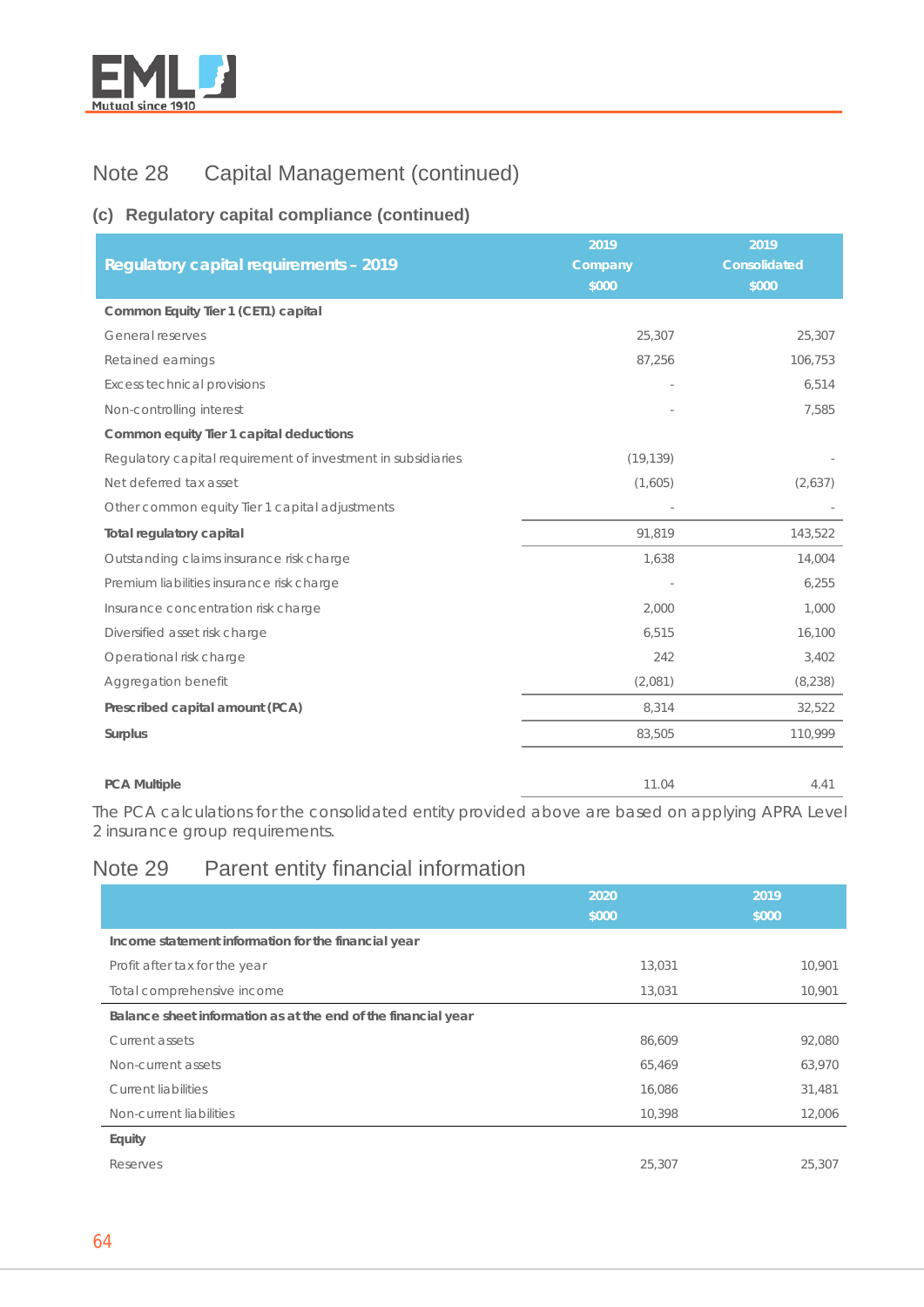# Note 28 Capital Management (continued)

### (c) Regulatory capital compliance (continued)

| Regulatory capital requirements – 2019 | 2019 Company $000 | 2019 Consolidated $000 |
|---|---|---|
| **Common Equity Tier 1 (CET1) capital** | | |
| General reserves | 25,307 | 25,307 |
| Retained earnings | 87,256 | 106,753 |
| Excess technical provisions | - | 6,514 |
| Non-controlling interest | - | 7,585 |
| **Common equity Tier 1 capital deductions** | | |
| Regulatory capital requirement of investment in subsidiaries | (19,139) | - |
| Net deferred tax asset | (1,605) | (2,637) |
| Other common equity Tier 1 capital adjustments | - | - |
| **Total regulatory capital** | 91,819 | 143,522 |
| Outstanding claims insurance risk charge | 1,638 | 14,004 |
| Premium liabilities insurance risk charge | - | 6,255 |
| Insurance concentration risk charge | 2,000 | 1,000 |
| Diversified asset risk charge | 6,515 | 16,100 |
| Operational risk charge | 242 | 3,402 |
| Aggregation benefit | (2,081) | (8,238) |
| **Prescribed capital amount (PCA)** | 8,314 | 32,522 |
| **Surplus** | 83,505 | 110,999 |
| **PCA Multiple** | 11.04 | 4.41 |

The PCA calculations for the consolidated entity provided above are based on applying APRA Level 2 insurance group requirements.

# Note 29 Parent entity financial information

| | 2020 $000 | 2019 $000 |
|---|---|---|
| **Income statement information for the financial year** | | |
| Profit after tax for the year | 13,031 | 10,901 |
| Total comprehensive income | 13,031 | 10,901 |
| **Balance sheet information as at the end of the financial year** | | |
| Current assets | 86,609 | 92,080 |
| Non-current assets | 65,469 | 63,970 |
| Current liabilities | 16,086 | 31,481 |
| Non-current liabilities | 10,398 | 12,006 |
| **Equity** | | |
| Reserves | 25,307 | 25,307 |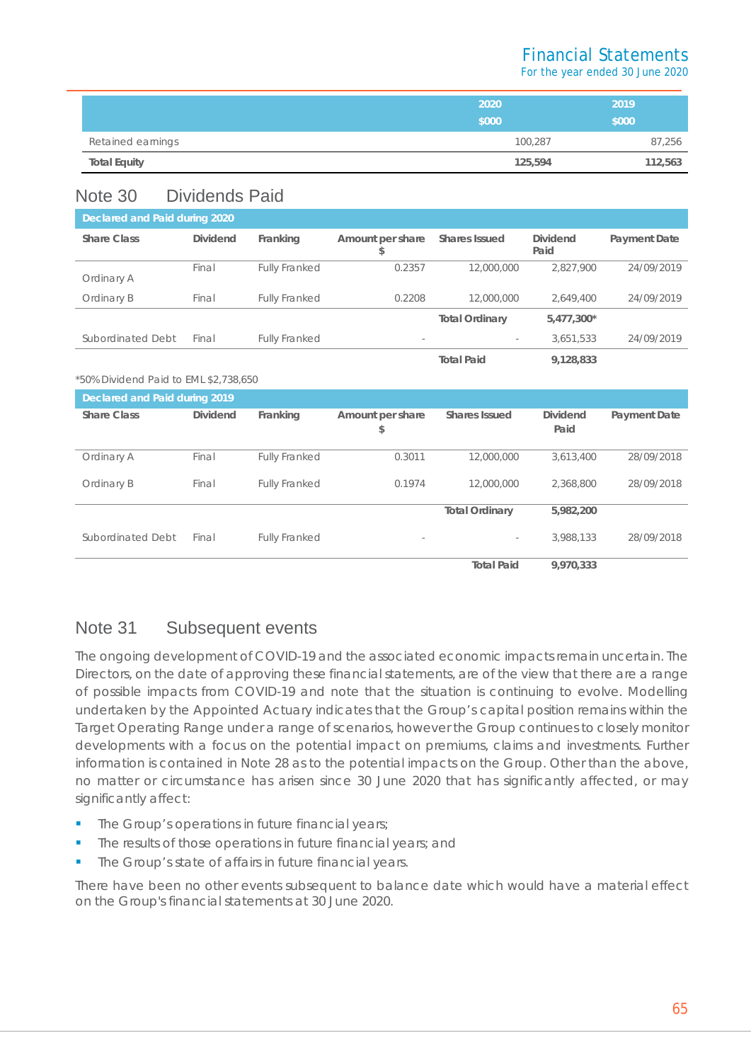| | 2020<br>$000 | 2019<br>$000 |
|---|---|---|
| Retained earnings | 100,287 | 87,256 |
| **Total Equity** | **125,594** | **112,563** |

## Note 30 Dividends Paid

| Declared and Paid during 2020 | | | | | | |
|---|---|---|---|---|---|---|
| **Share Class** | **Dividend** | **Franking** | **Amount per share $** | **Shares Issued** | **Dividend Paid** | **Payment Date** |
| Ordinary A | Final | Fully Franked | 0.2357 | 12,000,000 | 2,827,900 | 24/09/2019 |
| Ordinary B | Final | Fully Franked | 0.2208 | 12,000,000 | 2,649,400 | 24/09/2019 |
| | | | | **Total Ordinary** | **5,477,300*** | |
| Subordinated Debt | Final | Fully Franked | - | - | 3,651,533 | 24/09/2019 |
| | | | | **Total Paid** | **9,128,833** | |

*50% Dividend Paid to EML $2,738,650

| Declared and Paid during 2019 | | | | | | |
|---|---|---|---|---|---|---|
| **Share Class** | **Dividend** | **Franking** | **Amount per share $** | **Shares Issued** | **Dividend Paid** | **Payment Date** |
| Ordinary A | Final | Fully Franked | 0.3011 | 12,000,000 | 3,613,400 | 28/09/2018 |
| Ordinary B | Final | Fully Franked | 0.1974 | 12,000,000 | 2,368,800 | 28/09/2018 |
| | | | | **Total Ordinary** | **5,982,200** | |
| Subordinated Debt | Final | Fully Franked | - | - | 3,988,133 | 28/09/2018 |
| | | | | **Total Paid** | **9,970,333** | |

## Note 31 Subsequent events

The ongoing development of COVID-19 and the associated economic impacts remain uncertain. The Directors, on the date of approving these financial statements, are of the view that there are a range of possible impacts from COVID-19 and note that the situation is continuing to evolve. Modelling undertaken by the Appointed Actuary indicates that the Group's capital position remains within the Target Operating Range under a range of scenarios, however the Group continues to closely monitor developments with a focus on the potential impact on premiums, claims and investments. Further information is contained in Note 28 as to the potential impacts on the Group. Other than the above, no matter or circumstance has arisen since 30 June 2020 that has significantly affected, or may significantly affect:

- The Group's operations in future financial years;
- The results of those operations in future financial years; and
- The Group's state of affairs in future financial years.

There have been no other events subsequent to balance date which would have a material effect on the Group's financial statements at 30 June 2020.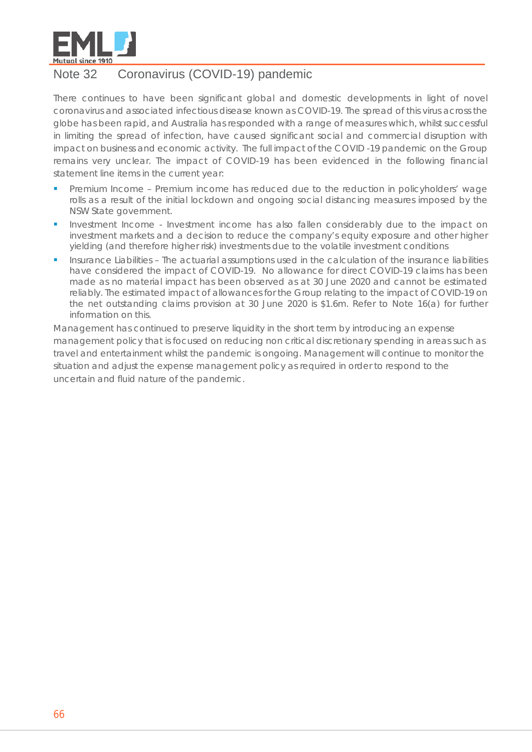## Note 32 Coronavirus (COVID-19) pandemic

There continues to have been significant global and domestic developments in light of novel coronavirus and associated infectious disease known as COVID-19. The spread of this virus across the globe has been rapid, and Australia has responded with a range of measures which, whilst successful in limiting the spread of infection, have caused significant social and commercial disruption with impact on business and economic activity. The full impact of the COVID -19 pandemic on the Group remains very unclear. The impact of COVID-19 has been evidenced in the following financial statement line items in the current year:

- Premium Income – Premium income has reduced due to the reduction in policyholders' wage rolls as a result of the initial lockdown and ongoing social distancing measures imposed by the NSW State government.
- Investment Income - Investment income has also fallen considerably due to the impact on investment markets and a decision to reduce the company's equity exposure and other higher yielding (and therefore higher risk) investments due to the volatile investment conditions
- Insurance Liabilities – The actuarial assumptions used in the calculation of the insurance liabilities have considered the impact of COVID-19. No allowance for direct COVID-19 claims has been made as no material impact has been observed as at 30 June 2020 and cannot be estimated reliably. The estimated impact of allowances for the Group relating to the impact of COVID-19 on the net outstanding claims provision at 30 June 2020 is $1.6m. Refer to Note 16(a) for further information on this.

Management has continued to preserve liquidity in the short term by introducing an expense management policy that is focused on reducing non critical discretionary spending in areas such as travel and entertainment whilst the pandemic is ongoing. Management will continue to monitor the situation and adjust the expense management policy as required in order to respond to the uncertain and fluid nature of the pandemic.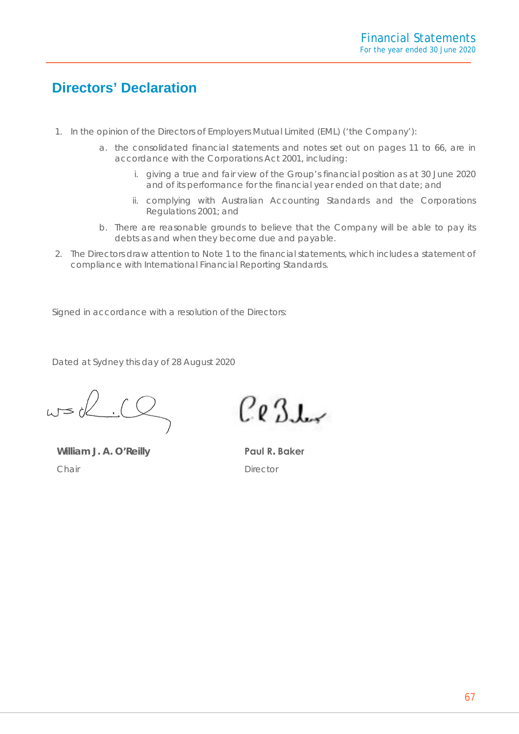# Directors' Declaration

1. In the opinion of the Directors of Employers Mutual Limited (EML) ('the Company'):

   a. the consolidated financial statements and notes set out on pages 11 to 66, are in accordance with the Corporations Act 2001, including:

      i. giving a true and fair view of the Group's financial position as at 30 June 2020 and of its performance for the financial year ended on that date; and

      ii. complying with Australian Accounting Standards and the Corporations Regulations 2001; and

   b. There are reasonable grounds to believe that the Company will be able to pay its debts as and when they become due and payable.

2. The Directors draw attention to Note 1 to the financial statements, which includes a statement of compliance with International Financial Reporting Standards.

Signed in accordance with a resolution of the Directors:

Dated at Sydney this day of 28 August 2020

| | |
|---|---|
| **William J. A. O'Reilly** | **Paul R. Baker** |
| Chair | Director |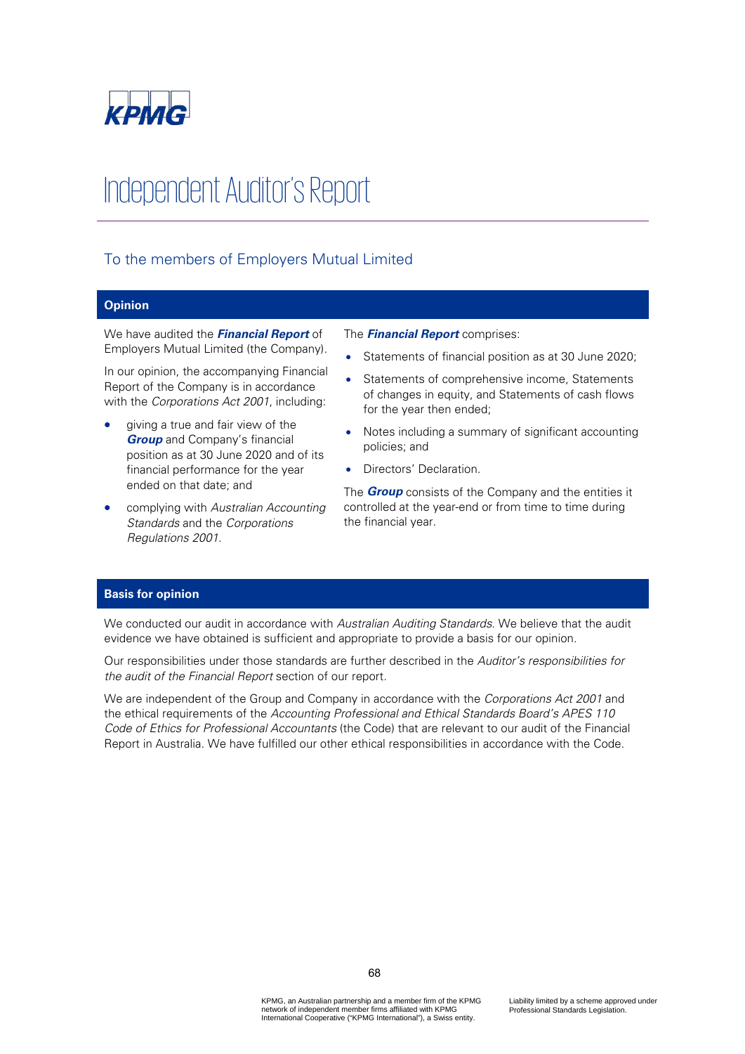# Independent Auditor's Report

## To the members of Employers Mutual Limited

### Opinion

We have audited the ***Financial Report*** of Employers Mutual Limited (the Company).

In our opinion, the accompanying Financial Report of the Company is in accordance with the *Corporations Act 2001*, including:

- giving a true and fair view of the ***Group*** and Company's financial position as at 30 June 2020 and of its financial performance for the year ended on that date; and
- complying with *Australian Accounting Standards* and the *Corporations Regulations 2001*.

The ***Financial Report*** comprises:

- Statements of financial position as at 30 June 2020;
- Statements of comprehensive income, Statements of changes in equity, and Statements of cash flows for the year then ended;
- Notes including a summary of significant accounting policies; and
- Directors' Declaration.

The ***Group*** consists of the Company and the entities it controlled at the year-end or from time to time during the financial year.

### Basis for opinion

We conducted our audit in accordance with *Australian Auditing Standards*. We believe that the audit evidence we have obtained is sufficient and appropriate to provide a basis for our opinion.

Our responsibilities under those standards are further described in the *Auditor's responsibilities for the audit of the Financial Report* section of our report.

We are independent of the Group and Company in accordance with the *Corporations Act 2001* and the ethical requirements of the *Accounting Professional and Ethical Standards Board's APES 110 Code of Ethics for Professional Accountants* (the Code) that are relevant to our audit of the Financial Report in Australia. We have fulfilled our other ethical responsibilities in accordance with the Code.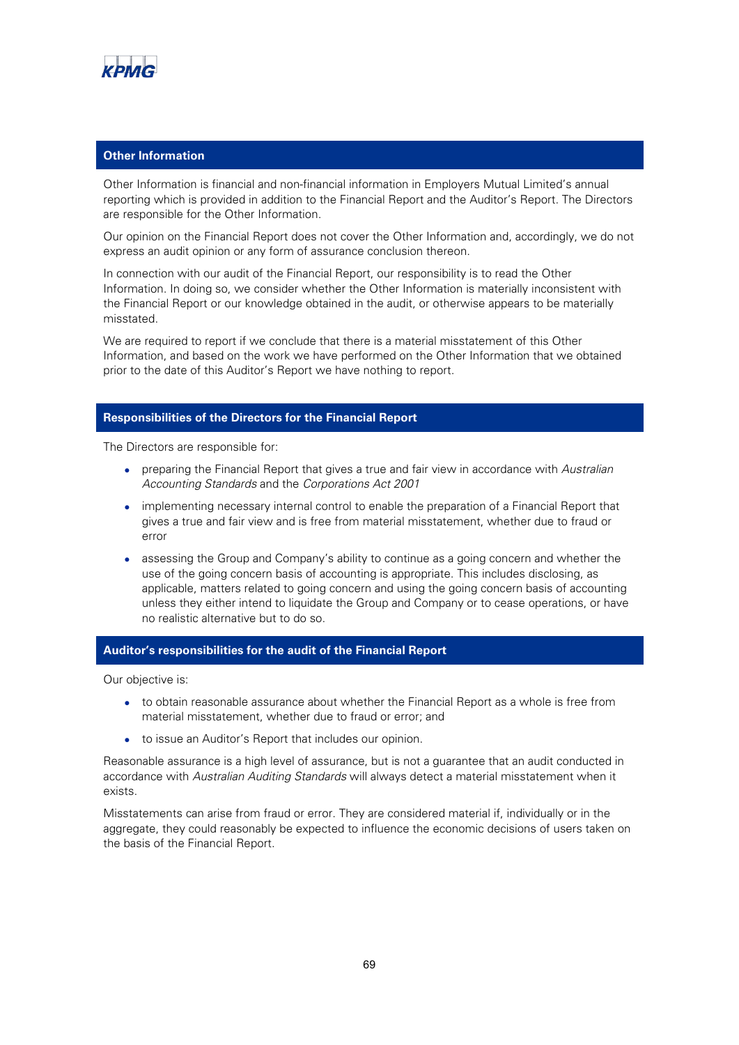## Other Information

Other Information is financial and non-financial information in Employers Mutual Limited's annual reporting which is provided in addition to the Financial Report and the Auditor's Report. The Directors are responsible for the Other Information.

Our opinion on the Financial Report does not cover the Other Information and, accordingly, we do not express an audit opinion or any form of assurance conclusion thereon.

In connection with our audit of the Financial Report, our responsibility is to read the Other Information. In doing so, we consider whether the Other Information is materially inconsistent with the Financial Report or our knowledge obtained in the audit, or otherwise appears to be materially misstated.

We are required to report if we conclude that there is a material misstatement of this Other Information, and based on the work we have performed on the Other Information that we obtained prior to the date of this Auditor's Report we have nothing to report.

## Responsibilities of the Directors for the Financial Report

The Directors are responsible for:

- preparing the Financial Report that gives a true and fair view in accordance with *Australian Accounting Standards* and the *Corporations Act 2001*
- implementing necessary internal control to enable the preparation of a Financial Report that gives a true and fair view and is free from material misstatement, whether due to fraud or error
- assessing the Group and Company's ability to continue as a going concern and whether the use of the going concern basis of accounting is appropriate. This includes disclosing, as applicable, matters related to going concern and using the going concern basis of accounting unless they either intend to liquidate the Group and Company or to cease operations, or have no realistic alternative but to do so.

## Auditor's responsibilities for the audit of the Financial Report

Our objective is:

- to obtain reasonable assurance about whether the Financial Report as a whole is free from material misstatement, whether due to fraud or error; and
- to issue an Auditor's Report that includes our opinion.

Reasonable assurance is a high level of assurance, but is not a guarantee that an audit conducted in accordance with *Australian Auditing Standards* will always detect a material misstatement when it exists.

Misstatements can arise from fraud or error. They are considered material if, individually or in the aggregate, they could reasonably be expected to influence the economic decisions of users taken on the basis of the Financial Report.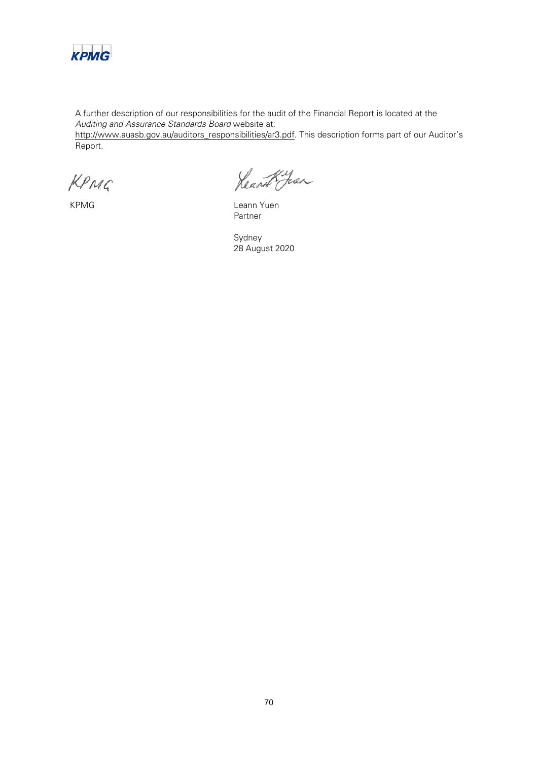A further description of our responsibilities for the audit of the Financial Report is located at the *Auditing and Assurance Standards Board* website at: http://www.auasb.gov.au/auditors_responsibilities/ar3.pdf. This description forms part of our Auditor's Report.

KPMG

Leann Yuen
Partner

Sydney
28 August 2020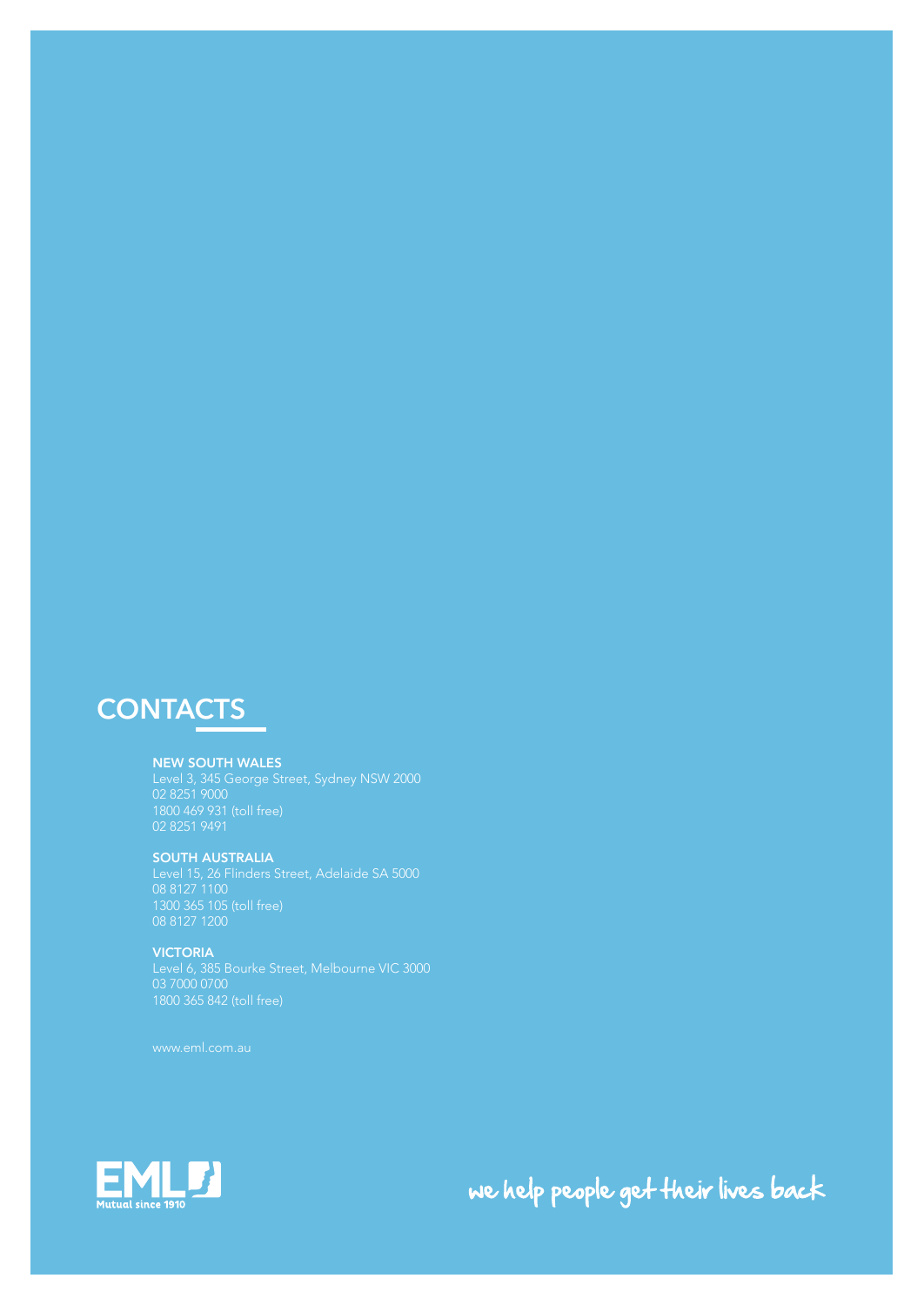# CONTACTS

**NEW SOUTH WALES**
Level 3, 345 George Street, Sydney NSW 2000
02 8251 9000
1800 469 931 (toll free)
02 8251 9491

**SOUTH AUSTRALIA**
Level 15, 26 Flinders Street, Adelaide SA 5000
08 8127 1100
1300 365 105 (toll free)
08 8127 1200

**VICTORIA**
Level 6, 385 Bourke Street, Melbourne VIC 3000
03 7000 0700
1800 365 842 (toll free)

www.eml.com.au

EML Mutual since 1910

we help people get their lives back